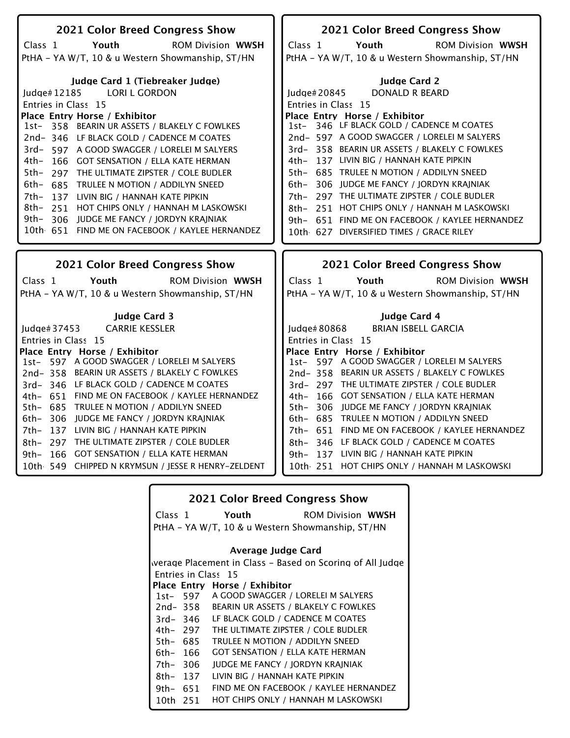## 2021 Color Breed Congress Show

Class 1 **Youth** ROM Division **WWSH**

PtHA - YA W/T, 10 & u Western Showmanship, ST/HN

### Judge Card 1 (Tiebreaker Judge)

Judge# 12185 LORI L GORDON

Entries in Class 15

| Place | Entry | Horse / Exhibitor |
|---|---|---|
| 1st- | 358 | BEARIN UR ASSETS / BLAKELY C FOWLKES |
| 2nd- | 346 | LF BLACK GOLD / CADENCE M COATES |
| 3rd- | 597 | A GOOD SWAGGER / LORELEI M SALYERS |
| 4th- | 166 | GOT SENSATION / ELLA KATE HERMAN |
| 5th- | 297 | THE ULTIMATE ZIPSTER / COLE BUDLER |
| 6th- | 685 | TRULEE N MOTION / ADDILYN SNEED |
| 7th- | 137 | LIVIN BIG / HANNAH KATE PIPKIN |
| 8th- | 251 | HOT CHIPS ONLY / HANNAH M LASKOWSKI |
| 9th- | 306 | JUDGE ME FANCY / JORDYN KRAJNIAK |
| 10th | 651 | FIND ME ON FACEBOOK / KAYLEE HERNANDEZ |

## 2021 Color Breed Congress Show

Class 1 **Youth** ROM Division **WWSH**

PtHA - YA W/T, 10 & u Western Showmanship, ST/HN

### Judge Card 2

Judge# 20845 DONALD R BEARD

Entries in Class 15

| Place | Entry | Horse / Exhibitor |
|---|---|---|
| 1st- | 346 | LF BLACK GOLD / CADENCE M COATES |
| 2nd- | 597 | A GOOD SWAGGER / LORELEI M SALYERS |
| 3rd- | 358 | BEARIN UR ASSETS / BLAKELY C FOWLKES |
| 4th- | 137 | LIVIN BIG / HANNAH KATE PIPKIN |
| 5th- | 685 | TRULEE N MOTION / ADDILYN SNEED |
| 6th- | 306 | JUDGE ME FANCY / JORDYN KRAJNIAK |
| 7th- | 297 | THE ULTIMATE ZIPSTER / COLE BUDLER |
| 8th- | 251 | HOT CHIPS ONLY / HANNAH M LASKOWSKI |
| 9th- | 651 | FIND ME ON FACEBOOK / KAYLEE HERNANDEZ |
| 10th | 627 | DIVERSIFIED TIMES / GRACE RILEY |

## 2021 Color Breed Congress Show

Class 1 **Youth** ROM Division **WWSH**

PtHA - YA W/T, 10 & u Western Showmanship, ST/HN

### Judge Card 3

Judge# 37453 CARRIE KESSLER

Entries in Class 15

| Place | Entry | Horse / Exhibitor |
|---|---|---|
| 1st- | 597 | A GOOD SWAGGER / LORELEI M SALYERS |
| 2nd- | 358 | BEARIN UR ASSETS / BLAKELY C FOWLKES |
| 3rd- | 346 | LF BLACK GOLD / CADENCE M COATES |
| 4th- | 651 | FIND ME ON FACEBOOK / KAYLEE HERNANDEZ |
| 5th- | 685 | TRULEE N MOTION / ADDILYN SNEED |
| 6th- | 306 | JUDGE ME FANCY / JORDYN KRAJNIAK |
| 7th- | 137 | LIVIN BIG / HANNAH KATE PIPKIN |
| 8th- | 297 | THE ULTIMATE ZIPSTER / COLE BUDLER |
| 9th- | 166 | GOT SENSATION / ELLA KATE HERMAN |
| 10th | 549 | CHIPPED N KRYMSUN / JESSE R HENRY-ZELDENT |

## 2021 Color Breed Congress Show

Class 1 **Youth** ROM Division **WWSH**

PtHA - YA W/T, 10 & u Western Showmanship, ST/HN

### Judge Card 4

Judge# 80868 BRIAN ISBELL GARCIA

Entries in Class 15

| Place | Entry | Horse / Exhibitor |
|---|---|---|
| 1st- | 597 | A GOOD SWAGGER / LORELEI M SALYERS |
| 2nd- | 358 | BEARIN UR ASSETS / BLAKELY C FOWLKES |
| 3rd- | 297 | THE ULTIMATE ZIPSTER / COLE BUDLER |
| 4th- | 166 | GOT SENSATION / ELLA KATE HERMAN |
| 5th- | 306 | JUDGE ME FANCY / JORDYN KRAJNIAK |
| 6th- | 685 | TRULEE N MOTION / ADDILYN SNEED |
| 7th- | 651 | FIND ME ON FACEBOOK / KAYLEE HERNANDEZ |
| 8th- | 346 | LF BLACK GOLD / CADENCE M COATES |
| 9th- | 137 | LIVIN BIG / HANNAH KATE PIPKIN |
| 10th | 251 | HOT CHIPS ONLY / HANNAH M LASKOWSKI |

## 2021 Color Breed Congress Show

Class 1 **Youth** ROM Division **WWSH**

PtHA - YA W/T, 10 & u Western Showmanship, ST/HN

### Average Judge Card

Average Placement in Class - Based on Scoring of All Judges

Entries in Class 15

| Place | Entry | Horse / Exhibitor |
|---|---|---|
| 1st- | 597 | A GOOD SWAGGER / LORELEI M SALYERS |
| 2nd- | 358 | BEARIN UR ASSETS / BLAKELY C FOWLKES |
| 3rd- | 346 | LF BLACK GOLD / CADENCE M COATES |
| 4th- | 297 | THE ULTIMATE ZIPSTER / COLE BUDLER |
| 5th- | 685 | TRULEE N MOTION / ADDILYN SNEED |
| 6th- | 166 | GOT SENSATION / ELLA KATE HERMAN |
| 7th- | 306 | JUDGE ME FANCY / JORDYN KRAJNIAK |
| 8th- | 137 | LIVIN BIG / HANNAH KATE PIPKIN |
| 9th- | 651 | FIND ME ON FACEBOOK / KAYLEE HERNANDEZ |
| 10th | 251 | HOT CHIPS ONLY / HANNAH M LASKOWSKI |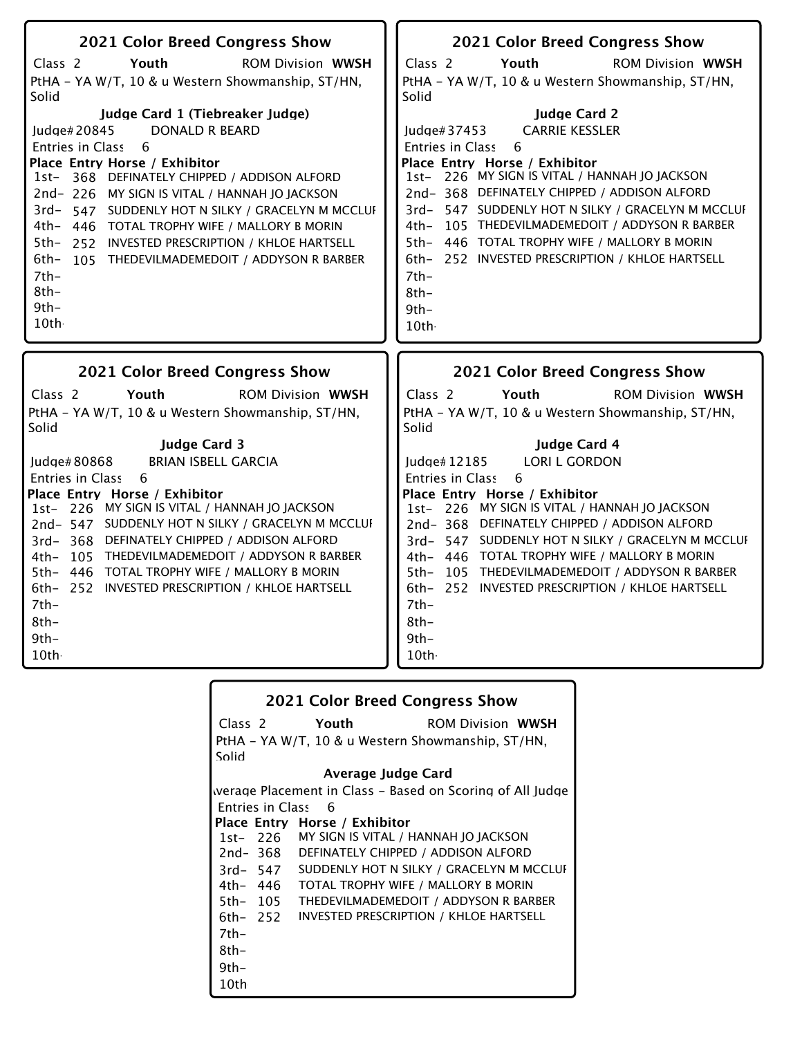## 2021 Color Breed Congress Show

Class 2 **Youth** ROM Division **WWSH**

PtHA - YA W/T, 10 & u Western Showmanship, ST/HN, Solid

### Judge Card 1 (Tiebreaker Judge)

Judge# 20845 DONALD R BEARD

Entries in Class 6

| Place | Entry | Horse / Exhibitor |
|---|---|---|
| 1st- | 368 | DEFINATELY CHIPPED / ADDISON ALFORD |
| 2nd- | 226 | MY SIGN IS VITAL / HANNAH JO JACKSON |
| 3rd- | 547 | SUDDENLY HOT N SILKY / GRACELYN M MCCLUI |
| 4th- | 446 | TOTAL TROPHY WIFE / MALLORY B MORIN |
| 5th- | 252 | INVESTED PRESCRIPTION / KHLOE HARTSELL |
| 6th- | 105 | THEDEVILMADEMEDOIT / ADDYSON R BARBER |
| 7th- | | |
| 8th- | | |
| 9th- | | |
| 10th- | | |

## 2021 Color Breed Congress Show

Class 2 **Youth** ROM Division **WWSH**

PtHA - YA W/T, 10 & u Western Showmanship, ST/HN, Solid

### Judge Card 2

Judge# 37453 CARRIE KESSLER

Entries in Class 6

| Place | Entry | Horse / Exhibitor |
|---|---|---|
| 1st- | 226 | MY SIGN IS VITAL / HANNAH JO JACKSON |
| 2nd- | 368 | DEFINATELY CHIPPED / ADDISON ALFORD |
| 3rd- | 547 | SUDDENLY HOT N SILKY / GRACELYN M MCCLUI |
| 4th- | 105 | THEDEVILMADEMEDOIT / ADDYSON R BARBER |
| 5th- | 446 | TOTAL TROPHY WIFE / MALLORY B MORIN |
| 6th- | 252 | INVESTED PRESCRIPTION / KHLOE HARTSELL |
| 7th- | | |
| 8th- | | |
| 9th- | | |
| 10th- | | |

## 2021 Color Breed Congress Show

Class 2 **Youth** ROM Division **WWSH**

PtHA - YA W/T, 10 & u Western Showmanship, ST/HN, Solid

### Judge Card 3

Judge# 80868 BRIAN ISBELL GARCIA

Entries in Class 6

| Place | Entry | Horse / Exhibitor |
|---|---|---|
| 1st- | 226 | MY SIGN IS VITAL / HANNAH JO JACKSON |
| 2nd- | 547 | SUDDENLY HOT N SILKY / GRACELYN M MCCLUI |
| 3rd- | 368 | DEFINATELY CHIPPED / ADDISON ALFORD |
| 4th- | 105 | THEDEVILMADEMEDOIT / ADDYSON R BARBER |
| 5th- | 446 | TOTAL TROPHY WIFE / MALLORY B MORIN |
| 6th- | 252 | INVESTED PRESCRIPTION / KHLOE HARTSELL |
| 7th- | | |
| 8th- | | |
| 9th- | | |
| 10th- | | |

## 2021 Color Breed Congress Show

Class 2 **Youth** ROM Division **WWSH**

PtHA - YA W/T, 10 & u Western Showmanship, ST/HN, Solid

### Judge Card 4

Judge# 12185 LORI L GORDON

Entries in Class 6

| Place | Entry | Horse / Exhibitor |
|---|---|---|
| 1st- | 226 | MY SIGN IS VITAL / HANNAH JO JACKSON |
| 2nd- | 368 | DEFINATELY CHIPPED / ADDISON ALFORD |
| 3rd- | 547 | SUDDENLY HOT N SILKY / GRACELYN M MCCLUI |
| 4th- | 446 | TOTAL TROPHY WIFE / MALLORY B MORIN |
| 5th- | 105 | THEDEVILMADEMEDOIT / ADDYSON R BARBER |
| 6th- | 252 | INVESTED PRESCRIPTION / KHLOE HARTSELL |
| 7th- | | |
| 8th- | | |
| 9th- | | |
| 10th- | | |

## 2021 Color Breed Congress Show

Class 2 **Youth** ROM Division **WWSH**

PtHA - YA W/T, 10 & u Western Showmanship, ST/HN, Solid

### Average Judge Card

Average Placement in Class - Based on Scoring of All Judge

Entries in Class 6

| Place | Entry | Horse / Exhibitor |
|---|---|---|
| 1st- | 226 | MY SIGN IS VITAL / HANNAH JO JACKSON |
| 2nd- | 368 | DEFINATELY CHIPPED / ADDISON ALFORD |
| 3rd- | 547 | SUDDENLY HOT N SILKY / GRACELYN M MCCLUI |
| 4th- | 446 | TOTAL TROPHY WIFE / MALLORY B MORIN |
| 5th- | 105 | THEDEVILMADEMEDOIT / ADDYSON R BARBER |
| 6th- | 252 | INVESTED PRESCRIPTION / KHLOE HARTSELL |
| 7th- | | |
| 8th- | | |
| 9th- | | |
| 10th | | |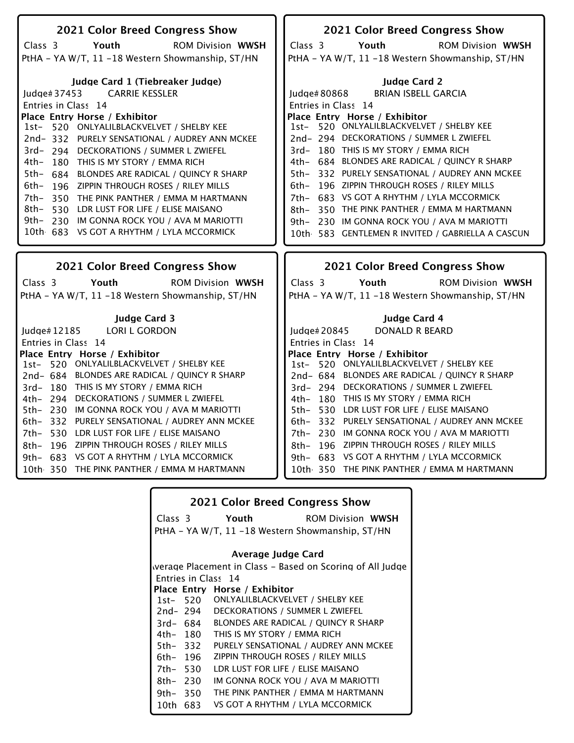## 2021 Color Breed Congress Show

Class 3 **Youth** ROM Division **WWSH**

PtHA - YA W/T, 11 -18 Western Showmanship, ST/HN

### Judge Card 1 (Tiebreaker Judge)

Judge# 37453 CARRIE KESSLER

Entries in Class 14

| Place | Entry | Horse / Exhibitor |
|---|---|---|
| 1st- | 520 | ONLYALILBLACKVELVET / SHELBY KEE |
| 2nd- | 332 | PURELY SENSATIONAL / AUDREY ANN MCKEE |
| 3rd- | 294 | DECKORATIONS / SUMMER L ZWIEFEL |
| 4th- | 180 | THIS IS MY STORY / EMMA RICH |
| 5th- | 684 | BLONDES ARE RADICAL / QUINCY R SHARP |
| 6th- | 196 | ZIPPIN THROUGH ROSES / RILEY MILLS |
| 7th- | 350 | THE PINK PANTHER / EMMA M HARTMANN |
| 8th- | 530 | LDR LUST FOR LIFE / ELISE MAISANO |
| 9th- | 230 | IM GONNA ROCK YOU / AVA M MARIOTTI |
| 10th | 683 | VS GOT A RHYTHM / LYLA MCCORMICK |

## 2021 Color Breed Congress Show

Class 3 **Youth** ROM Division **WWSH**

PtHA - YA W/T, 11 -18 Western Showmanship, ST/HN

### Judge Card 2

Judge# 80868 BRIAN ISBELL GARCIA

Entries in Class 14

| Place | Entry | Horse / Exhibitor |
|---|---|---|
| 1st- | 520 | ONLYALILBLACKVELVET / SHELBY KEE |
| 2nd- | 294 | DECKORATIONS / SUMMER L ZWIEFEL |
| 3rd- | 180 | THIS IS MY STORY / EMMA RICH |
| 4th- | 684 | BLONDES ARE RADICAL / QUINCY R SHARP |
| 5th- | 332 | PURELY SENSATIONAL / AUDREY ANN MCKEE |
| 6th- | 196 | ZIPPIN THROUGH ROSES / RILEY MILLS |
| 7th- | 683 | VS GOT A RHYTHM / LYLA MCCORMICK |
| 8th- | 350 | THE PINK PANTHER / EMMA M HARTMANN |
| 9th- | 230 | IM GONNA ROCK YOU / AVA M MARIOTTI |
| 10th | 583 | GENTLEMEN R INVITED / GABRIELLA A CASCUN |

## 2021 Color Breed Congress Show

Class 3 **Youth** ROM Division **WWSH**

PtHA - YA W/T, 11 -18 Western Showmanship, ST/HN

### Judge Card 3

Judge# 12185 LORI L GORDON

Entries in Class 14

| Place | Entry | Horse / Exhibitor |
|---|---|---|
| 1st- | 520 | ONLYALILBLACKVELVET / SHELBY KEE |
| 2nd- | 684 | BLONDES ARE RADICAL / QUINCY R SHARP |
| 3rd- | 180 | THIS IS MY STORY / EMMA RICH |
| 4th- | 294 | DECKORATIONS / SUMMER L ZWIEFEL |
| 5th- | 230 | IM GONNA ROCK YOU / AVA M MARIOTTI |
| 6th- | 332 | PURELY SENSATIONAL / AUDREY ANN MCKEE |
| 7th- | 530 | LDR LUST FOR LIFE / ELISE MAISANO |
| 8th- | 196 | ZIPPIN THROUGH ROSES / RILEY MILLS |
| 9th- | 683 | VS GOT A RHYTHM / LYLA MCCORMICK |
| 10th | 350 | THE PINK PANTHER / EMMA M HARTMANN |

## 2021 Color Breed Congress Show

Class 3 **Youth** ROM Division **WWSH**

PtHA - YA W/T, 11 -18 Western Showmanship, ST/HN

### Judge Card 4

Judge# 20845 DONALD R BEARD

Entries in Class 14

| Place | Entry | Horse / Exhibitor |
|---|---|---|
| 1st- | 520 | ONLYALILBLACKVELVET / SHELBY KEE |
| 2nd- | 684 | BLONDES ARE RADICAL / QUINCY R SHARP |
| 3rd- | 294 | DECKORATIONS / SUMMER L ZWIEFEL |
| 4th- | 180 | THIS IS MY STORY / EMMA RICH |
| 5th- | 530 | LDR LUST FOR LIFE / ELISE MAISANO |
| 6th- | 332 | PURELY SENSATIONAL / AUDREY ANN MCKEE |
| 7th- | 230 | IM GONNA ROCK YOU / AVA M MARIOTTI |
| 8th- | 196 | ZIPPIN THROUGH ROSES / RILEY MILLS |
| 9th- | 683 | VS GOT A RHYTHM / LYLA MCCORMICK |
| 10th | 350 | THE PINK PANTHER / EMMA M HARTMANN |

## 2021 Color Breed Congress Show

Class 3 **Youth** ROM Division **WWSH**

PtHA - YA W/T, 11 -18 Western Showmanship, ST/HN

### Average Judge Card

Average Placement in Class - Based on Scoring of All Judge

Entries in Class 14

| Place | Entry | Horse / Exhibitor |
|---|---|---|
| 1st- | 520 | ONLYALILBLACKVELVET / SHELBY KEE |
| 2nd- | 294 | DECKORATIONS / SUMMER L ZWIEFEL |
| 3rd- | 684 | BLONDES ARE RADICAL / QUINCY R SHARP |
| 4th- | 180 | THIS IS MY STORY / EMMA RICH |
| 5th- | 332 | PURELY SENSATIONAL / AUDREY ANN MCKEE |
| 6th- | 196 | ZIPPIN THROUGH ROSES / RILEY MILLS |
| 7th- | 530 | LDR LUST FOR LIFE / ELISE MAISANO |
| 8th- | 230 | IM GONNA ROCK YOU / AVA M MARIOTTI |
| 9th- | 350 | THE PINK PANTHER / EMMA M HARTMANN |
| 10th | 683 | VS GOT A RHYTHM / LYLA MCCORMICK |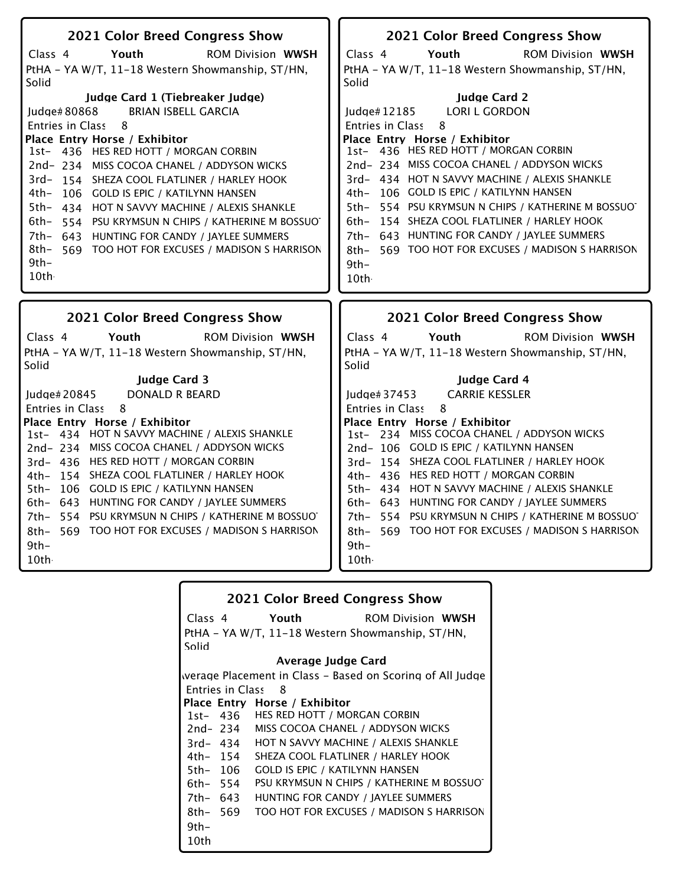## 2021 Color Breed Congress Show

Class 4 **Youth** ROM Division **WWSH**

PtHA - YA W/T, 11-18 Western Showmanship, ST/HN, Solid

**Judge Card 1 (Tiebreaker Judge)**

Judge# 80868 BRIAN ISBELL GARCIA

Entries in Class 8

| Place | Entry | Horse / Exhibitor |
|---|---|---|
| 1st- | 436 | HES RED HOTT / MORGAN CORBIN |
| 2nd- | 234 | MISS COCOA CHANEL / ADDYSON WICKS |
| 3rd- | 154 | SHEZA COOL FLATLINER / HARLEY HOOK |
| 4th- | 106 | GOLD IS EPIC / KATILYNN HANSEN |
| 5th- | 434 | HOT N SAVVY MACHINE / ALEXIS SHANKLE |
| 6th- | 554 | PSU KRYMSUN N CHIPS / KATHERINE M BOSSUOT |
| 7th- | 643 | HUNTING FOR CANDY / JAYLEE SUMMERS |
| 8th- | 569 | TOO HOT FOR EXCUSES / MADISON S HARRISON |
| 9th- | | |
| 10th- | | |

## 2021 Color Breed Congress Show

Class 4 **Youth** ROM Division **WWSH**

PtHA - YA W/T, 11-18 Western Showmanship, ST/HN, Solid

**Judge Card 2**

Judge# 12185 LORI L GORDON

Entries in Class 8

| Place | Entry | Horse / Exhibitor |
|---|---|---|
| 1st- | 436 | HES RED HOTT / MORGAN CORBIN |
| 2nd- | 234 | MISS COCOA CHANEL / ADDYSON WICKS |
| 3rd- | 434 | HOT N SAVVY MACHINE / ALEXIS SHANKLE |
| 4th- | 106 | GOLD IS EPIC / KATILYNN HANSEN |
| 5th- | 554 | PSU KRYMSUN N CHIPS / KATHERINE M BOSSUOT |
| 6th- | 154 | SHEZA COOL FLATLINER / HARLEY HOOK |
| 7th- | 643 | HUNTING FOR CANDY / JAYLEE SUMMERS |
| 8th- | 569 | TOO HOT FOR EXCUSES / MADISON S HARRISON |
| 9th- | | |
| 10th- | | |

## 2021 Color Breed Congress Show

Class 4 **Youth** ROM Division **WWSH**

PtHA - YA W/T, 11-18 Western Showmanship, ST/HN, Solid

**Judge Card 3**

Judge# 20845 DONALD R BEARD

Entries in Class 8

| Place | Entry | Horse / Exhibitor |
|---|---|---|
| 1st- | 434 | HOT N SAVVY MACHINE / ALEXIS SHANKLE |
| 2nd- | 234 | MISS COCOA CHANEL / ADDYSON WICKS |
| 3rd- | 436 | HES RED HOTT / MORGAN CORBIN |
| 4th- | 154 | SHEZA COOL FLATLINER / HARLEY HOOK |
| 5th- | 106 | GOLD IS EPIC / KATILYNN HANSEN |
| 6th- | 643 | HUNTING FOR CANDY / JAYLEE SUMMERS |
| 7th- | 554 | PSU KRYMSUN N CHIPS / KATHERINE M BOSSUOT |
| 8th- | 569 | TOO HOT FOR EXCUSES / MADISON S HARRISON |
| 9th- | | |
| 10th- | | |

## 2021 Color Breed Congress Show

Class 4 **Youth** ROM Division **WWSH**

PtHA - YA W/T, 11-18 Western Showmanship, ST/HN, Solid

**Judge Card 4**

Judge# 37453 CARRIE KESSLER

Entries in Class 8

| Place | Entry | Horse / Exhibitor |
|---|---|---|
| 1st- | 234 | MISS COCOA CHANEL / ADDYSON WICKS |
| 2nd- | 106 | GOLD IS EPIC / KATILYNN HANSEN |
| 3rd- | 154 | SHEZA COOL FLATLINER / HARLEY HOOK |
| 4th- | 436 | HES RED HOTT / MORGAN CORBIN |
| 5th- | 434 | HOT N SAVVY MACHINE / ALEXIS SHANKLE |
| 6th- | 643 | HUNTING FOR CANDY / JAYLEE SUMMERS |
| 7th- | 554 | PSU KRYMSUN N CHIPS / KATHERINE M BOSSUOT |
| 8th- | 569 | TOO HOT FOR EXCUSES / MADISON S HARRISON |
| 9th- | | |
| 10th- | | |

## 2021 Color Breed Congress Show

Class 4 **Youth** ROM Division **WWSH**

PtHA - YA W/T, 11-18 Western Showmanship, ST/HN, Solid

**Average Judge Card**

Average Placement in Class - Based on Scoring of All Judges

Entries in Class 8

| Place | Entry | Horse / Exhibitor |
|---|---|---|
| 1st- | 436 | HES RED HOTT / MORGAN CORBIN |
| 2nd- | 234 | MISS COCOA CHANEL / ADDYSON WICKS |
| 3rd- | 434 | HOT N SAVVY MACHINE / ALEXIS SHANKLE |
| 4th- | 154 | SHEZA COOL FLATLINER / HARLEY HOOK |
| 5th- | 106 | GOLD IS EPIC / KATILYNN HANSEN |
| 6th- | 554 | PSU KRYMSUN N CHIPS / KATHERINE M BOSSUOT |
| 7th- | 643 | HUNTING FOR CANDY / JAYLEE SUMMERS |
| 8th- | 569 | TOO HOT FOR EXCUSES / MADISON S HARRISON |
| 9th- | | |
| 10th | | |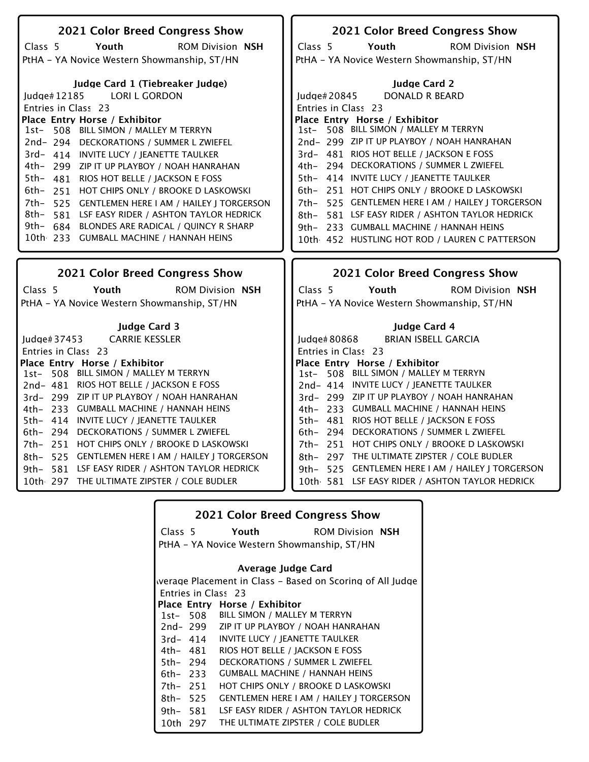## 2021 Color Breed Congress Show

Class 5 **Youth** ROM Division **NSH**

PtHA - YA Novice Western Showmanship, ST/HN

### Judge Card 1 (Tiebreaker Judge)

Judge# 12185 LORI L GORDON

Entries in Class 23

| Place | Entry | Horse / Exhibitor |
|---|---|---|
| 1st- | 508 | BILL SIMON / MALLEY M TERRYN |
| 2nd- | 294 | DECKORATIONS / SUMMER L ZWIEFEL |
| 3rd- | 414 | INVITE LUCY / JEANETTE TAULKER |
| 4th- | 299 | ZIP IT UP PLAYBOY / NOAH HANRAHAN |
| 5th- | 481 | RIOS HOT BELLE / JACKSON E FOSS |
| 6th- | 251 | HOT CHIPS ONLY / BROOKE D LASKOWSKI |
| 7th- | 525 | GENTLEMEN HERE I AM / HAILEY J TORGERSON |
| 8th- | 581 | LSF EASY RIDER / ASHTON TAYLOR HEDRICK |
| 9th- | 684 | BLONDES ARE RADICAL / QUINCY R SHARP |
| 10th | 233 | GUMBALL MACHINE / HANNAH HEINS |

## 2021 Color Breed Congress Show

Class 5 **Youth** ROM Division **NSH**

PtHA - YA Novice Western Showmanship, ST/HN

### Judge Card 2

Judge# 20845 DONALD R BEARD

Entries in Class 23

| Place | Entry | Horse / Exhibitor |
|---|---|---|
| 1st- | 508 | BILL SIMON / MALLEY M TERRYN |
| 2nd- | 299 | ZIP IT UP PLAYBOY / NOAH HANRAHAN |
| 3rd- | 481 | RIOS HOT BELLE / JACKSON E FOSS |
| 4th- | 294 | DECKORATIONS / SUMMER L ZWIEFEL |
| 5th- | 414 | INVITE LUCY / JEANETTE TAULKER |
| 6th- | 251 | HOT CHIPS ONLY / BROOKE D LASKOWSKI |
| 7th- | 525 | GENTLEMEN HERE I AM / HAILEY J TORGERSON |
| 8th- | 581 | LSF EASY RIDER / ASHTON TAYLOR HEDRICK |
| 9th- | 233 | GUMBALL MACHINE / HANNAH HEINS |
| 10th | 452 | HUSTLING HOT ROD / LAUREN C PATTERSON |

## 2021 Color Breed Congress Show

Class 5 **Youth** ROM Division **NSH**

PtHA - YA Novice Western Showmanship, ST/HN

### Judge Card 3

Judge# 37453 CARRIE KESSLER

Entries in Class 23

| Place | Entry | Horse / Exhibitor |
|---|---|---|
| 1st- | 508 | BILL SIMON / MALLEY M TERRYN |
| 2nd- | 481 | RIOS HOT BELLE / JACKSON E FOSS |
| 3rd- | 299 | ZIP IT UP PLAYBOY / NOAH HANRAHAN |
| 4th- | 233 | GUMBALL MACHINE / HANNAH HEINS |
| 5th- | 414 | INVITE LUCY / JEANETTE TAULKER |
| 6th- | 294 | DECKORATIONS / SUMMER L ZWIEFEL |
| 7th- | 251 | HOT CHIPS ONLY / BROOKE D LASKOWSKI |
| 8th- | 525 | GENTLEMEN HERE I AM / HAILEY J TORGERSON |
| 9th- | 581 | LSF EASY RIDER / ASHTON TAYLOR HEDRICK |
| 10th | 297 | THE ULTIMATE ZIPSTER / COLE BUDLER |

## 2021 Color Breed Congress Show

Class 5 **Youth** ROM Division **NSH**

PtHA - YA Novice Western Showmanship, ST/HN

### Judge Card 4

Judge# 80868 BRIAN ISBELL GARCIA

Entries in Class 23

| Place | Entry | Horse / Exhibitor |
|---|---|---|
| 1st- | 508 | BILL SIMON / MALLEY M TERRYN |
| 2nd- | 414 | INVITE LUCY / JEANETTE TAULKER |
| 3rd- | 299 | ZIP IT UP PLAYBOY / NOAH HANRAHAN |
| 4th- | 233 | GUMBALL MACHINE / HANNAH HEINS |
| 5th- | 481 | RIOS HOT BELLE / JACKSON E FOSS |
| 6th- | 294 | DECKORATIONS / SUMMER L ZWIEFEL |
| 7th- | 251 | HOT CHIPS ONLY / BROOKE D LASKOWSKI |
| 8th- | 297 | THE ULTIMATE ZIPSTER / COLE BUDLER |
| 9th- | 525 | GENTLEMEN HERE I AM / HAILEY J TORGERSON |
| 10th | 581 | LSF EASY RIDER / ASHTON TAYLOR HEDRICK |

## 2021 Color Breed Congress Show

Class 5 **Youth** ROM Division **NSH**

PtHA - YA Novice Western Showmanship, ST/HN

### Average Judge Card

Average Placement in Class - Based on Scoring of All Judges

Entries in Class 23

| Place | Entry | Horse / Exhibitor |
|---|---|---|
| 1st- | 508 | BILL SIMON / MALLEY M TERRYN |
| 2nd- | 299 | ZIP IT UP PLAYBOY / NOAH HANRAHAN |
| 3rd- | 414 | INVITE LUCY / JEANETTE TAULKER |
| 4th- | 481 | RIOS HOT BELLE / JACKSON E FOSS |
| 5th- | 294 | DECKORATIONS / SUMMER L ZWIEFEL |
| 6th- | 233 | GUMBALL MACHINE / HANNAH HEINS |
| 7th- | 251 | HOT CHIPS ONLY / BROOKE D LASKOWSKI |
| 8th- | 525 | GENTLEMEN HERE I AM / HAILEY J TORGERSON |
| 9th- | 581 | LSF EASY RIDER / ASHTON TAYLOR HEDRICK |
| 10th | 297 | THE ULTIMATE ZIPSTER / COLE BUDLER |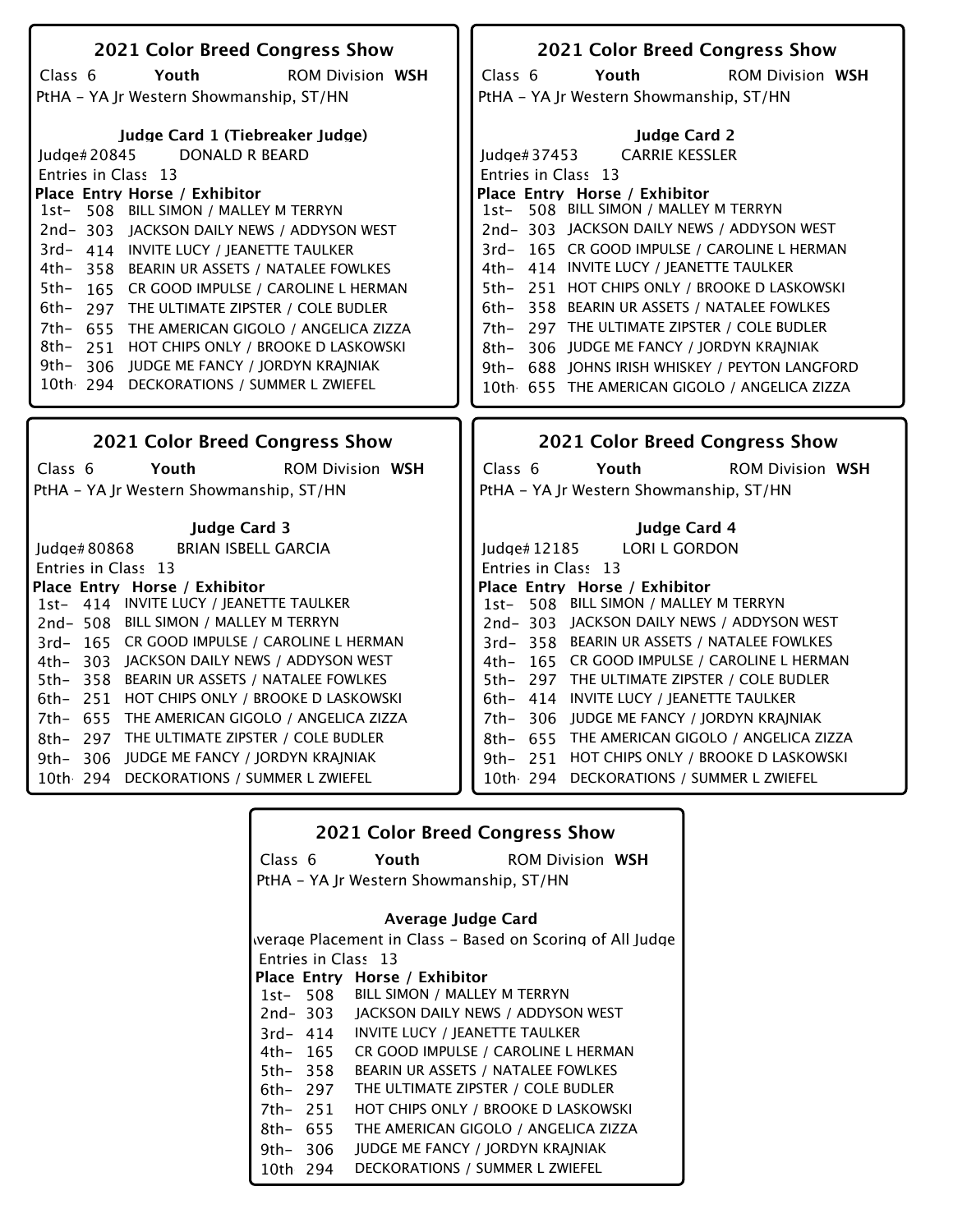## 2021 Color Breed Congress Show

Class 6 **Youth** ROM Division **WSH**

PtHA - YA Jr Western Showmanship, ST/HN

### Judge Card 1 (Tiebreaker Judge)

Judge# 20845 DONALD R BEARD

Entries in Class 13

| Place | Entry | Horse / Exhibitor |
|---|---|---|
| 1st- | 508 | BILL SIMON / MALLEY M TERRYN |
| 2nd- | 303 | JACKSON DAILY NEWS / ADDYSON WEST |
| 3rd- | 414 | INVITE LUCY / JEANETTE TAULKER |
| 4th- | 358 | BEARIN UR ASSETS / NATALEE FOWLKES |
| 5th- | 165 | CR GOOD IMPULSE / CAROLINE L HERMAN |
| 6th- | 297 | THE ULTIMATE ZIPSTER / COLE BUDLER |
| 7th- | 655 | THE AMERICAN GIGOLO / ANGELICA ZIZZA |
| 8th- | 251 | HOT CHIPS ONLY / BROOKE D LASKOWSKI |
| 9th- | 306 | JUDGE ME FANCY / JORDYN KRAJNIAK |
| 10th | 294 | DECKORATIONS / SUMMER L ZWIEFEL |

## 2021 Color Breed Congress Show

Class 6 **Youth** ROM Division **WSH**

PtHA - YA Jr Western Showmanship, ST/HN

### Judge Card 2

Judge# 37453 CARRIE KESSLER

Entries in Class 13

| Place | Entry | Horse / Exhibitor |
|---|---|---|
| 1st- | 508 | BILL SIMON / MALLEY M TERRYN |
| 2nd- | 303 | JACKSON DAILY NEWS / ADDYSON WEST |
| 3rd- | 165 | CR GOOD IMPULSE / CAROLINE L HERMAN |
| 4th- | 414 | INVITE LUCY / JEANETTE TAULKER |
| 5th- | 251 | HOT CHIPS ONLY / BROOKE D LASKOWSKI |
| 6th- | 358 | BEARIN UR ASSETS / NATALEE FOWLKES |
| 7th- | 297 | THE ULTIMATE ZIPSTER / COLE BUDLER |
| 8th- | 306 | JUDGE ME FANCY / JORDYN KRAJNIAK |
| 9th- | 688 | JOHNS IRISH WHISKEY / PEYTON LANGFORD |
| 10th | 655 | THE AMERICAN GIGOLO / ANGELICA ZIZZA |

## 2021 Color Breed Congress Show

Class 6 **Youth** ROM Division **WSH**

PtHA - YA Jr Western Showmanship, ST/HN

### Judge Card 3

Judge# 80868 BRIAN ISBELL GARCIA

Entries in Class 13

| Place | Entry | Horse / Exhibitor |
|---|---|---|
| 1st- | 414 | INVITE LUCY / JEANETTE TAULKER |
| 2nd- | 508 | BILL SIMON / MALLEY M TERRYN |
| 3rd- | 165 | CR GOOD IMPULSE / CAROLINE L HERMAN |
| 4th- | 303 | JACKSON DAILY NEWS / ADDYSON WEST |
| 5th- | 358 | BEARIN UR ASSETS / NATALEE FOWLKES |
| 6th- | 251 | HOT CHIPS ONLY / BROOKE D LASKOWSKI |
| 7th- | 655 | THE AMERICAN GIGOLO / ANGELICA ZIZZA |
| 8th- | 297 | THE ULTIMATE ZIPSTER / COLE BUDLER |
| 9th- | 306 | JUDGE ME FANCY / JORDYN KRAJNIAK |
| 10th | 294 | DECKORATIONS / SUMMER L ZWIEFEL |

## 2021 Color Breed Congress Show

Class 6 **Youth** ROM Division **WSH**

PtHA - YA Jr Western Showmanship, ST/HN

### Judge Card 4

Judge# 12185 LORI L GORDON

Entries in Class 13

| Place | Entry | Horse / Exhibitor |
|---|---|---|
| 1st- | 508 | BILL SIMON / MALLEY M TERRYN |
| 2nd- | 303 | JACKSON DAILY NEWS / ADDYSON WEST |
| 3rd- | 358 | BEARIN UR ASSETS / NATALEE FOWLKES |
| 4th- | 165 | CR GOOD IMPULSE / CAROLINE L HERMAN |
| 5th- | 297 | THE ULTIMATE ZIPSTER / COLE BUDLER |
| 6th- | 414 | INVITE LUCY / JEANETTE TAULKER |
| 7th- | 306 | JUDGE ME FANCY / JORDYN KRAJNIAK |
| 8th- | 655 | THE AMERICAN GIGOLO / ANGELICA ZIZZA |
| 9th- | 251 | HOT CHIPS ONLY / BROOKE D LASKOWSKI |
| 10th | 294 | DECKORATIONS / SUMMER L ZWIEFEL |

## 2021 Color Breed Congress Show

Class 6 **Youth** ROM Division **WSH**

PtHA - YA Jr Western Showmanship, ST/HN

### Average Judge Card

Average Placement in Class - Based on Scoring of All Judge

Entries in Class 13

| Place | Entry | Horse / Exhibitor |
|---|---|---|
| 1st- | 508 | BILL SIMON / MALLEY M TERRYN |
| 2nd- | 303 | JACKSON DAILY NEWS / ADDYSON WEST |
| 3rd- | 414 | INVITE LUCY / JEANETTE TAULKER |
| 4th- | 165 | CR GOOD IMPULSE / CAROLINE L HERMAN |
| 5th- | 358 | BEARIN UR ASSETS / NATALEE FOWLKES |
| 6th- | 297 | THE ULTIMATE ZIPSTER / COLE BUDLER |
| 7th- | 251 | HOT CHIPS ONLY / BROOKE D LASKOWSKI |
| 8th- | 655 | THE AMERICAN GIGOLO / ANGELICA ZIZZA |
| 9th- | 306 | JUDGE ME FANCY / JORDYN KRAJNIAK |
| 10th | 294 | DECKORATIONS / SUMMER L ZWIEFEL |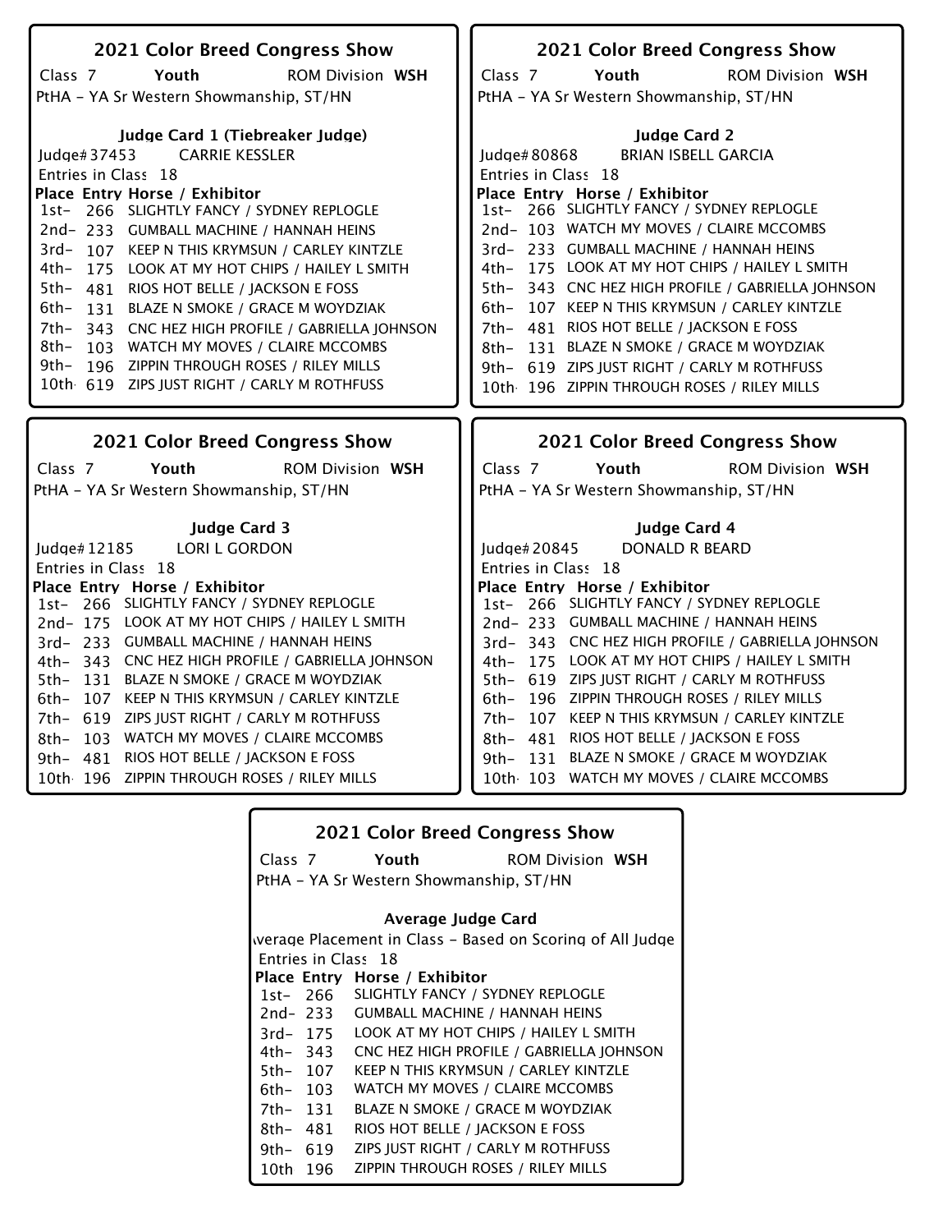## 2021 Color Breed Congress Show

Class 7 **Youth** ROM Division **WSH**

PtHA - YA Sr Western Showmanship, ST/HN

### Judge Card 1 (Tiebreaker Judge)

Judge# 37453 CARRIE KESSLER

Entries in Class 18

| Place | Entry | Horse / Exhibitor |
|---|---|---|
| 1st- | 266 | SLIGHTLY FANCY / SYDNEY REPLOGLE |
| 2nd- | 233 | GUMBALL MACHINE / HANNAH HEINS |
| 3rd- | 107 | KEEP N THIS KRYMSUN / CARLEY KINTZLE |
| 4th- | 175 | LOOK AT MY HOT CHIPS / HAILEY L SMITH |
| 5th- | 481 | RIOS HOT BELLE / JACKSON E FOSS |
| 6th- | 131 | BLAZE N SMOKE / GRACE M WOYDZIAK |
| 7th- | 343 | CNC HEZ HIGH PROFILE / GABRIELLA JOHNSON |
| 8th- | 103 | WATCH MY MOVES / CLAIRE MCCOMBS |
| 9th- | 196 | ZIPPIN THROUGH ROSES / RILEY MILLS |
| 10th | 619 | ZIPS JUST RIGHT / CARLY M ROTHFUSS |

## 2021 Color Breed Congress Show

Class 7 **Youth** ROM Division **WSH**

PtHA - YA Sr Western Showmanship, ST/HN

### Judge Card 2

Judge# 80868 BRIAN ISBELL GARCIA

Entries in Class 18

| Place | Entry | Horse / Exhibitor |
|---|---|---|
| 1st- | 266 | SLIGHTLY FANCY / SYDNEY REPLOGLE |
| 2nd- | 103 | WATCH MY MOVES / CLAIRE MCCOMBS |
| 3rd- | 233 | GUMBALL MACHINE / HANNAH HEINS |
| 4th- | 175 | LOOK AT MY HOT CHIPS / HAILEY L SMITH |
| 5th- | 343 | CNC HEZ HIGH PROFILE / GABRIELLA JOHNSON |
| 6th- | 107 | KEEP N THIS KRYMSUN / CARLEY KINTZLE |
| 7th- | 481 | RIOS HOT BELLE / JACKSON E FOSS |
| 8th- | 131 | BLAZE N SMOKE / GRACE M WOYDZIAK |
| 9th- | 619 | ZIPS JUST RIGHT / CARLY M ROTHFUSS |
| 10th | 196 | ZIPPIN THROUGH ROSES / RILEY MILLS |

## 2021 Color Breed Congress Show

Class 7 **Youth** ROM Division **WSH**

PtHA - YA Sr Western Showmanship, ST/HN

### Judge Card 3

Judge# 12185 LORI L GORDON

Entries in Class 18

| Place | Entry | Horse / Exhibitor |
|---|---|---|
| 1st- | 266 | SLIGHTLY FANCY / SYDNEY REPLOGLE |
| 2nd- | 175 | LOOK AT MY HOT CHIPS / HAILEY L SMITH |
| 3rd- | 233 | GUMBALL MACHINE / HANNAH HEINS |
| 4th- | 343 | CNC HEZ HIGH PROFILE / GABRIELLA JOHNSON |
| 5th- | 131 | BLAZE N SMOKE / GRACE M WOYDZIAK |
| 6th- | 107 | KEEP N THIS KRYMSUN / CARLEY KINTZLE |
| 7th- | 619 | ZIPS JUST RIGHT / CARLY M ROTHFUSS |
| 8th- | 103 | WATCH MY MOVES / CLAIRE MCCOMBS |
| 9th- | 481 | RIOS HOT BELLE / JACKSON E FOSS |
| 10th | 196 | ZIPPIN THROUGH ROSES / RILEY MILLS |

## 2021 Color Breed Congress Show

Class 7 **Youth** ROM Division **WSH**

PtHA - YA Sr Western Showmanship, ST/HN

### Judge Card 4

Judge# 20845 DONALD R BEARD

Entries in Class 18

| Place | Entry | Horse / Exhibitor |
|---|---|---|
| 1st- | 266 | SLIGHTLY FANCY / SYDNEY REPLOGLE |
| 2nd- | 233 | GUMBALL MACHINE / HANNAH HEINS |
| 3rd- | 343 | CNC HEZ HIGH PROFILE / GABRIELLA JOHNSON |
| 4th- | 175 | LOOK AT MY HOT CHIPS / HAILEY L SMITH |
| 5th- | 619 | ZIPS JUST RIGHT / CARLY M ROTHFUSS |
| 6th- | 196 | ZIPPIN THROUGH ROSES / RILEY MILLS |
| 7th- | 107 | KEEP N THIS KRYMSUN / CARLEY KINTZLE |
| 8th- | 481 | RIOS HOT BELLE / JACKSON E FOSS |
| 9th- | 131 | BLAZE N SMOKE / GRACE M WOYDZIAK |
| 10th | 103 | WATCH MY MOVES / CLAIRE MCCOMBS |

## 2021 Color Breed Congress Show

Class 7 **Youth** ROM Division **WSH**

PtHA - YA Sr Western Showmanship, ST/HN

### Average Judge Card

Average Placement in Class - Based on Scoring of All Judges

Entries in Class 18

| Place | Entry | Horse / Exhibitor |
|---|---|---|
| 1st- | 266 | SLIGHTLY FANCY / SYDNEY REPLOGLE |
| 2nd- | 233 | GUMBALL MACHINE / HANNAH HEINS |
| 3rd- | 175 | LOOK AT MY HOT CHIPS / HAILEY L SMITH |
| 4th- | 343 | CNC HEZ HIGH PROFILE / GABRIELLA JOHNSON |
| 5th- | 107 | KEEP N THIS KRYMSUN / CARLEY KINTZLE |
| 6th- | 103 | WATCH MY MOVES / CLAIRE MCCOMBS |
| 7th- | 131 | BLAZE N SMOKE / GRACE M WOYDZIAK |
| 8th- | 481 | RIOS HOT BELLE / JACKSON E FOSS |
| 9th- | 619 | ZIPS JUST RIGHT / CARLY M ROTHFUSS |
| 10th | 196 | ZIPPIN THROUGH ROSES / RILEY MILLS |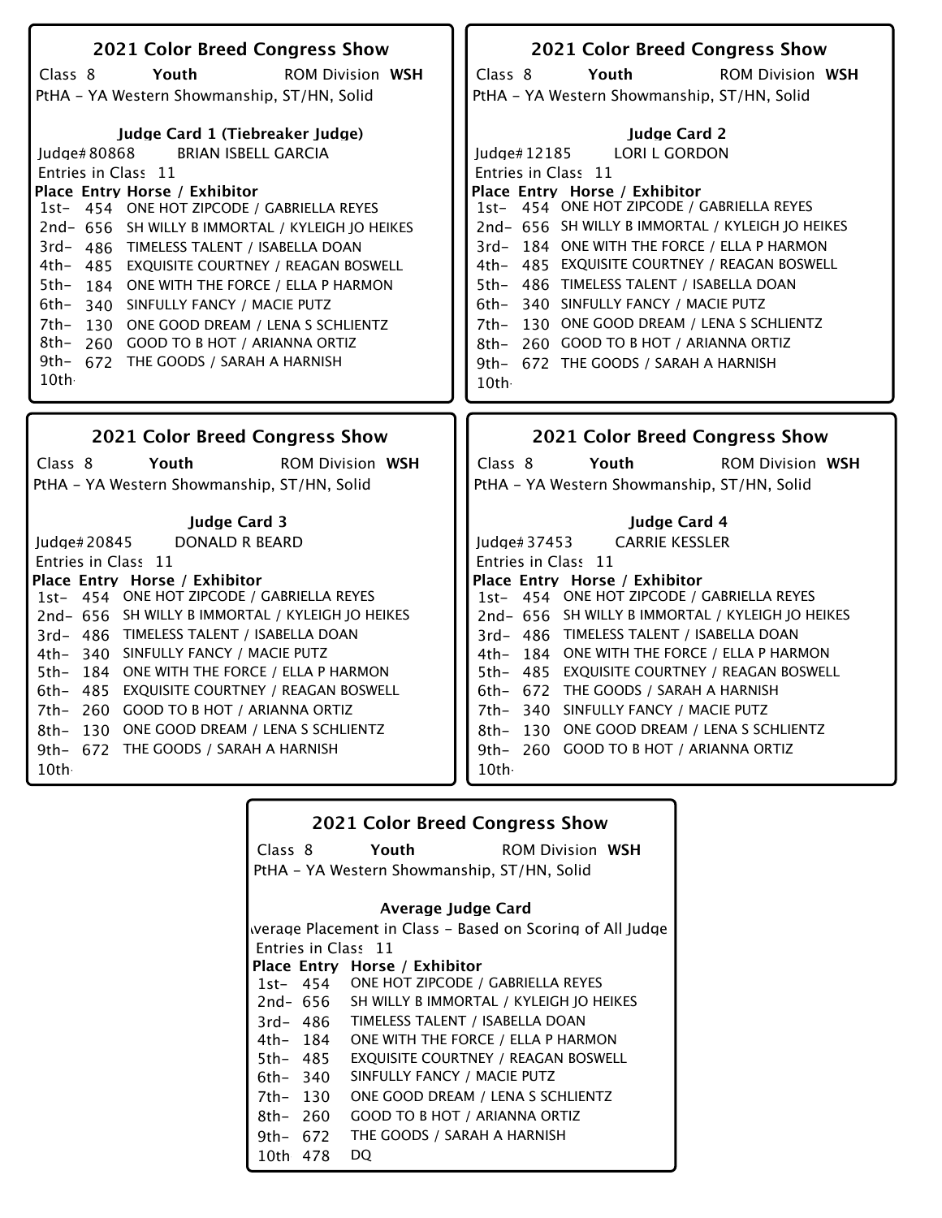## 2021 Color Breed Congress Show

Class 8 **Youth** ROM Division **WSH**

PtHA - YA Western Showmanship, ST/HN, Solid

### Judge Card 1 (Tiebreaker Judge)

Judge# 80868 BRIAN ISBELL GARCIA

Entries in Class 11

| Place | Entry | Horse / Exhibitor |
|---|---|---|
| 1st- | 454 | ONE HOT ZIPCODE / GABRIELLA REYES |
| 2nd- | 656 | SH WILLY B IMMORTAL / KYLEIGH JO HEIKES |
| 3rd- | 486 | TIMELESS TALENT / ISABELLA DOAN |
| 4th- | 485 | EXQUISITE COURTNEY / REAGAN BOSWELL |
| 5th- | 184 | ONE WITH THE FORCE / ELLA P HARMON |
| 6th- | 340 | SINFULLY FANCY / MACIE PUTZ |
| 7th- | 130 | ONE GOOD DREAM / LENA S SCHLIENTZ |
| 8th- | 260 | GOOD TO B HOT / ARIANNA ORTIZ |
| 9th- | 672 | THE GOODS / SARAH A HARNISH |
| 10th- | | |

## 2021 Color Breed Congress Show

Class 8 **Youth** ROM Division **WSH**

PtHA - YA Western Showmanship, ST/HN, Solid

### Judge Card 2

Judge# 12185 LORI L GORDON

Entries in Class 11

| Place | Entry | Horse / Exhibitor |
|---|---|---|
| 1st- | 454 | ONE HOT ZIPCODE / GABRIELLA REYES |
| 2nd- | 656 | SH WILLY B IMMORTAL / KYLEIGH JO HEIKES |
| 3rd- | 184 | ONE WITH THE FORCE / ELLA P HARMON |
| 4th- | 485 | EXQUISITE COURTNEY / REAGAN BOSWELL |
| 5th- | 486 | TIMELESS TALENT / ISABELLA DOAN |
| 6th- | 340 | SINFULLY FANCY / MACIE PUTZ |
| 7th- | 130 | ONE GOOD DREAM / LENA S SCHLIENTZ |
| 8th- | 260 | GOOD TO B HOT / ARIANNA ORTIZ |
| 9th- | 672 | THE GOODS / SARAH A HARNISH |
| 10th- | | |

## 2021 Color Breed Congress Show

Class 8 **Youth** ROM Division **WSH**

PtHA - YA Western Showmanship, ST/HN, Solid

### Judge Card 3

Judge# 20845 DONALD R BEARD

Entries in Class 11

| Place | Entry | Horse / Exhibitor |
|---|---|---|
| 1st- | 454 | ONE HOT ZIPCODE / GABRIELLA REYES |
| 2nd- | 656 | SH WILLY B IMMORTAL / KYLEIGH JO HEIKES |
| 3rd- | 486 | TIMELESS TALENT / ISABELLA DOAN |
| 4th- | 340 | SINFULLY FANCY / MACIE PUTZ |
| 5th- | 184 | ONE WITH THE FORCE / ELLA P HARMON |
| 6th- | 485 | EXQUISITE COURTNEY / REAGAN BOSWELL |
| 7th- | 260 | GOOD TO B HOT / ARIANNA ORTIZ |
| 8th- | 130 | ONE GOOD DREAM / LENA S SCHLIENTZ |
| 9th- | 672 | THE GOODS / SARAH A HARNISH |
| 10th- | | |

## 2021 Color Breed Congress Show

Class 8 **Youth** ROM Division **WSH**

PtHA - YA Western Showmanship, ST/HN, Solid

### Judge Card 4

Judge# 37453 CARRIE KESSLER

Entries in Class 11

| Place | Entry | Horse / Exhibitor |
|---|---|---|
| 1st- | 454 | ONE HOT ZIPCODE / GABRIELLA REYES |
| 2nd- | 656 | SH WILLY B IMMORTAL / KYLEIGH JO HEIKES |
| 3rd- | 486 | TIMELESS TALENT / ISABELLA DOAN |
| 4th- | 184 | ONE WITH THE FORCE / ELLA P HARMON |
| 5th- | 485 | EXQUISITE COURTNEY / REAGAN BOSWELL |
| 6th- | 672 | THE GOODS / SARAH A HARNISH |
| 7th- | 340 | SINFULLY FANCY / MACIE PUTZ |
| 8th- | 130 | ONE GOOD DREAM / LENA S SCHLIENTZ |
| 9th- | 260 | GOOD TO B HOT / ARIANNA ORTIZ |
| 10th- | | |

## 2021 Color Breed Congress Show

Class 8 **Youth** ROM Division **WSH**

PtHA - YA Western Showmanship, ST/HN, Solid

### Average Judge Card

Average Placement in Class - Based on Scoring of All Judges

Entries in Class 11

| Place | Entry | Horse / Exhibitor |
|---|---|---|
| 1st- | 454 | ONE HOT ZIPCODE / GABRIELLA REYES |
| 2nd- | 656 | SH WILLY B IMMORTAL / KYLEIGH JO HEIKES |
| 3rd- | 486 | TIMELESS TALENT / ISABELLA DOAN |
| 4th- | 184 | ONE WITH THE FORCE / ELLA P HARMON |
| 5th- | 485 | EXQUISITE COURTNEY / REAGAN BOSWELL |
| 6th- | 340 | SINFULLY FANCY / MACIE PUTZ |
| 7th- | 130 | ONE GOOD DREAM / LENA S SCHLIENTZ |
| 8th- | 260 | GOOD TO B HOT / ARIANNA ORTIZ |
| 9th- | 672 | THE GOODS / SARAH A HARNISH |
| 10th | 478 | DQ |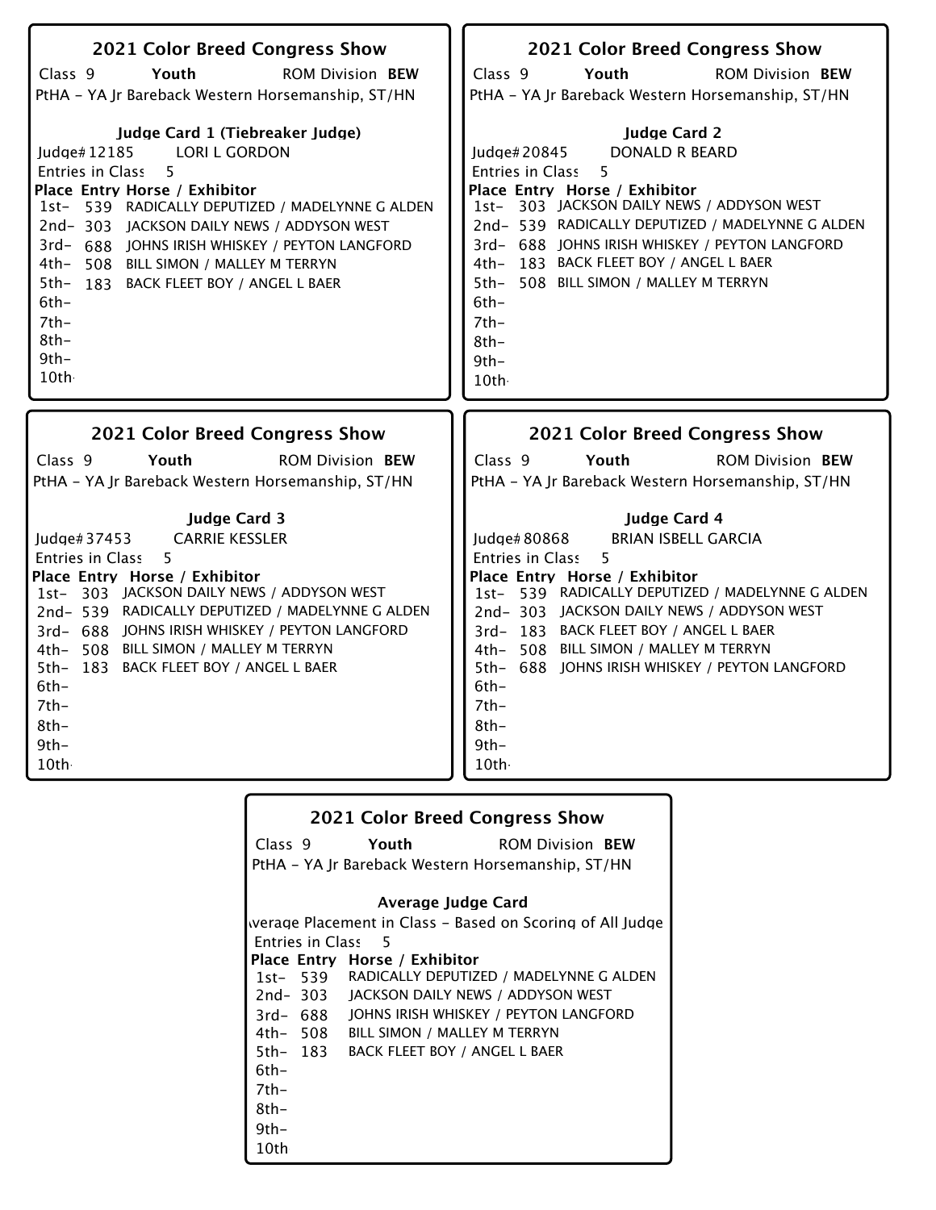## 2021 Color Breed Congress Show

Class 9 **Youth** ROM Division **BEW**

PtHA - YA Jr Bareback Western Horsemanship, ST/HN

### Judge Card 1 (Tiebreaker Judge)

Judge# 12185 LORI L GORDON

Entries in Class 5

| Place | Entry | Horse / Exhibitor |
|---|---|---|
| 1st- | 539 | RADICALLY DEPUTIZED / MADELYNNE G ALDEN |
| 2nd- | 303 | JACKSON DAILY NEWS / ADDYSON WEST |
| 3rd- | 688 | JOHNS IRISH WHISKEY / PEYTON LANGFORD |
| 4th- | 508 | BILL SIMON / MALLEY M TERRYN |
| 5th- | 183 | BACK FLEET BOY / ANGEL L BAER |
| 6th- | | |
| 7th- | | |
| 8th- | | |
| 9th- | | |
| 10th- | | |

## 2021 Color Breed Congress Show

Class 9 **Youth** ROM Division **BEW**

PtHA - YA Jr Bareback Western Horsemanship, ST/HN

### Judge Card 2

Judge# 20845 DONALD R BEARD

Entries in Class 5

| Place | Entry | Horse / Exhibitor |
|---|---|---|
| 1st- | 303 | JACKSON DAILY NEWS / ADDYSON WEST |
| 2nd- | 539 | RADICALLY DEPUTIZED / MADELYNNE G ALDEN |
| 3rd- | 688 | JOHNS IRISH WHISKEY / PEYTON LANGFORD |
| 4th- | 183 | BACK FLEET BOY / ANGEL L BAER |
| 5th- | 508 | BILL SIMON / MALLEY M TERRYN |
| 6th- | | |
| 7th- | | |
| 8th- | | |
| 9th- | | |
| 10th- | | |

## 2021 Color Breed Congress Show

Class 9 **Youth** ROM Division **BEW**

PtHA - YA Jr Bareback Western Horsemanship, ST/HN

### Judge Card 3

Judge# 37453 CARRIE KESSLER

Entries in Class 5

| Place | Entry | Horse / Exhibitor |
|---|---|---|
| 1st- | 303 | JACKSON DAILY NEWS / ADDYSON WEST |
| 2nd- | 539 | RADICALLY DEPUTIZED / MADELYNNE G ALDEN |
| 3rd- | 688 | JOHNS IRISH WHISKEY / PEYTON LANGFORD |
| 4th- | 508 | BILL SIMON / MALLEY M TERRYN |
| 5th- | 183 | BACK FLEET BOY / ANGEL L BAER |
| 6th- | | |
| 7th- | | |
| 8th- | | |
| 9th- | | |
| 10th- | | |

## 2021 Color Breed Congress Show

Class 9 **Youth** ROM Division **BEW**

PtHA - YA Jr Bareback Western Horsemanship, ST/HN

### Judge Card 4

Judge# 80868 BRIAN ISBELL GARCIA

Entries in Class 5

| Place | Entry | Horse / Exhibitor |
|---|---|---|
| 1st- | 539 | RADICALLY DEPUTIZED / MADELYNNE G ALDEN |
| 2nd- | 303 | JACKSON DAILY NEWS / ADDYSON WEST |
| 3rd- | 183 | BACK FLEET BOY / ANGEL L BAER |
| 4th- | 508 | BILL SIMON / MALLEY M TERRYN |
| 5th- | 688 | JOHNS IRISH WHISKEY / PEYTON LANGFORD |
| 6th- | | |
| 7th- | | |
| 8th- | | |
| 9th- | | |
| 10th- | | |

## 2021 Color Breed Congress Show

Class 9 **Youth** ROM Division **BEW**

PtHA - YA Jr Bareback Western Horsemanship, ST/HN

### Average Judge Card

Average Placement in Class - Based on Scoring of All Judge

Entries in Class 5

| Place | Entry | Horse / Exhibitor |
|---|---|---|
| 1st- | 539 | RADICALLY DEPUTIZED / MADELYNNE G ALDEN |
| 2nd- | 303 | JACKSON DAILY NEWS / ADDYSON WEST |
| 3rd- | 688 | JOHNS IRISH WHISKEY / PEYTON LANGFORD |
| 4th- | 508 | BILL SIMON / MALLEY M TERRYN |
| 5th- | 183 | BACK FLEET BOY / ANGEL L BAER |
| 6th- | | |
| 7th- | | |
| 8th- | | |
| 9th- | | |
| 10th | | |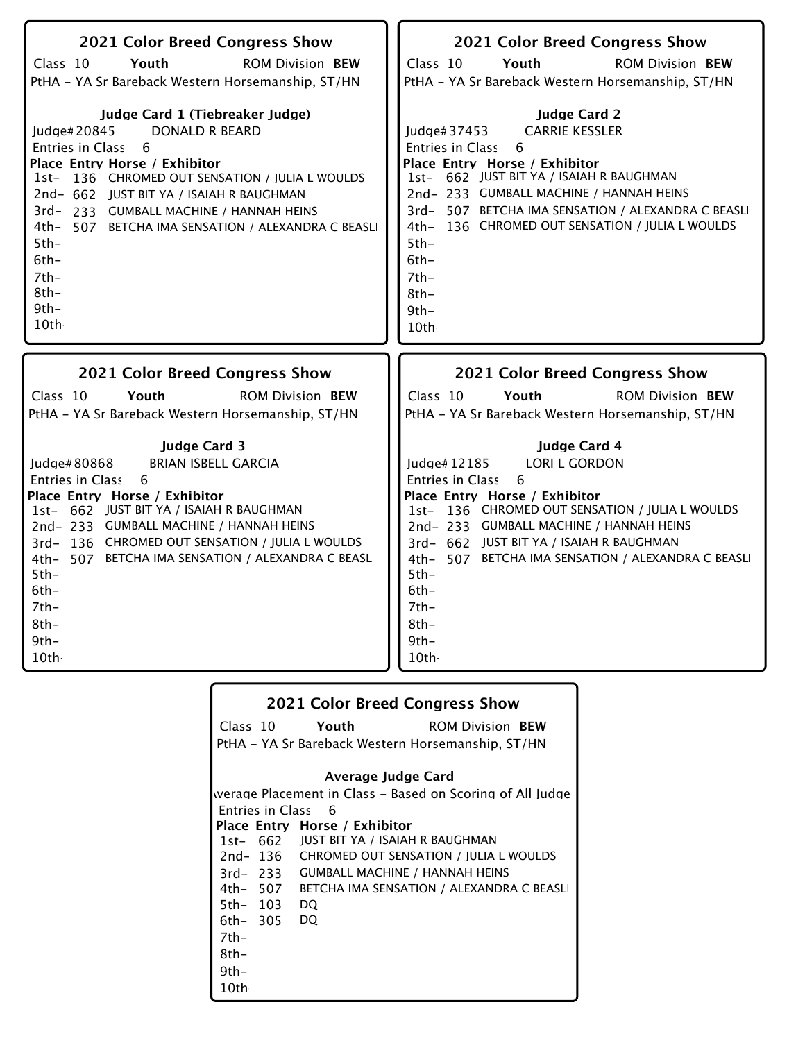## 2021 Color Breed Congress Show

Class 10 **Youth** ROM Division **BEW**

PtHA - YA Sr Bareback Western Horsemanship, ST/HN

### Judge Card 1 (Tiebreaker Judge)

Judge# 20845 DONALD R BEARD

Entries in Class 6

| Place | Entry | Horse / Exhibitor |
|---|---|---|
| 1st- | 136 | CHROMED OUT SENSATION / JULIA L WOULDS |
| 2nd- | 662 | JUST BIT YA / ISAIAH R BAUGHMAN |
| 3rd- | 233 | GUMBALL MACHINE / HANNAH HEINS |
| 4th- | 507 | BETCHA IMA SENSATION / ALEXANDRA C BEASLI |
| 5th- | | |
| 6th- | | |
| 7th- | | |
| 8th- | | |
| 9th- | | |
| 10th- | | |

## 2021 Color Breed Congress Show

Class 10 **Youth** ROM Division **BEW**

PtHA - YA Sr Bareback Western Horsemanship, ST/HN

### Judge Card 2

Judge# 37453 CARRIE KESSLER

Entries in Class 6

| Place | Entry | Horse / Exhibitor |
|---|---|---|
| 1st- | 662 | JUST BIT YA / ISAIAH R BAUGHMAN |
| 2nd- | 233 | GUMBALL MACHINE / HANNAH HEINS |
| 3rd- | 507 | BETCHA IMA SENSATION / ALEXANDRA C BEASLI |
| 4th- | 136 | CHROMED OUT SENSATION / JULIA L WOULDS |
| 5th- | | |
| 6th- | | |
| 7th- | | |
| 8th- | | |
| 9th- | | |
| 10th- | | |

## 2021 Color Breed Congress Show

Class 10 **Youth** ROM Division **BEW**

PtHA - YA Sr Bareback Western Horsemanship, ST/HN

### Judge Card 3

Judge# 80868 BRIAN ISBELL GARCIA

Entries in Class 6

| Place | Entry | Horse / Exhibitor |
|---|---|---|
| 1st- | 662 | JUST BIT YA / ISAIAH R BAUGHMAN |
| 2nd- | 233 | GUMBALL MACHINE / HANNAH HEINS |
| 3rd- | 136 | CHROMED OUT SENSATION / JULIA L WOULDS |
| 4th- | 507 | BETCHA IMA SENSATION / ALEXANDRA C BEASLI |
| 5th- | | |
| 6th- | | |
| 7th- | | |
| 8th- | | |
| 9th- | | |
| 10th- | | |

## 2021 Color Breed Congress Show

Class 10 **Youth** ROM Division **BEW**

PtHA - YA Sr Bareback Western Horsemanship, ST/HN

### Judge Card 4

Judge# 12185 LORI L GORDON

Entries in Class 6

| Place | Entry | Horse / Exhibitor |
|---|---|---|
| 1st- | 136 | CHROMED OUT SENSATION / JULIA L WOULDS |
| 2nd- | 233 | GUMBALL MACHINE / HANNAH HEINS |
| 3rd- | 662 | JUST BIT YA / ISAIAH R BAUGHMAN |
| 4th- | 507 | BETCHA IMA SENSATION / ALEXANDRA C BEASLI |
| 5th- | | |
| 6th- | | |
| 7th- | | |
| 8th- | | |
| 9th- | | |
| 10th- | | |

## 2021 Color Breed Congress Show

Class 10 **Youth** ROM Division **BEW**

PtHA - YA Sr Bareback Western Horsemanship, ST/HN

### Average Judge Card

Average Placement in Class - Based on Scoring of All Judge

Entries in Class 6

| Place | Entry | Horse / Exhibitor |
|---|---|---|
| 1st- | 662 | JUST BIT YA / ISAIAH R BAUGHMAN |
| 2nd- | 136 | CHROMED OUT SENSATION / JULIA L WOULDS |
| 3rd- | 233 | GUMBALL MACHINE / HANNAH HEINS |
| 4th- | 507 | BETCHA IMA SENSATION / ALEXANDRA C BEASLI |
| 5th- | 103 | DQ |
| 6th- | 305 | DQ |
| 7th- | | |
| 8th- | | |
| 9th- | | |
| 10th | | |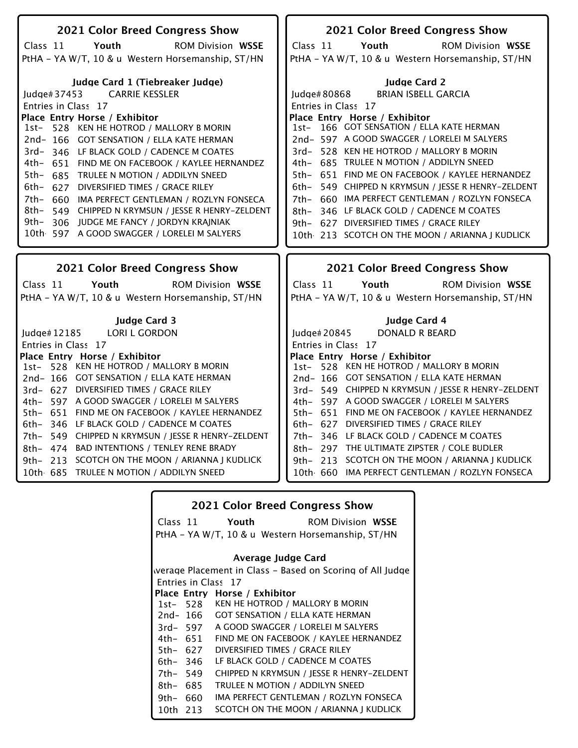## 2021 Color Breed Congress Show

Class 11 **Youth** ROM Division **WSSE**

PtHA - YA W/T, 10 & u Western Horsemanship, ST/HN

### Judge Card 1 (Tiebreaker Judge)

Judge# 37453 CARRIE KESSLER

Entries in Class 17

| Place | Entry | Horse / Exhibitor |
|---|---|---|
| 1st- | 528 | KEN HE HOTROD / MALLORY B MORIN |
| 2nd- | 166 | GOT SENSATION / ELLA KATE HERMAN |
| 3rd- | 346 | LF BLACK GOLD / CADENCE M COATES |
| 4th- | 651 | FIND ME ON FACEBOOK / KAYLEE HERNANDEZ |
| 5th- | 685 | TRULEE N MOTION / ADDILYN SNEED |
| 6th- | 627 | DIVERSIFIED TIMES / GRACE RILEY |
| 7th- | 660 | IMA PERFECT GENTLEMAN / ROZLYN FONSECA |
| 8th- | 549 | CHIPPED N KRYMSUN / JESSE R HENRY-ZELDENT |
| 9th- | 306 | JUDGE ME FANCY / JORDYN KRAJNIAK |
| 10th | 597 | A GOOD SWAGGER / LORELEI M SALYERS |

## 2021 Color Breed Congress Show

Class 11 **Youth** ROM Division **WSSE**

PtHA - YA W/T, 10 & u Western Horsemanship, ST/HN

### Judge Card 2

Judge# 80868 BRIAN ISBELL GARCIA

Entries in Class 17

| Place | Entry | Horse / Exhibitor |
|---|---|---|
| 1st- | 166 | GOT SENSATION / ELLA KATE HERMAN |
| 2nd- | 597 | A GOOD SWAGGER / LORELEI M SALYERS |
| 3rd- | 528 | KEN HE HOTROD / MALLORY B MORIN |
| 4th- | 685 | TRULEE N MOTION / ADDILYN SNEED |
| 5th- | 651 | FIND ME ON FACEBOOK / KAYLEE HERNANDEZ |
| 6th- | 549 | CHIPPED N KRYMSUN / JESSE R HENRY-ZELDENT |
| 7th- | 660 | IMA PERFECT GENTLEMAN / ROZLYN FONSECA |
| 8th- | 346 | LF BLACK GOLD / CADENCE M COATES |
| 9th- | 627 | DIVERSIFIED TIMES / GRACE RILEY |
| 10th | 213 | SCOTCH ON THE MOON / ARIANNA J KUDLICK |

## 2021 Color Breed Congress Show

Class 11 **Youth** ROM Division **WSSE**

PtHA - YA W/T, 10 & u Western Horsemanship, ST/HN

### Judge Card 3

Judge# 12185 LORI L GORDON

Entries in Class 17

| Place | Entry | Horse / Exhibitor |
|---|---|---|
| 1st- | 528 | KEN HE HOTROD / MALLORY B MORIN |
| 2nd- | 166 | GOT SENSATION / ELLA KATE HERMAN |
| 3rd- | 627 | DIVERSIFIED TIMES / GRACE RILEY |
| 4th- | 597 | A GOOD SWAGGER / LORELEI M SALYERS |
| 5th- | 651 | FIND ME ON FACEBOOK / KAYLEE HERNANDEZ |
| 6th- | 346 | LF BLACK GOLD / CADENCE M COATES |
| 7th- | 549 | CHIPPED N KRYMSUN / JESSE R HENRY-ZELDENT |
| 8th- | 474 | BAD INTENTIONS / TENLEY RENE BRADY |
| 9th- | 213 | SCOTCH ON THE MOON / ARIANNA J KUDLICK |
| 10th | 685 | TRULEE N MOTION / ADDILYN SNEED |

## 2021 Color Breed Congress Show

Class 11 **Youth** ROM Division **WSSE**

PtHA - YA W/T, 10 & u Western Horsemanship, ST/HN

### Judge Card 4

Judge# 20845 DONALD R BEARD

Entries in Class 17

| Place | Entry | Horse / Exhibitor |
|---|---|---|
| 1st- | 528 | KEN HE HOTROD / MALLORY B MORIN |
| 2nd- | 166 | GOT SENSATION / ELLA KATE HERMAN |
| 3rd- | 549 | CHIPPED N KRYMSUN / JESSE R HENRY-ZELDENT |
| 4th- | 597 | A GOOD SWAGGER / LORELEI M SALYERS |
| 5th- | 651 | FIND ME ON FACEBOOK / KAYLEE HERNANDEZ |
| 6th- | 627 | DIVERSIFIED TIMES / GRACE RILEY |
| 7th- | 346 | LF BLACK GOLD / CADENCE M COATES |
| 8th- | 297 | THE ULTIMATE ZIPSTER / COLE BUDLER |
| 9th- | 213 | SCOTCH ON THE MOON / ARIANNA J KUDLICK |
| 10th | 660 | IMA PERFECT GENTLEMAN / ROZLYN FONSECA |

## 2021 Color Breed Congress Show

Class 11 **Youth** ROM Division **WSSE**

PtHA - YA W/T, 10 & u Western Horsemanship, ST/HN

### Average Judge Card

Average Placement in Class - Based on Scoring of All Judges

Entries in Class 17

| Place | Entry | Horse / Exhibitor |
|---|---|---|
| 1st- | 528 | KEN HE HOTROD / MALLORY B MORIN |
| 2nd- | 166 | GOT SENSATION / ELLA KATE HERMAN |
| 3rd- | 597 | A GOOD SWAGGER / LORELEI M SALYERS |
| 4th- | 651 | FIND ME ON FACEBOOK / KAYLEE HERNANDEZ |
| 5th- | 627 | DIVERSIFIED TIMES / GRACE RILEY |
| 6th- | 346 | LF BLACK GOLD / CADENCE M COATES |
| 7th- | 549 | CHIPPED N KRYMSUN / JESSE R HENRY-ZELDENT |
| 8th- | 685 | TRULEE N MOTION / ADDILYN SNEED |
| 9th- | 660 | IMA PERFECT GENTLEMAN / ROZLYN FONSECA |
| 10th | 213 | SCOTCH ON THE MOON / ARIANNA J KUDLICK |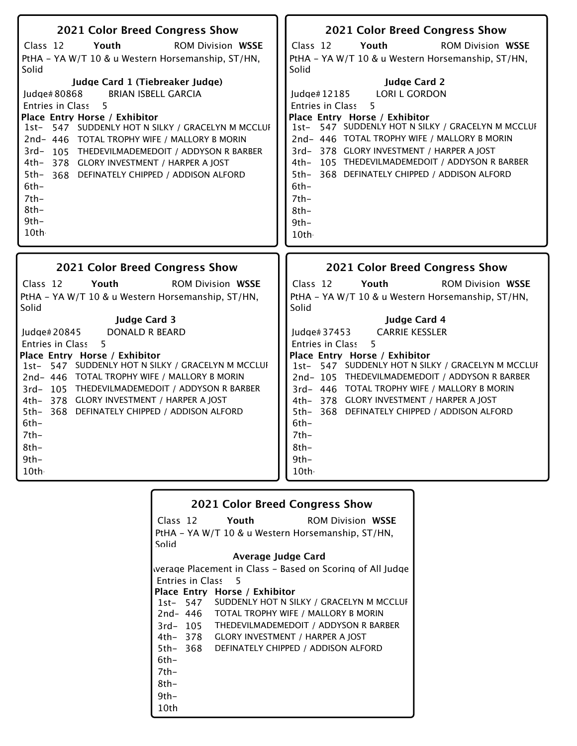## 2021 Color Breed Congress Show

Class 12 **Youth** ROM Division **WSSE**

PtHA - YA W/T 10 & u Western Horsemanship, ST/HN, Solid

**Judge Card 1 (Tiebreaker Judge)**

Judge# 80868 BRIAN ISBELL GARCIA

Entries in Class 5

| Place | Entry | Horse / Exhibitor |
|---|---|---|
| 1st- | 547 | SUDDENLY HOT N SILKY / GRACELYN M MCCLUI |
| 2nd- | 446 | TOTAL TROPHY WIFE / MALLORY B MORIN |
| 3rd- | 105 | THEDEVILMADEMEDOIT / ADDYSON R BARBER |
| 4th- | 378 | GLORY INVESTMENT / HARPER A JOST |
| 5th- | 368 | DEFINATELY CHIPPED / ADDISON ALFORD |
| 6th- | | |
| 7th- | | |
| 8th- | | |
| 9th- | | |
| 10th- | | |

## 2021 Color Breed Congress Show

Class 12 **Youth** ROM Division **WSSE**

PtHA - YA W/T 10 & u Western Horsemanship, ST/HN, Solid

**Judge Card 2**

Judge# 12185 LORI L GORDON

Entries in Class 5

| Place | Entry | Horse / Exhibitor |
|---|---|---|
| 1st- | 547 | SUDDENLY HOT N SILKY / GRACELYN M MCCLUI |
| 2nd- | 446 | TOTAL TROPHY WIFE / MALLORY B MORIN |
| 3rd- | 378 | GLORY INVESTMENT / HARPER A JOST |
| 4th- | 105 | THEDEVILMADEMEDOIT / ADDYSON R BARBER |
| 5th- | 368 | DEFINATELY CHIPPED / ADDISON ALFORD |
| 6th- | | |
| 7th- | | |
| 8th- | | |
| 9th- | | |
| 10th- | | |

## 2021 Color Breed Congress Show

Class 12 **Youth** ROM Division **WSSE**

PtHA - YA W/T 10 & u Western Horsemanship, ST/HN, Solid

**Judge Card 3**

Judge# 20845 DONALD R BEARD

Entries in Class 5

| Place | Entry | Horse / Exhibitor |
|---|---|---|
| 1st- | 547 | SUDDENLY HOT N SILKY / GRACELYN M MCCLUI |
| 2nd- | 446 | TOTAL TROPHY WIFE / MALLORY B MORIN |
| 3rd- | 105 | THEDEVILMADEMEDOIT / ADDYSON R BARBER |
| 4th- | 378 | GLORY INVESTMENT / HARPER A JOST |
| 5th- | 368 | DEFINATELY CHIPPED / ADDISON ALFORD |
| 6th- | | |
| 7th- | | |
| 8th- | | |
| 9th- | | |
| 10th- | | |

## 2021 Color Breed Congress Show

Class 12 **Youth** ROM Division **WSSE**

PtHA - YA W/T 10 & u Western Horsemanship, ST/HN, Solid

**Judge Card 4**

Judge# 37453 CARRIE KESSLER

Entries in Class 5

| Place | Entry | Horse / Exhibitor |
|---|---|---|
| 1st- | 547 | SUDDENLY HOT N SILKY / GRACELYN M MCCLUI |
| 2nd- | 105 | THEDEVILMADEMEDOIT / ADDYSON R BARBER |
| 3rd- | 446 | TOTAL TROPHY WIFE / MALLORY B MORIN |
| 4th- | 378 | GLORY INVESTMENT / HARPER A JOST |
| 5th- | 368 | DEFINATELY CHIPPED / ADDISON ALFORD |
| 6th- | | |
| 7th- | | |
| 8th- | | |
| 9th- | | |
| 10th- | | |

## 2021 Color Breed Congress Show

Class 12 **Youth** ROM Division **WSSE**

PtHA - YA W/T 10 & u Western Horsemanship, ST/HN, Solid

**Average Judge Card**

Average Placement in Class - Based on Scoring of All Judge

Entries in Class 5

| Place | Entry | Horse / Exhibitor |
|---|---|---|
| 1st- | 547 | SUDDENLY HOT N SILKY / GRACELYN M MCCLUI |
| 2nd- | 446 | TOTAL TROPHY WIFE / MALLORY B MORIN |
| 3rd- | 105 | THEDEVILMADEMEDOIT / ADDYSON R BARBER |
| 4th- | 378 | GLORY INVESTMENT / HARPER A JOST |
| 5th- | 368 | DEFINATELY CHIPPED / ADDISON ALFORD |
| 6th- | | |
| 7th- | | |
| 8th- | | |
| 9th- | | |
| 10th | | |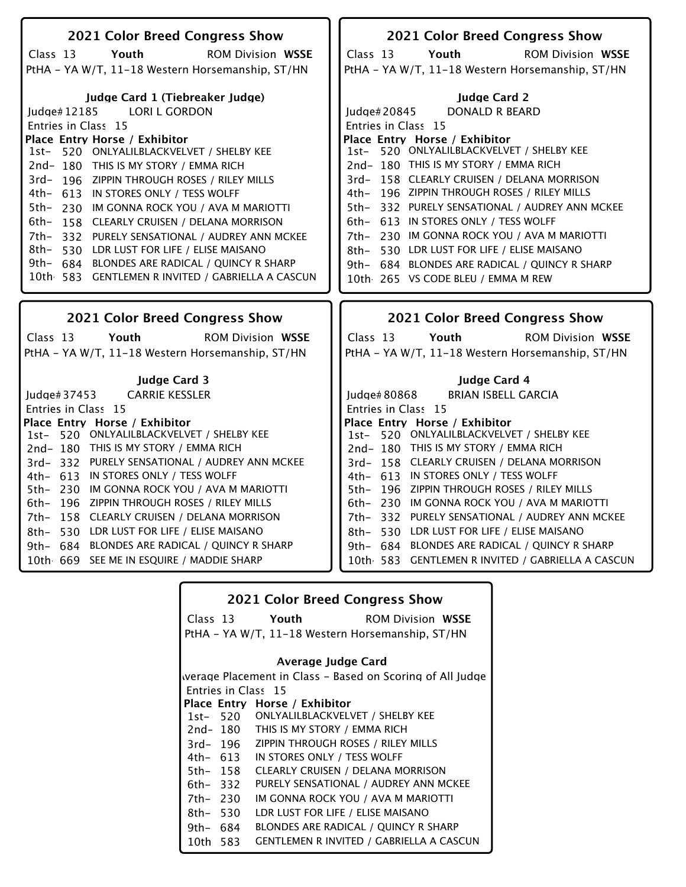## 2021 Color Breed Congress Show

Class 13 **Youth** ROM Division **WSSE**

PtHA - YA W/T, 11-18 Western Horsemanship, ST/HN

**Judge Card 1 (Tiebreaker Judge)**

Judge# 12185 LORI L GORDON

Entries in Class 15

| Place | Entry | Horse / Exhibitor |
|---|---|---|
| 1st- | 520 | ONLYALILBLACKVELVET / SHELBY KEE |
| 2nd- | 180 | THIS IS MY STORY / EMMA RICH |
| 3rd- | 196 | ZIPPIN THROUGH ROSES / RILEY MILLS |
| 4th- | 613 | IN STORES ONLY / TESS WOLFF |
| 5th- | 230 | IM GONNA ROCK YOU / AVA M MARIOTTI |
| 6th- | 158 | CLEARLY CRUISEN / DELANA MORRISON |
| 7th- | 332 | PURELY SENSATIONAL / AUDREY ANN MCKEE |
| 8th- | 530 | LDR LUST FOR LIFE / ELISE MAISANO |
| 9th- | 684 | BLONDES ARE RADICAL / QUINCY R SHARP |
| 10th | 583 | GENTLEMEN R INVITED / GABRIELLA A CASCUN |

## 2021 Color Breed Congress Show

Class 13 **Youth** ROM Division **WSSE**

PtHA - YA W/T, 11-18 Western Horsemanship, ST/HN

**Judge Card 2**

Judge# 20845 DONALD R BEARD

Entries in Class 15

| Place | Entry | Horse / Exhibitor |
|---|---|---|
| 1st- | 520 | ONLYALILBLACKVELVET / SHELBY KEE |
| 2nd- | 180 | THIS IS MY STORY / EMMA RICH |
| 3rd- | 158 | CLEARLY CRUISEN / DELANA MORRISON |
| 4th- | 196 | ZIPPIN THROUGH ROSES / RILEY MILLS |
| 5th- | 332 | PURELY SENSATIONAL / AUDREY ANN MCKEE |
| 6th- | 613 | IN STORES ONLY / TESS WOLFF |
| 7th- | 230 | IM GONNA ROCK YOU / AVA M MARIOTTI |
| 8th- | 530 | LDR LUST FOR LIFE / ELISE MAISANO |
| 9th- | 684 | BLONDES ARE RADICAL / QUINCY R SHARP |
| 10th | 265 | VS CODE BLEU / EMMA M REW |

## 2021 Color Breed Congress Show

Class 13 **Youth** ROM Division **WSSE**

PtHA - YA W/T, 11-18 Western Horsemanship, ST/HN

**Judge Card 3**

Judge# 37453 CARRIE KESSLER

Entries in Class 15

| Place | Entry | Horse / Exhibitor |
|---|---|---|
| 1st- | 520 | ONLYALILBLACKVELVET / SHELBY KEE |
| 2nd- | 180 | THIS IS MY STORY / EMMA RICH |
| 3rd- | 332 | PURELY SENSATIONAL / AUDREY ANN MCKEE |
| 4th- | 613 | IN STORES ONLY / TESS WOLFF |
| 5th- | 230 | IM GONNA ROCK YOU / AVA M MARIOTTI |
| 6th- | 196 | ZIPPIN THROUGH ROSES / RILEY MILLS |
| 7th- | 158 | CLEARLY CRUISEN / DELANA MORRISON |
| 8th- | 530 | LDR LUST FOR LIFE / ELISE MAISANO |
| 9th- | 684 | BLONDES ARE RADICAL / QUINCY R SHARP |
| 10th | 669 | SEE ME IN ESQUIRE / MADDIE SHARP |

## 2021 Color Breed Congress Show

Class 13 **Youth** ROM Division **WSSE**

PtHA - YA W/T, 11-18 Western Horsemanship, ST/HN

**Judge Card 4**

Judge# 80868 BRIAN ISBELL GARCIA

Entries in Class 15

| Place | Entry | Horse / Exhibitor |
|---|---|---|
| 1st- | 520 | ONLYALILBLACKVELVET / SHELBY KEE |
| 2nd- | 180 | THIS IS MY STORY / EMMA RICH |
| 3rd- | 158 | CLEARLY CRUISEN / DELANA MORRISON |
| 4th- | 613 | IN STORES ONLY / TESS WOLFF |
| 5th- | 196 | ZIPPIN THROUGH ROSES / RILEY MILLS |
| 6th- | 230 | IM GONNA ROCK YOU / AVA M MARIOTTI |
| 7th- | 332 | PURELY SENSATIONAL / AUDREY ANN MCKEE |
| 8th- | 530 | LDR LUST FOR LIFE / ELISE MAISANO |
| 9th- | 684 | BLONDES ARE RADICAL / QUINCY R SHARP |
| 10th | 583 | GENTLEMEN R INVITED / GABRIELLA A CASCUN |

## 2021 Color Breed Congress Show

Class 13 **Youth** ROM Division **WSSE**

PtHA - YA W/T, 11-18 Western Horsemanship, ST/HN

**Average Judge Card**

Average Placement in Class - Based on Scoring of All Judge

Entries in Class 15

| Place | Entry | Horse / Exhibitor |
|---|---|---|
| 1st- | 520 | ONLYALILBLACKVELVET / SHELBY KEE |
| 2nd- | 180 | THIS IS MY STORY / EMMA RICH |
| 3rd- | 196 | ZIPPIN THROUGH ROSES / RILEY MILLS |
| 4th- | 613 | IN STORES ONLY / TESS WOLFF |
| 5th- | 158 | CLEARLY CRUISEN / DELANA MORRISON |
| 6th- | 332 | PURELY SENSATIONAL / AUDREY ANN MCKEE |
| 7th- | 230 | IM GONNA ROCK YOU / AVA M MARIOTTI |
| 8th- | 530 | LDR LUST FOR LIFE / ELISE MAISANO |
| 9th- | 684 | BLONDES ARE RADICAL / QUINCY R SHARP |
| 10th | 583 | GENTLEMEN R INVITED / GABRIELLA A CASCUN |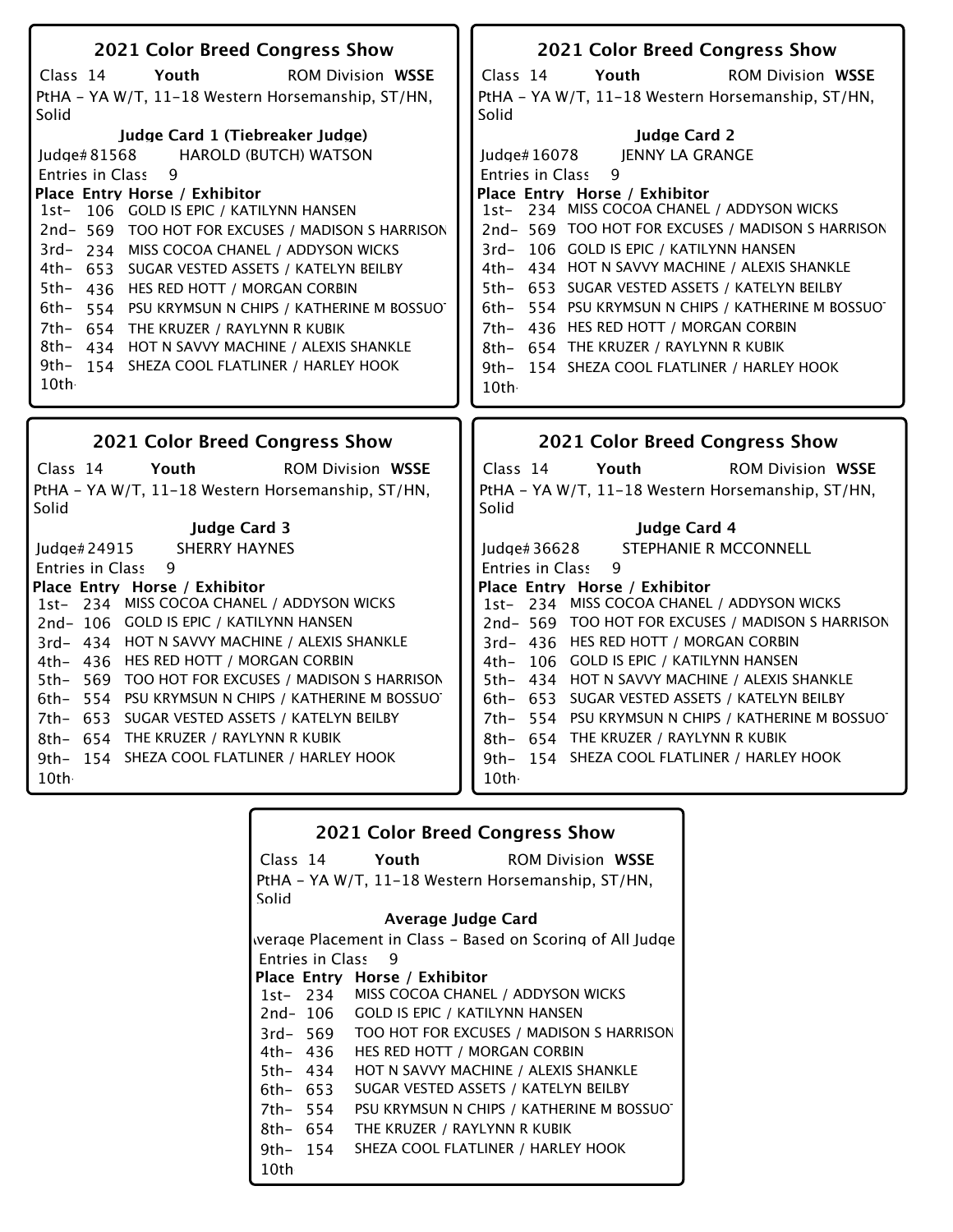## 2021 Color Breed Congress Show

Class 14 **Youth** ROM Division **WSSE**

PtHA - YA W/T, 11-18 Western Horsemanship, ST/HN, Solid

**Judge Card 1 (Tiebreaker Judge)**

Judge# 81568 HAROLD (BUTCH) WATSON

Entries in Class 9

| Place | Entry | Horse / Exhibitor |
|---|---|---|
| 1st- | 106 | GOLD IS EPIC / KATILYNN HANSEN |
| 2nd- | 569 | TOO HOT FOR EXCUSES / MADISON S HARRISON |
| 3rd- | 234 | MISS COCOA CHANEL / ADDYSON WICKS |
| 4th- | 653 | SUGAR VESTED ASSETS / KATELYN BEILBY |
| 5th- | 436 | HES RED HOTT / MORGAN CORBIN |
| 6th- | 554 | PSU KRYMSUN N CHIPS / KATHERINE M BOSSUOT |
| 7th- | 654 | THE KRUZER / RAYLYNN R KUBIK |
| 8th- | 434 | HOT N SAVVY MACHINE / ALEXIS SHANKLE |
| 9th- | 154 | SHEZA COOL FLATLINER / HARLEY HOOK |
| 10th- | | |

## 2021 Color Breed Congress Show

Class 14 **Youth** ROM Division **WSSE**

PtHA - YA W/T, 11-18 Western Horsemanship, ST/HN, Solid

**Judge Card 2**

Judge# 16078 JENNY LA GRANGE

Entries in Class 9

| Place | Entry | Horse / Exhibitor |
|---|---|---|
| 1st- | 234 | MISS COCOA CHANEL / ADDYSON WICKS |
| 2nd- | 569 | TOO HOT FOR EXCUSES / MADISON S HARRISON |
| 3rd- | 106 | GOLD IS EPIC / KATILYNN HANSEN |
| 4th- | 434 | HOT N SAVVY MACHINE / ALEXIS SHANKLE |
| 5th- | 653 | SUGAR VESTED ASSETS / KATELYN BEILBY |
| 6th- | 554 | PSU KRYMSUN N CHIPS / KATHERINE M BOSSUOT |
| 7th- | 436 | HES RED HOTT / MORGAN CORBIN |
| 8th- | 654 | THE KRUZER / RAYLYNN R KUBIK |
| 9th- | 154 | SHEZA COOL FLATLINER / HARLEY HOOK |
| 10th- | | |

## 2021 Color Breed Congress Show

Class 14 **Youth** ROM Division **WSSE**

PtHA - YA W/T, 11-18 Western Horsemanship, ST/HN, Solid

**Judge Card 3**

Judge# 24915 SHERRY HAYNES

Entries in Class 9

| Place | Entry | Horse / Exhibitor |
|---|---|---|
| 1st- | 234 | MISS COCOA CHANEL / ADDYSON WICKS |
| 2nd- | 106 | GOLD IS EPIC / KATILYNN HANSEN |
| 3rd- | 434 | HOT N SAVVY MACHINE / ALEXIS SHANKLE |
| 4th- | 436 | HES RED HOTT / MORGAN CORBIN |
| 5th- | 569 | TOO HOT FOR EXCUSES / MADISON S HARRISON |
| 6th- | 554 | PSU KRYMSUN N CHIPS / KATHERINE M BOSSUOT |
| 7th- | 653 | SUGAR VESTED ASSETS / KATELYN BEILBY |
| 8th- | 654 | THE KRUZER / RAYLYNN R KUBIK |
| 9th- | 154 | SHEZA COOL FLATLINER / HARLEY HOOK |
| 10th- | | |

## 2021 Color Breed Congress Show

Class 14 **Youth** ROM Division **WSSE**

PtHA - YA W/T, 11-18 Western Horsemanship, ST/HN, Solid

**Judge Card 4**

Judge# 36628 STEPHANIE R MCCONNELL

Entries in Class 9

| Place | Entry | Horse / Exhibitor |
|---|---|---|
| 1st- | 234 | MISS COCOA CHANEL / ADDYSON WICKS |
| 2nd- | 569 | TOO HOT FOR EXCUSES / MADISON S HARRISON |
| 3rd- | 436 | HES RED HOTT / MORGAN CORBIN |
| 4th- | 106 | GOLD IS EPIC / KATILYNN HANSEN |
| 5th- | 434 | HOT N SAVVY MACHINE / ALEXIS SHANKLE |
| 6th- | 653 | SUGAR VESTED ASSETS / KATELYN BEILBY |
| 7th- | 554 | PSU KRYMSUN N CHIPS / KATHERINE M BOSSUOT |
| 8th- | 654 | THE KRUZER / RAYLYNN R KUBIK |
| 9th- | 154 | SHEZA COOL FLATLINER / HARLEY HOOK |
| 10th- | | |

## 2021 Color Breed Congress Show

Class 14 **Youth** ROM Division **WSSE**

PtHA - YA W/T, 11-18 Western Horsemanship, ST/HN, Solid

**Average Judge Card**

Average Placement in Class - Based on Scoring of All Judges

Entries in Class 9

| Place | Entry | Horse / Exhibitor |
|---|---|---|
| 1st- | 234 | MISS COCOA CHANEL / ADDYSON WICKS |
| 2nd- | 106 | GOLD IS EPIC / KATILYNN HANSEN |
| 3rd- | 569 | TOO HOT FOR EXCUSES / MADISON S HARRISON |
| 4th- | 436 | HES RED HOTT / MORGAN CORBIN |
| 5th- | 434 | HOT N SAVVY MACHINE / ALEXIS SHANKLE |
| 6th- | 653 | SUGAR VESTED ASSETS / KATELYN BEILBY |
| 7th- | 554 | PSU KRYMSUN N CHIPS / KATHERINE M BOSSUOT |
| 8th- | 654 | THE KRUZER / RAYLYNN R KUBIK |
| 9th- | 154 | SHEZA COOL FLATLINER / HARLEY HOOK |
| 10th | | |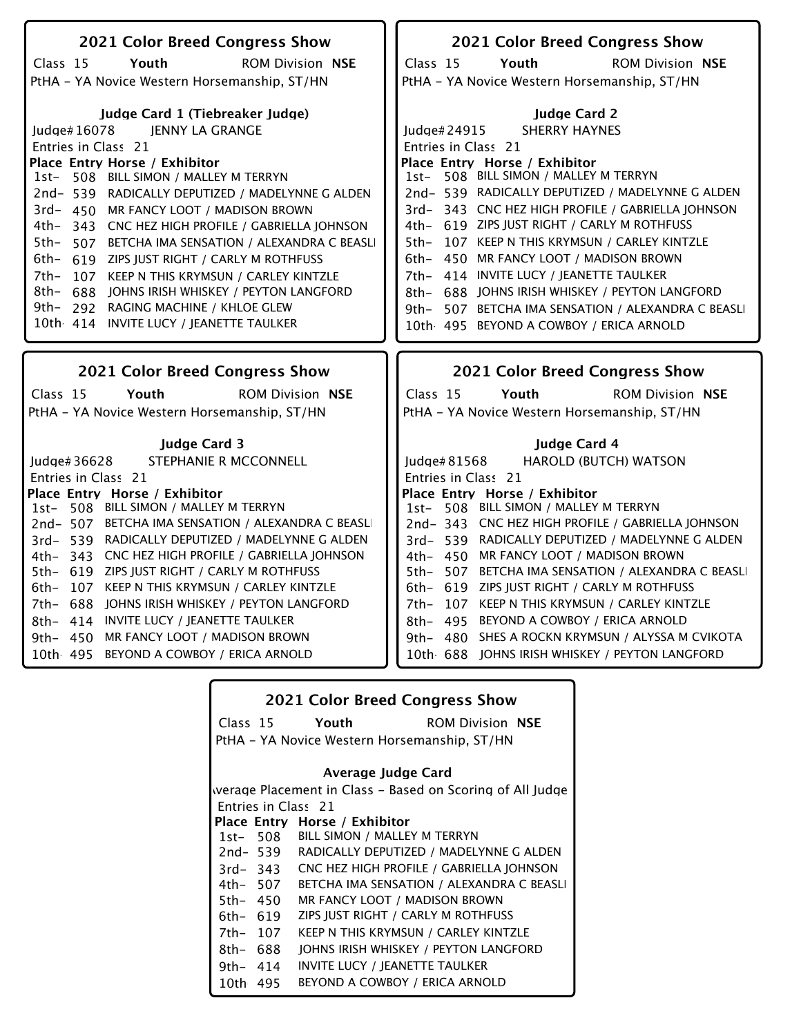## 2021 Color Breed Congress Show

Class 15 **Youth** ROM Division **NSE**

PtHA - YA Novice Western Horsemanship, ST/HN

### Judge Card 1 (Tiebreaker Judge)

Judge# 16078 JENNY LA GRANGE

Entries in Class 21

| Place | Entry | Horse / Exhibitor |
|---|---|---|
| 1st- | 508 | BILL SIMON / MALLEY M TERRYN |
| 2nd- | 539 | RADICALLY DEPUTIZED / MADELYNNE G ALDEN |
| 3rd- | 450 | MR FANCY LOOT / MADISON BROWN |
| 4th- | 343 | CNC HEZ HIGH PROFILE / GABRIELLA JOHNSON |
| 5th- | 507 | BETCHA IMA SENSATION / ALEXANDRA C BEASLI |
| 6th- | 619 | ZIPS JUST RIGHT / CARLY M ROTHFUSS |
| 7th- | 107 | KEEP N THIS KRYMSUN / CARLEY KINTZLE |
| 8th- | 688 | JOHNS IRISH WHISKEY / PEYTON LANGFORD |
| 9th- | 292 | RAGING MACHINE / KHLOE GLEW |
| 10th | 414 | INVITE LUCY / JEANETTE TAULKER |

## 2021 Color Breed Congress Show

Class 15 **Youth** ROM Division **NSE**

PtHA - YA Novice Western Horsemanship, ST/HN

### Judge Card 2

Judge# 24915 SHERRY HAYNES

Entries in Class 21

| Place | Entry | Horse / Exhibitor |
|---|---|---|
| 1st- | 508 | BILL SIMON / MALLEY M TERRYN |
| 2nd- | 539 | RADICALLY DEPUTIZED / MADELYNNE G ALDEN |
| 3rd- | 343 | CNC HEZ HIGH PROFILE / GABRIELLA JOHNSON |
| 4th- | 619 | ZIPS JUST RIGHT / CARLY M ROTHFUSS |
| 5th- | 107 | KEEP N THIS KRYMSUN / CARLEY KINTZLE |
| 6th- | 450 | MR FANCY LOOT / MADISON BROWN |
| 7th- | 414 | INVITE LUCY / JEANETTE TAULKER |
| 8th- | 688 | JOHNS IRISH WHISKEY / PEYTON LANGFORD |
| 9th- | 507 | BETCHA IMA SENSATION / ALEXANDRA C BEASLI |
| 10th | 495 | BEYOND A COWBOY / ERICA ARNOLD |

## 2021 Color Breed Congress Show

Class 15 **Youth** ROM Division **NSE**

PtHA - YA Novice Western Horsemanship, ST/HN

### Judge Card 3

Judge# 36628 STEPHANIE R MCCONNELL

Entries in Class 21

| Place | Entry | Horse / Exhibitor |
|---|---|---|
| 1st- | 508 | BILL SIMON / MALLEY M TERRYN |
| 2nd- | 507 | BETCHA IMA SENSATION / ALEXANDRA C BEASLI |
| 3rd- | 539 | RADICALLY DEPUTIZED / MADELYNNE G ALDEN |
| 4th- | 343 | CNC HEZ HIGH PROFILE / GABRIELLA JOHNSON |
| 5th- | 619 | ZIPS JUST RIGHT / CARLY M ROTHFUSS |
| 6th- | 107 | KEEP N THIS KRYMSUN / CARLEY KINTZLE |
| 7th- | 688 | JOHNS IRISH WHISKEY / PEYTON LANGFORD |
| 8th- | 414 | INVITE LUCY / JEANETTE TAULKER |
| 9th- | 450 | MR FANCY LOOT / MADISON BROWN |
| 10th | 495 | BEYOND A COWBOY / ERICA ARNOLD |

## 2021 Color Breed Congress Show

Class 15 **Youth** ROM Division **NSE**

PtHA - YA Novice Western Horsemanship, ST/HN

### Judge Card 4

Judge# 81568 HAROLD (BUTCH) WATSON

Entries in Class 21

| Place | Entry | Horse / Exhibitor |
|---|---|---|
| 1st- | 508 | BILL SIMON / MALLEY M TERRYN |
| 2nd- | 343 | CNC HEZ HIGH PROFILE / GABRIELLA JOHNSON |
| 3rd- | 539 | RADICALLY DEPUTIZED / MADELYNNE G ALDEN |
| 4th- | 450 | MR FANCY LOOT / MADISON BROWN |
| 5th- | 507 | BETCHA IMA SENSATION / ALEXANDRA C BEASLI |
| 6th- | 619 | ZIPS JUST RIGHT / CARLY M ROTHFUSS |
| 7th- | 107 | KEEP N THIS KRYMSUN / CARLEY KINTZLE |
| 8th- | 495 | BEYOND A COWBOY / ERICA ARNOLD |
| 9th- | 480 | SHES A ROCKN KRYMSUN / ALYSSA M CVIKOTA |
| 10th | 688 | JOHNS IRISH WHISKEY / PEYTON LANGFORD |

## 2021 Color Breed Congress Show

Class 15 **Youth** ROM Division **NSE**

PtHA - YA Novice Western Horsemanship, ST/HN

### Average Judge Card

Average Placement in Class - Based on Scoring of All Judge

Entries in Class 21

| Place | Entry | Horse / Exhibitor |
|---|---|---|
| 1st- | 508 | BILL SIMON / MALLEY M TERRYN |
| 2nd- | 539 | RADICALLY DEPUTIZED / MADELYNNE G ALDEN |
| 3rd- | 343 | CNC HEZ HIGH PROFILE / GABRIELLA JOHNSON |
| 4th- | 507 | BETCHA IMA SENSATION / ALEXANDRA C BEASLI |
| 5th- | 450 | MR FANCY LOOT / MADISON BROWN |
| 6th- | 619 | ZIPS JUST RIGHT / CARLY M ROTHFUSS |
| 7th- | 107 | KEEP N THIS KRYMSUN / CARLEY KINTZLE |
| 8th- | 688 | JOHNS IRISH WHISKEY / PEYTON LANGFORD |
| 9th- | 414 | INVITE LUCY / JEANETTE TAULKER |
| 10th | 495 | BEYOND A COWBOY / ERICA ARNOLD |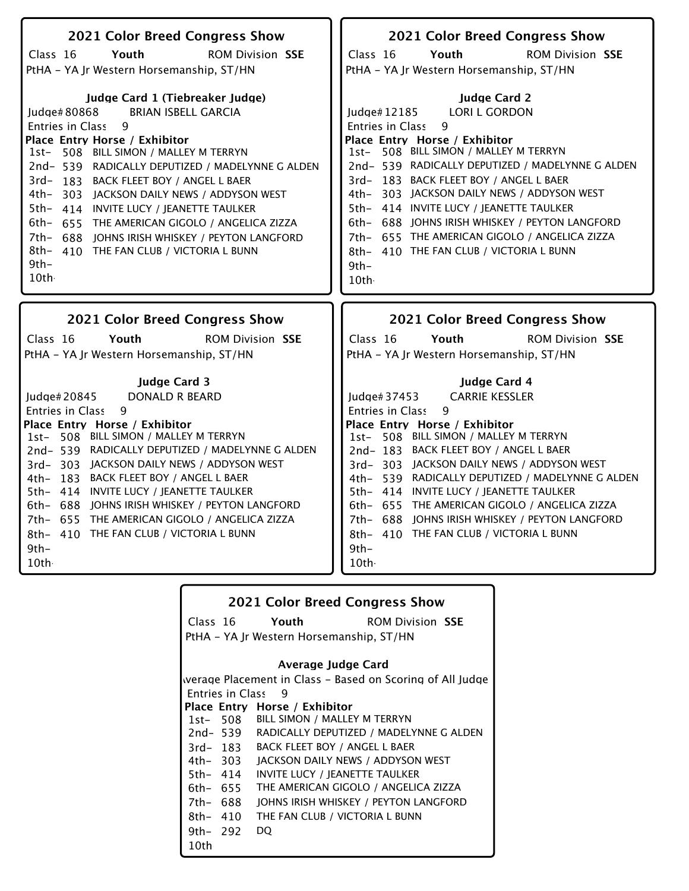## 2021 Color Breed Congress Show

Class 16 **Youth** ROM Division **SSE**

PtHA - YA Jr Western Horsemanship, ST/HN

### Judge Card 1 (Tiebreaker Judge)

Judge# 80868 BRIAN ISBELL GARCIA

Entries in Class 9

| Place | Entry | Horse / Exhibitor |
|---|---|---|
| 1st- | 508 | BILL SIMON / MALLEY M TERRYN |
| 2nd- | 539 | RADICALLY DEPUTIZED / MADELYNNE G ALDEN |
| 3rd- | 183 | BACK FLEET BOY / ANGEL L BAER |
| 4th- | 303 | JACKSON DAILY NEWS / ADDYSON WEST |
| 5th- | 414 | INVITE LUCY / JEANETTE TAULKER |
| 6th- | 655 | THE AMERICAN GIGOLO / ANGELICA ZIZZA |
| 7th- | 688 | JOHNS IRISH WHISKEY / PEYTON LANGFORD |
| 8th- | 410 | THE FAN CLUB / VICTORIA L BUNN |
| 9th- | | |
| 10th- | | |

## 2021 Color Breed Congress Show

Class 16 **Youth** ROM Division **SSE**

PtHA - YA Jr Western Horsemanship, ST/HN

### Judge Card 2

Judge# 12185 LORI L GORDON

Entries in Class 9

| Place | Entry | Horse / Exhibitor |
|---|---|---|
| 1st- | 508 | BILL SIMON / MALLEY M TERRYN |
| 2nd- | 539 | RADICALLY DEPUTIZED / MADELYNNE G ALDEN |
| 3rd- | 183 | BACK FLEET BOY / ANGEL L BAER |
| 4th- | 303 | JACKSON DAILY NEWS / ADDYSON WEST |
| 5th- | 414 | INVITE LUCY / JEANETTE TAULKER |
| 6th- | 688 | JOHNS IRISH WHISKEY / PEYTON LANGFORD |
| 7th- | 655 | THE AMERICAN GIGOLO / ANGELICA ZIZZA |
| 8th- | 410 | THE FAN CLUB / VICTORIA L BUNN |
| 9th- | | |
| 10th- | | |

## 2021 Color Breed Congress Show

Class 16 **Youth** ROM Division **SSE**

PtHA - YA Jr Western Horsemanship, ST/HN

### Judge Card 3

Judge# 20845 DONALD R BEARD

Entries in Class 9

| Place | Entry | Horse / Exhibitor |
|---|---|---|
| 1st- | 508 | BILL SIMON / MALLEY M TERRYN |
| 2nd- | 539 | RADICALLY DEPUTIZED / MADELYNNE G ALDEN |
| 3rd- | 303 | JACKSON DAILY NEWS / ADDYSON WEST |
| 4th- | 183 | BACK FLEET BOY / ANGEL L BAER |
| 5th- | 414 | INVITE LUCY / JEANETTE TAULKER |
| 6th- | 688 | JOHNS IRISH WHISKEY / PEYTON LANGFORD |
| 7th- | 655 | THE AMERICAN GIGOLO / ANGELICA ZIZZA |
| 8th- | 410 | THE FAN CLUB / VICTORIA L BUNN |
| 9th- | | |
| 10th- | | |

## 2021 Color Breed Congress Show

Class 16 **Youth** ROM Division **SSE**

PtHA - YA Jr Western Horsemanship, ST/HN

### Judge Card 4

Judge# 37453 CARRIE KESSLER

Entries in Class 9

| Place | Entry | Horse / Exhibitor |
|---|---|---|
| 1st- | 508 | BILL SIMON / MALLEY M TERRYN |
| 2nd- | 183 | BACK FLEET BOY / ANGEL L BAER |
| 3rd- | 303 | JACKSON DAILY NEWS / ADDYSON WEST |
| 4th- | 539 | RADICALLY DEPUTIZED / MADELYNNE G ALDEN |
| 5th- | 414 | INVITE LUCY / JEANETTE TAULKER |
| 6th- | 655 | THE AMERICAN GIGOLO / ANGELICA ZIZZA |
| 7th- | 688 | JOHNS IRISH WHISKEY / PEYTON LANGFORD |
| 8th- | 410 | THE FAN CLUB / VICTORIA L BUNN |
| 9th- | | |
| 10th- | | |

## 2021 Color Breed Congress Show

Class 16 **Youth** ROM Division **SSE**

PtHA - YA Jr Western Horsemanship, ST/HN

### Average Judge Card

Average Placement in Class - Based on Scoring of All Judges

Entries in Class 9

| Place | Entry | Horse / Exhibitor |
|---|---|---|
| 1st- | 508 | BILL SIMON / MALLEY M TERRYN |
| 2nd- | 539 | RADICALLY DEPUTIZED / MADELYNNE G ALDEN |
| 3rd- | 183 | BACK FLEET BOY / ANGEL L BAER |
| 4th- | 303 | JACKSON DAILY NEWS / ADDYSON WEST |
| 5th- | 414 | INVITE LUCY / JEANETTE TAULKER |
| 6th- | 655 | THE AMERICAN GIGOLO / ANGELICA ZIZZA |
| 7th- | 688 | JOHNS IRISH WHISKEY / PEYTON LANGFORD |
| 8th- | 410 | THE FAN CLUB / VICTORIA L BUNN |
| 9th- | 292 | DQ |
| 10th | | |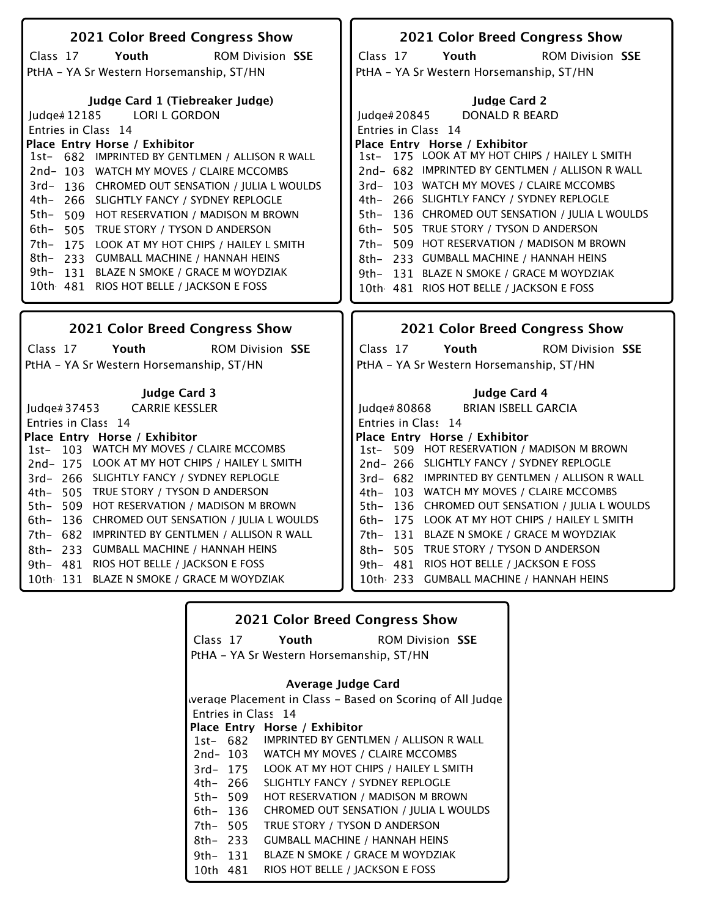## 2021 Color Breed Congress Show

Class 17 **Youth** ROM Division **SSE**

PtHA - YA Sr Western Horsemanship, ST/HN

**Judge Card 1 (Tiebreaker Judge)**

Judge# 12185 LORI L GORDON

Entries in Class 14

| Place | Entry | Horse / Exhibitor |
|---|---|---|
| 1st- | 682 | IMPRINTED BY GENTLMEN / ALLISON R WALL |
| 2nd- | 103 | WATCH MY MOVES / CLAIRE MCCOMBS |
| 3rd- | 136 | CHROMED OUT SENSATION / JULIA L WOULDS |
| 4th- | 266 | SLIGHTLY FANCY / SYDNEY REPLOGLE |
| 5th- | 509 | HOT RESERVATION / MADISON M BROWN |
| 6th- | 505 | TRUE STORY / TYSON D ANDERSON |
| 7th- | 175 | LOOK AT MY HOT CHIPS / HAILEY L SMITH |
| 8th- | 233 | GUMBALL MACHINE / HANNAH HEINS |
| 9th- | 131 | BLAZE N SMOKE / GRACE M WOYDZIAK |
| 10th | 481 | RIOS HOT BELLE / JACKSON E FOSS |

## 2021 Color Breed Congress Show

Class 17 **Youth** ROM Division **SSE**

PtHA - YA Sr Western Horsemanship, ST/HN

**Judge Card 2**

Judge# 20845 DONALD R BEARD

Entries in Class 14

| Place | Entry | Horse / Exhibitor |
|---|---|---|
| 1st- | 175 | LOOK AT MY HOT CHIPS / HAILEY L SMITH |
| 2nd- | 682 | IMPRINTED BY GENTLMEN / ALLISON R WALL |
| 3rd- | 103 | WATCH MY MOVES / CLAIRE MCCOMBS |
| 4th- | 266 | SLIGHTLY FANCY / SYDNEY REPLOGLE |
| 5th- | 136 | CHROMED OUT SENSATION / JULIA L WOULDS |
| 6th- | 505 | TRUE STORY / TYSON D ANDERSON |
| 7th- | 509 | HOT RESERVATION / MADISON M BROWN |
| 8th- | 233 | GUMBALL MACHINE / HANNAH HEINS |
| 9th- | 131 | BLAZE N SMOKE / GRACE M WOYDZIAK |
| 10th | 481 | RIOS HOT BELLE / JACKSON E FOSS |

## 2021 Color Breed Congress Show

Class 17 **Youth** ROM Division **SSE**

PtHA - YA Sr Western Horsemanship, ST/HN

**Judge Card 3**

Judge# 37453 CARRIE KESSLER

Entries in Class 14

| Place | Entry | Horse / Exhibitor |
|---|---|---|
| 1st- | 103 | WATCH MY MOVES / CLAIRE MCCOMBS |
| 2nd- | 175 | LOOK AT MY HOT CHIPS / HAILEY L SMITH |
| 3rd- | 266 | SLIGHTLY FANCY / SYDNEY REPLOGLE |
| 4th- | 505 | TRUE STORY / TYSON D ANDERSON |
| 5th- | 509 | HOT RESERVATION / MADISON M BROWN |
| 6th- | 136 | CHROMED OUT SENSATION / JULIA L WOULDS |
| 7th- | 682 | IMPRINTED BY GENTLMEN / ALLISON R WALL |
| 8th- | 233 | GUMBALL MACHINE / HANNAH HEINS |
| 9th- | 481 | RIOS HOT BELLE / JACKSON E FOSS |
| 10th | 131 | BLAZE N SMOKE / GRACE M WOYDZIAK |

## 2021 Color Breed Congress Show

Class 17 **Youth** ROM Division **SSE**

PtHA - YA Sr Western Horsemanship, ST/HN

**Judge Card 4**

Judge# 80868 BRIAN ISBELL GARCIA

Entries in Class 14

| Place | Entry | Horse / Exhibitor |
|---|---|---|
| 1st- | 509 | HOT RESERVATION / MADISON M BROWN |
| 2nd- | 266 | SLIGHTLY FANCY / SYDNEY REPLOGLE |
| 3rd- | 682 | IMPRINTED BY GENTLMEN / ALLISON R WALL |
| 4th- | 103 | WATCH MY MOVES / CLAIRE MCCOMBS |
| 5th- | 136 | CHROMED OUT SENSATION / JULIA L WOULDS |
| 6th- | 175 | LOOK AT MY HOT CHIPS / HAILEY L SMITH |
| 7th- | 131 | BLAZE N SMOKE / GRACE M WOYDZIAK |
| 8th- | 505 | TRUE STORY / TYSON D ANDERSON |
| 9th- | 481 | RIOS HOT BELLE / JACKSON E FOSS |
| 10th | 233 | GUMBALL MACHINE / HANNAH HEINS |

## 2021 Color Breed Congress Show

Class 17 **Youth** ROM Division **SSE**

PtHA - YA Sr Western Horsemanship, ST/HN

**Average Judge Card**

Average Placement in Class - Based on Scoring of All Judge

Entries in Class 14

| Place | Entry | Horse / Exhibitor |
|---|---|---|
| 1st- | 682 | IMPRINTED BY GENTLMEN / ALLISON R WALL |
| 2nd- | 103 | WATCH MY MOVES / CLAIRE MCCOMBS |
| 3rd- | 175 | LOOK AT MY HOT CHIPS / HAILEY L SMITH |
| 4th- | 266 | SLIGHTLY FANCY / SYDNEY REPLOGLE |
| 5th- | 509 | HOT RESERVATION / MADISON M BROWN |
| 6th- | 136 | CHROMED OUT SENSATION / JULIA L WOULDS |
| 7th- | 505 | TRUE STORY / TYSON D ANDERSON |
| 8th- | 233 | GUMBALL MACHINE / HANNAH HEINS |
| 9th- | 131 | BLAZE N SMOKE / GRACE M WOYDZIAK |
| 10th | 481 | RIOS HOT BELLE / JACKSON E FOSS |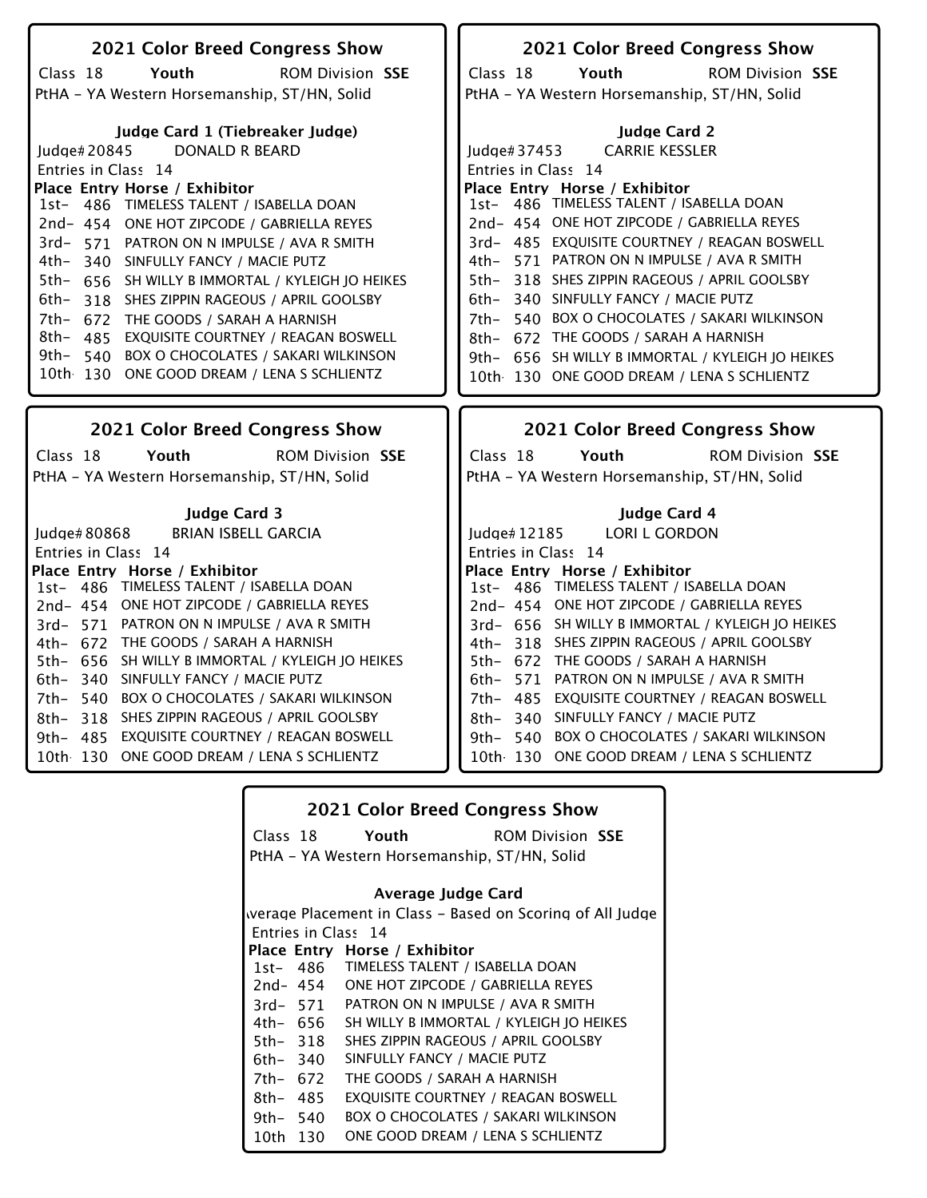## 2021 Color Breed Congress Show

Class 18 **Youth** ROM Division **SSE**

PtHA - YA Western Horsemanship, ST/HN, Solid

### Judge Card 1 (Tiebreaker Judge)

Judge# 20845 DONALD R BEARD

Entries in Class 14

| Place | Entry | Horse / Exhibitor |
|---|---|---|
| 1st- | 486 | TIMELESS TALENT / ISABELLA DOAN |
| 2nd- | 454 | ONE HOT ZIPCODE / GABRIELLA REYES |
| 3rd- | 571 | PATRON ON N IMPULSE / AVA R SMITH |
| 4th- | 340 | SINFULLY FANCY / MACIE PUTZ |
| 5th- | 656 | SH WILLY B IMMORTAL / KYLEIGH JO HEIKES |
| 6th- | 318 | SHES ZIPPIN RAGEOUS / APRIL GOOLSBY |
| 7th- | 672 | THE GOODS / SARAH A HARNISH |
| 8th- | 485 | EXQUISITE COURTNEY / REAGAN BOSWELL |
| 9th- | 540 | BOX O CHOCOLATES / SAKARI WILKINSON |
| 10th | 130 | ONE GOOD DREAM / LENA S SCHLIENTZ |

## 2021 Color Breed Congress Show

Class 18 **Youth** ROM Division **SSE**

PtHA - YA Western Horsemanship, ST/HN, Solid

### Judge Card 2

Judge# 37453 CARRIE KESSLER

Entries in Class 14

| Place | Entry | Horse / Exhibitor |
|---|---|---|
| 1st- | 486 | TIMELESS TALENT / ISABELLA DOAN |
| 2nd- | 454 | ONE HOT ZIPCODE / GABRIELLA REYES |
| 3rd- | 485 | EXQUISITE COURTNEY / REAGAN BOSWELL |
| 4th- | 571 | PATRON ON N IMPULSE / AVA R SMITH |
| 5th- | 318 | SHES ZIPPIN RAGEOUS / APRIL GOOLSBY |
| 6th- | 340 | SINFULLY FANCY / MACIE PUTZ |
| 7th- | 540 | BOX O CHOCOLATES / SAKARI WILKINSON |
| 8th- | 672 | THE GOODS / SARAH A HARNISH |
| 9th- | 656 | SH WILLY B IMMORTAL / KYLEIGH JO HEIKES |
| 10th | 130 | ONE GOOD DREAM / LENA S SCHLIENTZ |

## 2021 Color Breed Congress Show

Class 18 **Youth** ROM Division **SSE**

PtHA - YA Western Horsemanship, ST/HN, Solid

### Judge Card 3

Judge# 80868 BRIAN ISBELL GARCIA

Entries in Class 14

| Place | Entry | Horse / Exhibitor |
|---|---|---|
| 1st- | 486 | TIMELESS TALENT / ISABELLA DOAN |
| 2nd- | 454 | ONE HOT ZIPCODE / GABRIELLA REYES |
| 3rd- | 571 | PATRON ON N IMPULSE / AVA R SMITH |
| 4th- | 672 | THE GOODS / SARAH A HARNISH |
| 5th- | 656 | SH WILLY B IMMORTAL / KYLEIGH JO HEIKES |
| 6th- | 340 | SINFULLY FANCY / MACIE PUTZ |
| 7th- | 540 | BOX O CHOCOLATES / SAKARI WILKINSON |
| 8th- | 318 | SHES ZIPPIN RAGEOUS / APRIL GOOLSBY |
| 9th- | 485 | EXQUISITE COURTNEY / REAGAN BOSWELL |
| 10th | 130 | ONE GOOD DREAM / LENA S SCHLIENTZ |

## 2021 Color Breed Congress Show

Class 18 **Youth** ROM Division **SSE**

PtHA - YA Western Horsemanship, ST/HN, Solid

### Judge Card 4

Judge# 12185 LORI L GORDON

Entries in Class 14

| Place | Entry | Horse / Exhibitor |
|---|---|---|
| 1st- | 486 | TIMELESS TALENT / ISABELLA DOAN |
| 2nd- | 454 | ONE HOT ZIPCODE / GABRIELLA REYES |
| 3rd- | 656 | SH WILLY B IMMORTAL / KYLEIGH JO HEIKES |
| 4th- | 318 | SHES ZIPPIN RAGEOUS / APRIL GOOLSBY |
| 5th- | 672 | THE GOODS / SARAH A HARNISH |
| 6th- | 571 | PATRON ON N IMPULSE / AVA R SMITH |
| 7th- | 485 | EXQUISITE COURTNEY / REAGAN BOSWELL |
| 8th- | 340 | SINFULLY FANCY / MACIE PUTZ |
| 9th- | 540 | BOX O CHOCOLATES / SAKARI WILKINSON |
| 10th | 130 | ONE GOOD DREAM / LENA S SCHLIENTZ |

## 2021 Color Breed Congress Show

Class 18 **Youth** ROM Division **SSE**

PtHA - YA Western Horsemanship, ST/HN, Solid

### Average Judge Card

Average Placement in Class - Based on Scoring of All Judges

Entries in Class 14

| Place | Entry | Horse / Exhibitor |
|---|---|---|
| 1st- | 486 | TIMELESS TALENT / ISABELLA DOAN |
| 2nd- | 454 | ONE HOT ZIPCODE / GABRIELLA REYES |
| 3rd- | 571 | PATRON ON N IMPULSE / AVA R SMITH |
| 4th- | 656 | SH WILLY B IMMORTAL / KYLEIGH JO HEIKES |
| 5th- | 318 | SHES ZIPPIN RAGEOUS / APRIL GOOLSBY |
| 6th- | 340 | SINFULLY FANCY / MACIE PUTZ |
| 7th- | 672 | THE GOODS / SARAH A HARNISH |
| 8th- | 485 | EXQUISITE COURTNEY / REAGAN BOSWELL |
| 9th- | 540 | BOX O CHOCOLATES / SAKARI WILKINSON |
| 10th | 130 | ONE GOOD DREAM / LENA S SCHLIENTZ |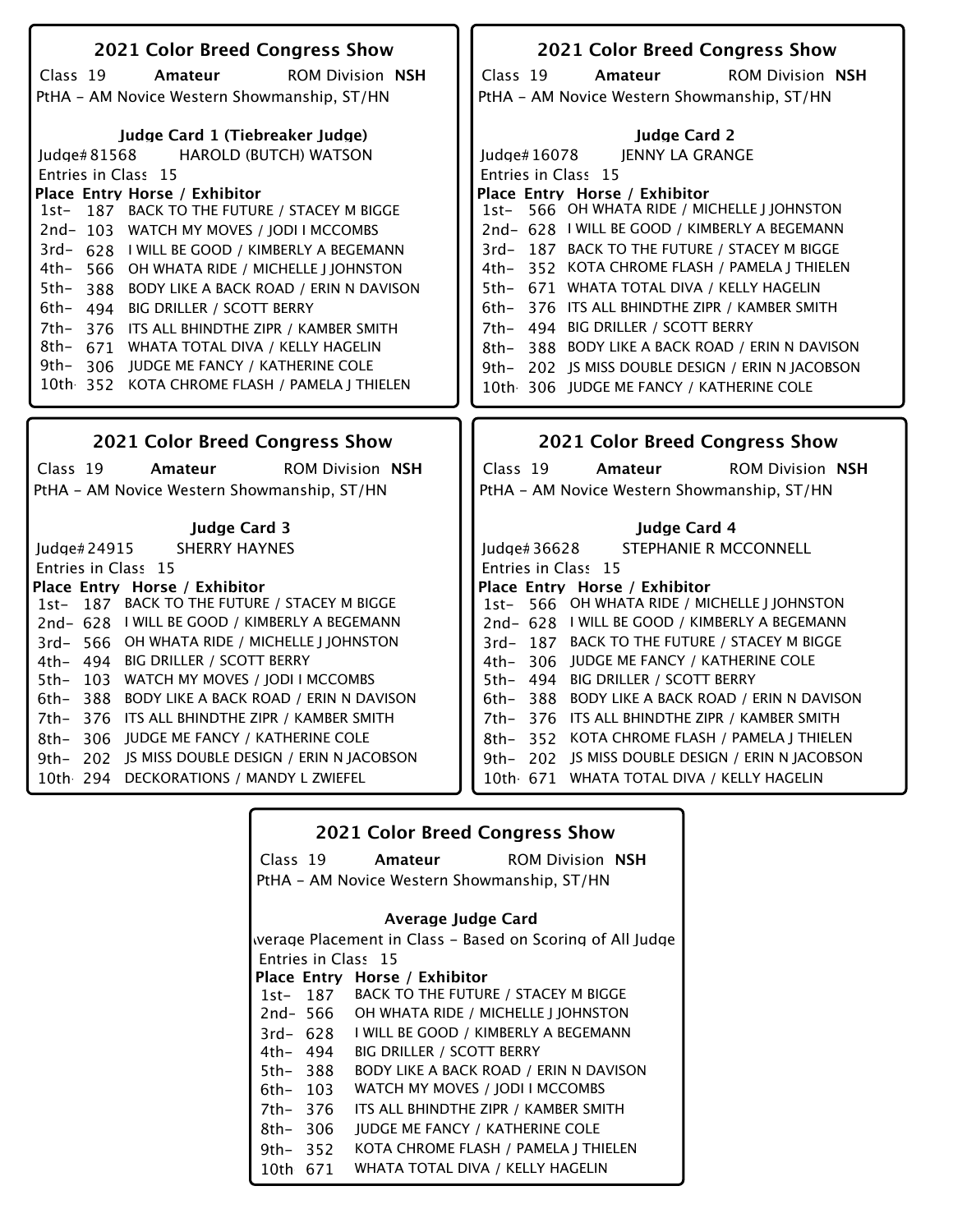## 2021 Color Breed Congress Show

Class 19 **Amateur** ROM Division **NSH**

PtHA - AM Novice Western Showmanship, ST/HN

### Judge Card 1 (Tiebreaker Judge)

Judge# 81568 HAROLD (BUTCH) WATSON

Entries in Class 15

| Place | Entry | Horse / Exhibitor |
|---|---|---|
| 1st- | 187 | BACK TO THE FUTURE / STACEY M BIGGE |
| 2nd- | 103 | WATCH MY MOVES / JODI I MCCOMBS |
| 3rd- | 628 | I WILL BE GOOD / KIMBERLY A BEGEMANN |
| 4th- | 566 | OH WHATA RIDE / MICHELLE J JOHNSTON |
| 5th- | 388 | BODY LIKE A BACK ROAD / ERIN N DAVISON |
| 6th- | 494 | BIG DRILLER / SCOTT BERRY |
| 7th- | 376 | ITS ALL BHINDTHE ZIPR / KAMBER SMITH |
| 8th- | 671 | WHATA TOTAL DIVA / KELLY HAGELIN |
| 9th- | 306 | JUDGE ME FANCY / KATHERINE COLE |
| 10th | 352 | KOTA CHROME FLASH / PAMELA J THIELEN |

## 2021 Color Breed Congress Show

Class 19 **Amateur** ROM Division **NSH**

PtHA - AM Novice Western Showmanship, ST/HN

### Judge Card 2

Judge# 16078 JENNY LA GRANGE

Entries in Class 15

| Place | Entry | Horse / Exhibitor |
|---|---|---|
| 1st- | 566 | OH WHATA RIDE / MICHELLE J JOHNSTON |
| 2nd- | 628 | I WILL BE GOOD / KIMBERLY A BEGEMANN |
| 3rd- | 187 | BACK TO THE FUTURE / STACEY M BIGGE |
| 4th- | 352 | KOTA CHROME FLASH / PAMELA J THIELEN |
| 5th- | 671 | WHATA TOTAL DIVA / KELLY HAGELIN |
| 6th- | 376 | ITS ALL BHINDTHE ZIPR / KAMBER SMITH |
| 7th- | 494 | BIG DRILLER / SCOTT BERRY |
| 8th- | 388 | BODY LIKE A BACK ROAD / ERIN N DAVISON |
| 9th- | 202 | JS MISS DOUBLE DESIGN / ERIN N JACOBSON |
| 10th | 306 | JUDGE ME FANCY / KATHERINE COLE |

## 2021 Color Breed Congress Show

Class 19 **Amateur** ROM Division **NSH**

PtHA - AM Novice Western Showmanship, ST/HN

### Judge Card 3

Judge# 24915 SHERRY HAYNES

Entries in Class 15

| Place | Entry | Horse / Exhibitor |
|---|---|---|
| 1st- | 187 | BACK TO THE FUTURE / STACEY M BIGGE |
| 2nd- | 628 | I WILL BE GOOD / KIMBERLY A BEGEMANN |
| 3rd- | 566 | OH WHATA RIDE / MICHELLE J JOHNSTON |
| 4th- | 494 | BIG DRILLER / SCOTT BERRY |
| 5th- | 103 | WATCH MY MOVES / JODI I MCCOMBS |
| 6th- | 388 | BODY LIKE A BACK ROAD / ERIN N DAVISON |
| 7th- | 376 | ITS ALL BHINDTHE ZIPR / KAMBER SMITH |
| 8th- | 306 | JUDGE ME FANCY / KATHERINE COLE |
| 9th- | 202 | JS MISS DOUBLE DESIGN / ERIN N JACOBSON |
| 10th | 294 | DECKORATIONS / MANDY L ZWIEFEL |

## 2021 Color Breed Congress Show

Class 19 **Amateur** ROM Division **NSH**

PtHA - AM Novice Western Showmanship, ST/HN

### Judge Card 4

Judge# 36628 STEPHANIE R MCCONNELL

Entries in Class 15

| Place | Entry | Horse / Exhibitor |
|---|---|---|
| 1st- | 566 | OH WHATA RIDE / MICHELLE J JOHNSTON |
| 2nd- | 628 | I WILL BE GOOD / KIMBERLY A BEGEMANN |
| 3rd- | 187 | BACK TO THE FUTURE / STACEY M BIGGE |
| 4th- | 306 | JUDGE ME FANCY / KATHERINE COLE |
| 5th- | 494 | BIG DRILLER / SCOTT BERRY |
| 6th- | 388 | BODY LIKE A BACK ROAD / ERIN N DAVISON |
| 7th- | 376 | ITS ALL BHINDTHE ZIPR / KAMBER SMITH |
| 8th- | 352 | KOTA CHROME FLASH / PAMELA J THIELEN |
| 9th- | 202 | JS MISS DOUBLE DESIGN / ERIN N JACOBSON |
| 10th | 671 | WHATA TOTAL DIVA / KELLY HAGELIN |

## 2021 Color Breed Congress Show

Class 19 **Amateur** ROM Division **NSH**

PtHA - AM Novice Western Showmanship, ST/HN

### Average Judge Card

Average Placement in Class - Based on Scoring of All Judge

Entries in Class 15

| Place | Entry | Horse / Exhibitor |
|---|---|---|
| 1st- | 187 | BACK TO THE FUTURE / STACEY M BIGGE |
| 2nd- | 566 | OH WHATA RIDE / MICHELLE J JOHNSTON |
| 3rd- | 628 | I WILL BE GOOD / KIMBERLY A BEGEMANN |
| 4th- | 494 | BIG DRILLER / SCOTT BERRY |
| 5th- | 388 | BODY LIKE A BACK ROAD / ERIN N DAVISON |
| 6th- | 103 | WATCH MY MOVES / JODI I MCCOMBS |
| 7th- | 376 | ITS ALL BHINDTHE ZIPR / KAMBER SMITH |
| 8th- | 306 | JUDGE ME FANCY / KATHERINE COLE |
| 9th- | 352 | KOTA CHROME FLASH / PAMELA J THIELEN |
| 10th | 671 | WHATA TOTAL DIVA / KELLY HAGELIN |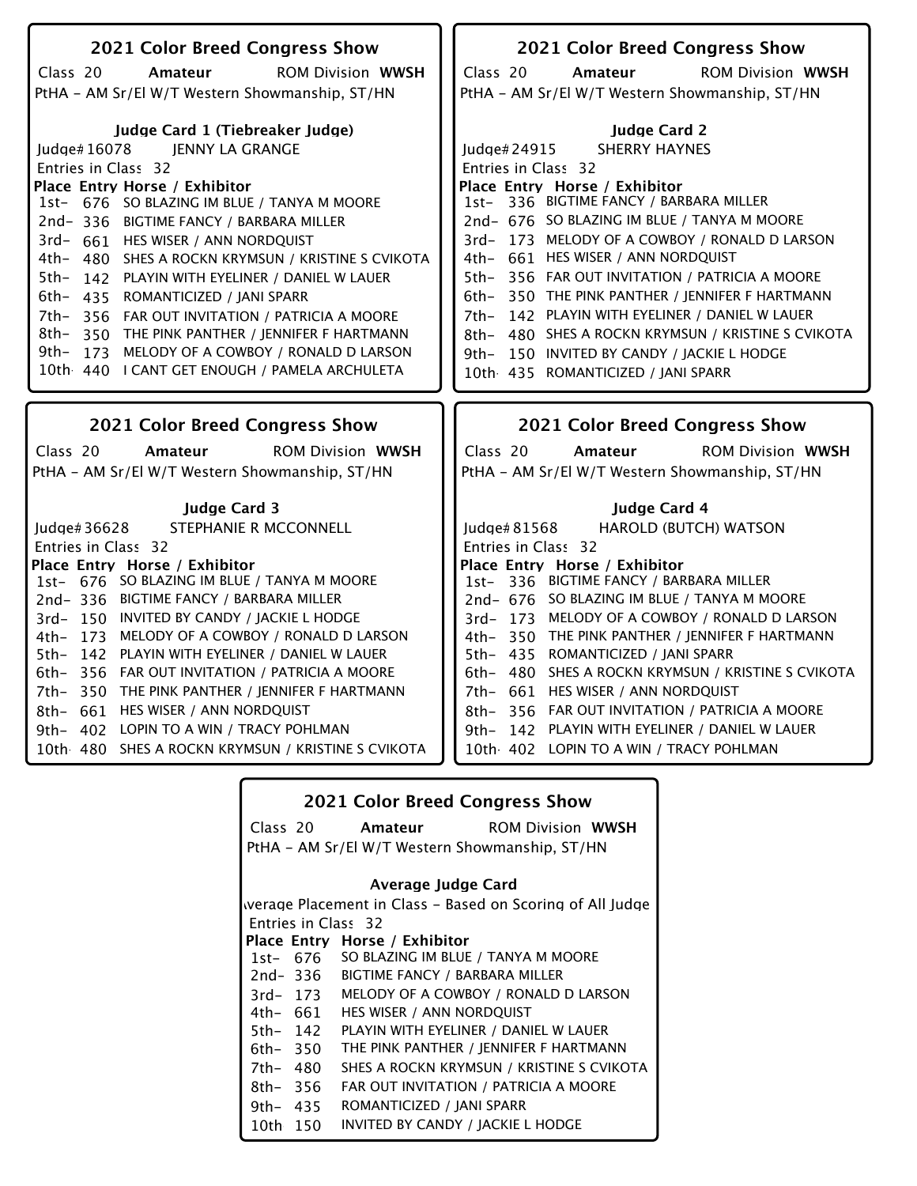## 2021 Color Breed Congress Show

Class 20 **Amateur** ROM Division **WWSH**

PtHA - AM Sr/El W/T Western Showmanship, ST/HN

**Judge Card 1 (Tiebreaker Judge)**

Judge# 16078 JENNY LA GRANGE

Entries in Class 32

| Place | Entry | Horse / Exhibitor |
|---|---|---|
| 1st- | 676 | SO BLAZING IM BLUE / TANYA M MOORE |
| 2nd- | 336 | BIGTIME FANCY / BARBARA MILLER |
| 3rd- | 661 | HES WISER / ANN NORDQUIST |
| 4th- | 480 | SHES A ROCKN KRYMSUN / KRISTINE S CVIKOTA |
| 5th- | 142 | PLAYIN WITH EYELINER / DANIEL W LAUER |
| 6th- | 435 | ROMANTICIZED / JANI SPARR |
| 7th- | 356 | FAR OUT INVITATION / PATRICIA A MOORE |
| 8th- | 350 | THE PINK PANTHER / JENNIFER F HARTMANN |
| 9th- | 173 | MELODY OF A COWBOY / RONALD D LARSON |
| 10th- | 440 | I CANT GET ENOUGH / PAMELA ARCHULETA |

## 2021 Color Breed Congress Show

Class 20 **Amateur** ROM Division **WWSH**

PtHA - AM Sr/El W/T Western Showmanship, ST/HN

**Judge Card 2**

Judge# 24915 SHERRY HAYNES

Entries in Class 32

| Place | Entry | Horse / Exhibitor |
|---|---|---|
| 1st- | 336 | BIGTIME FANCY / BARBARA MILLER |
| 2nd- | 676 | SO BLAZING IM BLUE / TANYA M MOORE |
| 3rd- | 173 | MELODY OF A COWBOY / RONALD D LARSON |
| 4th- | 661 | HES WISER / ANN NORDQUIST |
| 5th- | 356 | FAR OUT INVITATION / PATRICIA A MOORE |
| 6th- | 350 | THE PINK PANTHER / JENNIFER F HARTMANN |
| 7th- | 142 | PLAYIN WITH EYELINER / DANIEL W LAUER |
| 8th- | 480 | SHES A ROCKN KRYMSUN / KRISTINE S CVIKOTA |
| 9th- | 150 | INVITED BY CANDY / JACKIE L HODGE |
| 10th- | 435 | ROMANTICIZED / JANI SPARR |

## 2021 Color Breed Congress Show

Class 20 **Amateur** ROM Division **WWSH**

PtHA - AM Sr/El W/T Western Showmanship, ST/HN

**Judge Card 3**

Judge# 36628 STEPHANIE R MCCONNELL

Entries in Class 32

| Place | Entry | Horse / Exhibitor |
|---|---|---|
| 1st- | 676 | SO BLAZING IM BLUE / TANYA M MOORE |
| 2nd- | 336 | BIGTIME FANCY / BARBARA MILLER |
| 3rd- | 150 | INVITED BY CANDY / JACKIE L HODGE |
| 4th- | 173 | MELODY OF A COWBOY / RONALD D LARSON |
| 5th- | 142 | PLAYIN WITH EYELINER / DANIEL W LAUER |
| 6th- | 356 | FAR OUT INVITATION / PATRICIA A MOORE |
| 7th- | 350 | THE PINK PANTHER / JENNIFER F HARTMANN |
| 8th- | 661 | HES WISER / ANN NORDQUIST |
| 9th- | 402 | LOPIN TO A WIN / TRACY POHLMAN |
| 10th- | 480 | SHES A ROCKN KRYMSUN / KRISTINE S CVIKOTA |

## 2021 Color Breed Congress Show

Class 20 **Amateur** ROM Division **WWSH**

PtHA - AM Sr/El W/T Western Showmanship, ST/HN

**Judge Card 4**

Judge# 81568 HAROLD (BUTCH) WATSON

Entries in Class 32

| Place | Entry | Horse / Exhibitor |
|---|---|---|
| 1st- | 336 | BIGTIME FANCY / BARBARA MILLER |
| 2nd- | 676 | SO BLAZING IM BLUE / TANYA M MOORE |
| 3rd- | 173 | MELODY OF A COWBOY / RONALD D LARSON |
| 4th- | 350 | THE PINK PANTHER / JENNIFER F HARTMANN |
| 5th- | 435 | ROMANTICIZED / JANI SPARR |
| 6th- | 480 | SHES A ROCKN KRYMSUN / KRISTINE S CVIKOTA |
| 7th- | 661 | HES WISER / ANN NORDQUIST |
| 8th- | 356 | FAR OUT INVITATION / PATRICIA A MOORE |
| 9th- | 142 | PLAYIN WITH EYELINER / DANIEL W LAUER |
| 10th- | 402 | LOPIN TO A WIN / TRACY POHLMAN |

## 2021 Color Breed Congress Show

Class 20 **Amateur** ROM Division **WWSH**

PtHA - AM Sr/El W/T Western Showmanship, ST/HN

**Average Judge Card**

Average Placement in Class - Based on Scoring of All Judges

Entries in Class 32

| Place | Entry | Horse / Exhibitor |
|---|---|---|
| 1st- | 676 | SO BLAZING IM BLUE / TANYA M MOORE |
| 2nd- | 336 | BIGTIME FANCY / BARBARA MILLER |
| 3rd- | 173 | MELODY OF A COWBOY / RONALD D LARSON |
| 4th- | 661 | HES WISER / ANN NORDQUIST |
| 5th- | 142 | PLAYIN WITH EYELINER / DANIEL W LAUER |
| 6th- | 350 | THE PINK PANTHER / JENNIFER F HARTMANN |
| 7th- | 480 | SHES A ROCKN KRYMSUN / KRISTINE S CVIKOTA |
| 8th- | 356 | FAR OUT INVITATION / PATRICIA A MOORE |
| 9th- | 435 | ROMANTICIZED / JANI SPARR |
| 10th | 150 | INVITED BY CANDY / JACKIE L HODGE |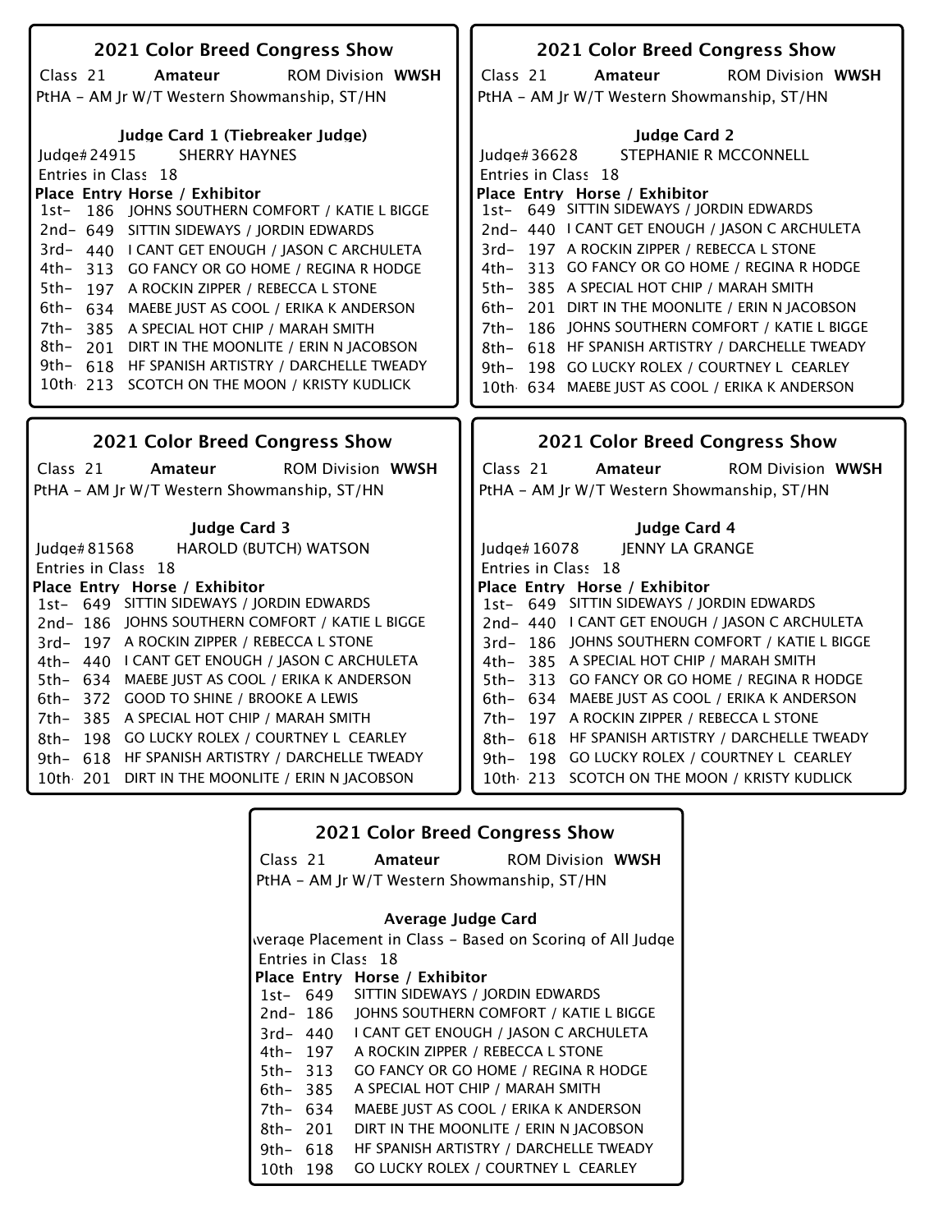## 2021 Color Breed Congress Show

Class 21 **Amateur** ROM Division **WWSH**

PtHA - AM Jr W/T Western Showmanship, ST/HN

### Judge Card 1 (Tiebreaker Judge)

Judge# 24915 SHERRY HAYNES

Entries in Class 18

| Place | Entry | Horse / Exhibitor |
|---|---|---|
| 1st- | 186 | JOHNS SOUTHERN COMFORT / KATIE L BIGGE |
| 2nd- | 649 | SITTIN SIDEWAYS / JORDIN EDWARDS |
| 3rd- | 440 | I CANT GET ENOUGH / JASON C ARCHULETA |
| 4th- | 313 | GO FANCY OR GO HOME / REGINA R HODGE |
| 5th- | 197 | A ROCKIN ZIPPER / REBECCA L STONE |
| 6th- | 634 | MAEBE JUST AS COOL / ERIKA K ANDERSON |
| 7th- | 385 | A SPECIAL HOT CHIP / MARAH SMITH |
| 8th- | 201 | DIRT IN THE MOONLITE / ERIN N JACOBSON |
| 9th- | 618 | HF SPANISH ARTISTRY / DARCHELLE TWEADY |
| 10th | 213 | SCOTCH ON THE MOON / KRISTY KUDLICK |

## 2021 Color Breed Congress Show

Class 21 **Amateur** ROM Division **WWSH**

PtHA - AM Jr W/T Western Showmanship, ST/HN

### Judge Card 2

Judge# 36628 STEPHANIE R MCCONNELL

Entries in Class 18

| Place | Entry | Horse / Exhibitor |
|---|---|---|
| 1st- | 649 | SITTIN SIDEWAYS / JORDIN EDWARDS |
| 2nd- | 440 | I CANT GET ENOUGH / JASON C ARCHULETA |
| 3rd- | 197 | A ROCKIN ZIPPER / REBECCA L STONE |
| 4th- | 313 | GO FANCY OR GO HOME / REGINA R HODGE |
| 5th- | 385 | A SPECIAL HOT CHIP / MARAH SMITH |
| 6th- | 201 | DIRT IN THE MOONLITE / ERIN N JACOBSON |
| 7th- | 186 | JOHNS SOUTHERN COMFORT / KATIE L BIGGE |
| 8th- | 618 | HF SPANISH ARTISTRY / DARCHELLE TWEADY |
| 9th- | 198 | GO LUCKY ROLEX / COURTNEY L CEARLEY |
| 10th | 634 | MAEBE JUST AS COOL / ERIKA K ANDERSON |

## 2021 Color Breed Congress Show

Class 21 **Amateur** ROM Division **WWSH**

PtHA - AM Jr W/T Western Showmanship, ST/HN

### Judge Card 3

Judge# 81568 HAROLD (BUTCH) WATSON

Entries in Class 18

| Place | Entry | Horse / Exhibitor |
|---|---|---|
| 1st- | 649 | SITTIN SIDEWAYS / JORDIN EDWARDS |
| 2nd- | 186 | JOHNS SOUTHERN COMFORT / KATIE L BIGGE |
| 3rd- | 197 | A ROCKIN ZIPPER / REBECCA L STONE |
| 4th- | 440 | I CANT GET ENOUGH / JASON C ARCHULETA |
| 5th- | 634 | MAEBE JUST AS COOL / ERIKA K ANDERSON |
| 6th- | 372 | GOOD TO SHINE / BROOKE A LEWIS |
| 7th- | 385 | A SPECIAL HOT CHIP / MARAH SMITH |
| 8th- | 198 | GO LUCKY ROLEX / COURTNEY L CEARLEY |
| 9th- | 618 | HF SPANISH ARTISTRY / DARCHELLE TWEADY |
| 10th | 201 | DIRT IN THE MOONLITE / ERIN N JACOBSON |

## 2021 Color Breed Congress Show

Class 21 **Amateur** ROM Division **WWSH**

PtHA - AM Jr W/T Western Showmanship, ST/HN

### Judge Card 4

Judge# 16078 JENNY LA GRANGE

Entries in Class 18

| Place | Entry | Horse / Exhibitor |
|---|---|---|
| 1st- | 649 | SITTIN SIDEWAYS / JORDIN EDWARDS |
| 2nd- | 440 | I CANT GET ENOUGH / JASON C ARCHULETA |
| 3rd- | 186 | JOHNS SOUTHERN COMFORT / KATIE L BIGGE |
| 4th- | 385 | A SPECIAL HOT CHIP / MARAH SMITH |
| 5th- | 313 | GO FANCY OR GO HOME / REGINA R HODGE |
| 6th- | 634 | MAEBE JUST AS COOL / ERIKA K ANDERSON |
| 7th- | 197 | A ROCKIN ZIPPER / REBECCA L STONE |
| 8th- | 618 | HF SPANISH ARTISTRY / DARCHELLE TWEADY |
| 9th- | 198 | GO LUCKY ROLEX / COURTNEY L CEARLEY |
| 10th | 213 | SCOTCH ON THE MOON / KRISTY KUDLICK |

## 2021 Color Breed Congress Show

Class 21 **Amateur** ROM Division **WWSH**

PtHA - AM Jr W/T Western Showmanship, ST/HN

### Average Judge Card

Average Placement in Class - Based on Scoring of All Judges

Entries in Class 18

| Place | Entry | Horse / Exhibitor |
|---|---|---|
| 1st- | 649 | SITTIN SIDEWAYS / JORDIN EDWARDS |
| 2nd- | 186 | JOHNS SOUTHERN COMFORT / KATIE L BIGGE |
| 3rd- | 440 | I CANT GET ENOUGH / JASON C ARCHULETA |
| 4th- | 197 | A ROCKIN ZIPPER / REBECCA L STONE |
| 5th- | 313 | GO FANCY OR GO HOME / REGINA R HODGE |
| 6th- | 385 | A SPECIAL HOT CHIP / MARAH SMITH |
| 7th- | 634 | MAEBE JUST AS COOL / ERIKA K ANDERSON |
| 8th- | 201 | DIRT IN THE MOONLITE / ERIN N JACOBSON |
| 9th- | 618 | HF SPANISH ARTISTRY / DARCHELLE TWEADY |
| 10th | 198 | GO LUCKY ROLEX / COURTNEY L CEARLEY |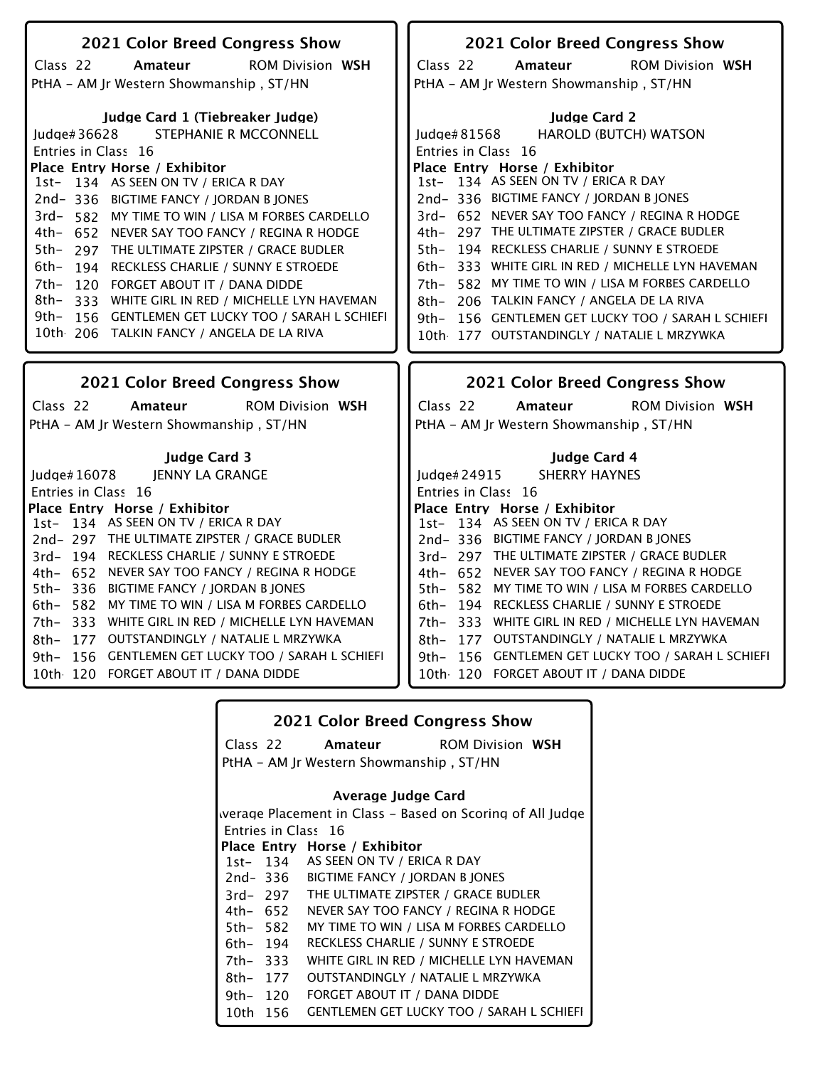## 2021 Color Breed Congress Show

Class 22 **Amateur** ROM Division **WSH**

PtHA - AM Jr Western Showmanship , ST/HN

### Judge Card 1 (Tiebreaker Judge)

Judge# 36628 STEPHANIE R MCCONNELL

Entries in Class 16

| Place | Entry | Horse / Exhibitor |
|---|---|---|
| 1st- | 134 | AS SEEN ON TV / ERICA R DAY |
| 2nd- | 336 | BIGTIME FANCY / JORDAN B JONES |
| 3rd- | 582 | MY TIME TO WIN / LISA M FORBES CARDELLO |
| 4th- | 652 | NEVER SAY TOO FANCY / REGINA R HODGE |
| 5th- | 297 | THE ULTIMATE ZIPSTER / GRACE BUDLER |
| 6th- | 194 | RECKLESS CHARLIE / SUNNY E STROEDE |
| 7th- | 120 | FORGET ABOUT IT / DANA DIDDE |
| 8th- | 333 | WHITE GIRL IN RED / MICHELLE LYN HAVEMAN |
| 9th- | 156 | GENTLEMEN GET LUCKY TOO / SARAH L SCHIEFI |
| 10th | 206 | TALKIN FANCY / ANGELA DE LA RIVA |

## 2021 Color Breed Congress Show

Class 22 **Amateur** ROM Division **WSH**

PtHA - AM Jr Western Showmanship , ST/HN

### Judge Card 2

Judge# 81568 HAROLD (BUTCH) WATSON

Entries in Class 16

| Place | Entry | Horse / Exhibitor |
|---|---|---|
| 1st- | 134 | AS SEEN ON TV / ERICA R DAY |
| 2nd- | 336 | BIGTIME FANCY / JORDAN B JONES |
| 3rd- | 652 | NEVER SAY TOO FANCY / REGINA R HODGE |
| 4th- | 297 | THE ULTIMATE ZIPSTER / GRACE BUDLER |
| 5th- | 194 | RECKLESS CHARLIE / SUNNY E STROEDE |
| 6th- | 333 | WHITE GIRL IN RED / MICHELLE LYN HAVEMAN |
| 7th- | 582 | MY TIME TO WIN / LISA M FORBES CARDELLO |
| 8th- | 206 | TALKIN FANCY / ANGELA DE LA RIVA |
| 9th- | 156 | GENTLEMEN GET LUCKY TOO / SARAH L SCHIEFI |
| 10th | 177 | OUTSTANDINGLY / NATALIE L MRZYWKA |

## 2021 Color Breed Congress Show

Class 22 **Amateur** ROM Division **WSH**

PtHA - AM Jr Western Showmanship , ST/HN

### Judge Card 3

Judge# 16078 JENNY LA GRANGE

Entries in Class 16

| Place | Entry | Horse / Exhibitor |
|---|---|---|
| 1st- | 134 | AS SEEN ON TV / ERICA R DAY |
| 2nd- | 297 | THE ULTIMATE ZIPSTER / GRACE BUDLER |
| 3rd- | 194 | RECKLESS CHARLIE / SUNNY E STROEDE |
| 4th- | 652 | NEVER SAY TOO FANCY / REGINA R HODGE |
| 5th- | 336 | BIGTIME FANCY / JORDAN B JONES |
| 6th- | 582 | MY TIME TO WIN / LISA M FORBES CARDELLO |
| 7th- | 333 | WHITE GIRL IN RED / MICHELLE LYN HAVEMAN |
| 8th- | 177 | OUTSTANDINGLY / NATALIE L MRZYWKA |
| 9th- | 156 | GENTLEMEN GET LUCKY TOO / SARAH L SCHIEFI |
| 10th | 120 | FORGET ABOUT IT / DANA DIDDE |

## 2021 Color Breed Congress Show

Class 22 **Amateur** ROM Division **WSH**

PtHA - AM Jr Western Showmanship , ST/HN

### Judge Card 4

Judge# 24915 SHERRY HAYNES

Entries in Class 16

| Place | Entry | Horse / Exhibitor |
|---|---|---|
| 1st- | 134 | AS SEEN ON TV / ERICA R DAY |
| 2nd- | 336 | BIGTIME FANCY / JORDAN B JONES |
| 3rd- | 297 | THE ULTIMATE ZIPSTER / GRACE BUDLER |
| 4th- | 652 | NEVER SAY TOO FANCY / REGINA R HODGE |
| 5th- | 582 | MY TIME TO WIN / LISA M FORBES CARDELLO |
| 6th- | 194 | RECKLESS CHARLIE / SUNNY E STROEDE |
| 7th- | 333 | WHITE GIRL IN RED / MICHELLE LYN HAVEMAN |
| 8th- | 177 | OUTSTANDINGLY / NATALIE L MRZYWKA |
| 9th- | 156 | GENTLEMEN GET LUCKY TOO / SARAH L SCHIEFI |
| 10th | 120 | FORGET ABOUT IT / DANA DIDDE |

## 2021 Color Breed Congress Show

Class 22 **Amateur** ROM Division **WSH**

PtHA - AM Jr Western Showmanship , ST/HN

### Average Judge Card

Average Placement in Class - Based on Scoring of All Judge

Entries in Class 16

| Place | Entry | Horse / Exhibitor |
|---|---|---|
| 1st- | 134 | AS SEEN ON TV / ERICA R DAY |
| 2nd- | 336 | BIGTIME FANCY / JORDAN B JONES |
| 3rd- | 297 | THE ULTIMATE ZIPSTER / GRACE BUDLER |
| 4th- | 652 | NEVER SAY TOO FANCY / REGINA R HODGE |
| 5th- | 582 | MY TIME TO WIN / LISA M FORBES CARDELLO |
| 6th- | 194 | RECKLESS CHARLIE / SUNNY E STROEDE |
| 7th- | 333 | WHITE GIRL IN RED / MICHELLE LYN HAVEMAN |
| 8th- | 177 | OUTSTANDINGLY / NATALIE L MRZYWKA |
| 9th- | 120 | FORGET ABOUT IT / DANA DIDDE |
| 10th | 156 | GENTLEMEN GET LUCKY TOO / SARAH L SCHIEFI |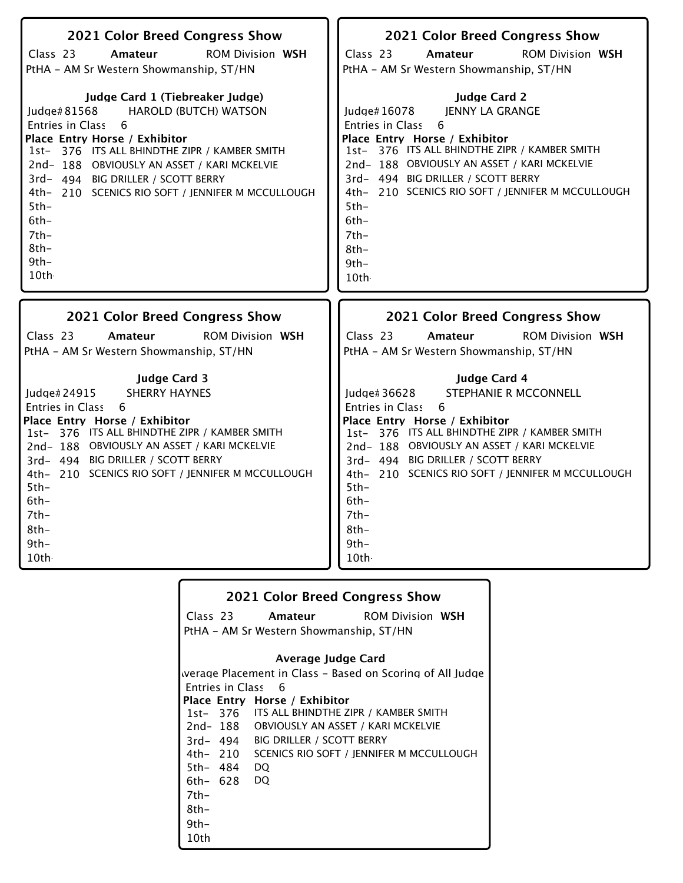## 2021 Color Breed Congress Show

Class 23 **Amateur** ROM Division **WSH**

PtHA - AM Sr Western Showmanship, ST/HN

### Judge Card 1 (Tiebreaker Judge)

Judge# 81568 HAROLD (BUTCH) WATSON

Entries in Class 6

| Place | Entry | Horse / Exhibitor |
|---|---|---|
| 1st- | 376 | ITS ALL BHINDTHE ZIPR / KAMBER SMITH |
| 2nd- | 188 | OBVIOUSLY AN ASSET / KARI MCKELVIE |
| 3rd- | 494 | BIG DRILLER / SCOTT BERRY |
| 4th- | 210 | SCENICS RIO SOFT / JENNIFER M MCCULLOUGH |
| 5th- | | |
| 6th- | | |
| 7th- | | |
| 8th- | | |
| 9th- | | |
| 10th | | |

## 2021 Color Breed Congress Show

Class 23 **Amateur** ROM Division **WSH**

PtHA - AM Sr Western Showmanship, ST/HN

### Judge Card 2

Judge# 16078 JENNY LA GRANGE

Entries in Class 6

| Place | Entry | Horse / Exhibitor |
|---|---|---|
| 1st- | 376 | ITS ALL BHINDTHE ZIPR / KAMBER SMITH |
| 2nd- | 188 | OBVIOUSLY AN ASSET / KARI MCKELVIE |
| 3rd- | 494 | BIG DRILLER / SCOTT BERRY |
| 4th- | 210 | SCENICS RIO SOFT / JENNIFER M MCCULLOUGH |
| 5th- | | |
| 6th- | | |
| 7th- | | |
| 8th- | | |
| 9th- | | |
| 10th | | |

## 2021 Color Breed Congress Show

Class 23 **Amateur** ROM Division **WSH**

PtHA - AM Sr Western Showmanship, ST/HN

### Judge Card 3

Judge# 24915 SHERRY HAYNES

Entries in Class 6

| Place | Entry | Horse / Exhibitor |
|---|---|---|
| 1st- | 376 | ITS ALL BHINDTHE ZIPR / KAMBER SMITH |
| 2nd- | 188 | OBVIOUSLY AN ASSET / KARI MCKELVIE |
| 3rd- | 494 | BIG DRILLER / SCOTT BERRY |
| 4th- | 210 | SCENICS RIO SOFT / JENNIFER M MCCULLOUGH |
| 5th- | | |
| 6th- | | |
| 7th- | | |
| 8th- | | |
| 9th- | | |
| 10th | | |

## 2021 Color Breed Congress Show

Class 23 **Amateur** ROM Division **WSH**

PtHA - AM Sr Western Showmanship, ST/HN

### Judge Card 4

Judge# 36628 STEPHANIE R MCCONNELL

Entries in Class 6

| Place | Entry | Horse / Exhibitor |
|---|---|---|
| 1st- | 376 | ITS ALL BHINDTHE ZIPR / KAMBER SMITH |
| 2nd- | 188 | OBVIOUSLY AN ASSET / KARI MCKELVIE |
| 3rd- | 494 | BIG DRILLER / SCOTT BERRY |
| 4th- | 210 | SCENICS RIO SOFT / JENNIFER M MCCULLOUGH |
| 5th- | | |
| 6th- | | |
| 7th- | | |
| 8th- | | |
| 9th- | | |
| 10th | | |

## 2021 Color Breed Congress Show

Class 23 **Amateur** ROM Division **WSH**

PtHA - AM Sr Western Showmanship, ST/HN

### Average Judge Card

Average Placement in Class - Based on Scoring of All Judges

Entries in Class 6

| Place | Entry | Horse / Exhibitor |
|---|---|---|
| 1st- | 376 | ITS ALL BHINDTHE ZIPR / KAMBER SMITH |
| 2nd- | 188 | OBVIOUSLY AN ASSET / KARI MCKELVIE |
| 3rd- | 494 | BIG DRILLER / SCOTT BERRY |
| 4th- | 210 | SCENICS RIO SOFT / JENNIFER M MCCULLOUGH |
| 5th- | 484 | DQ |
| 6th- | 628 | DQ |
| 7th- | | |
| 8th- | | |
| 9th- | | |
| 10th | | |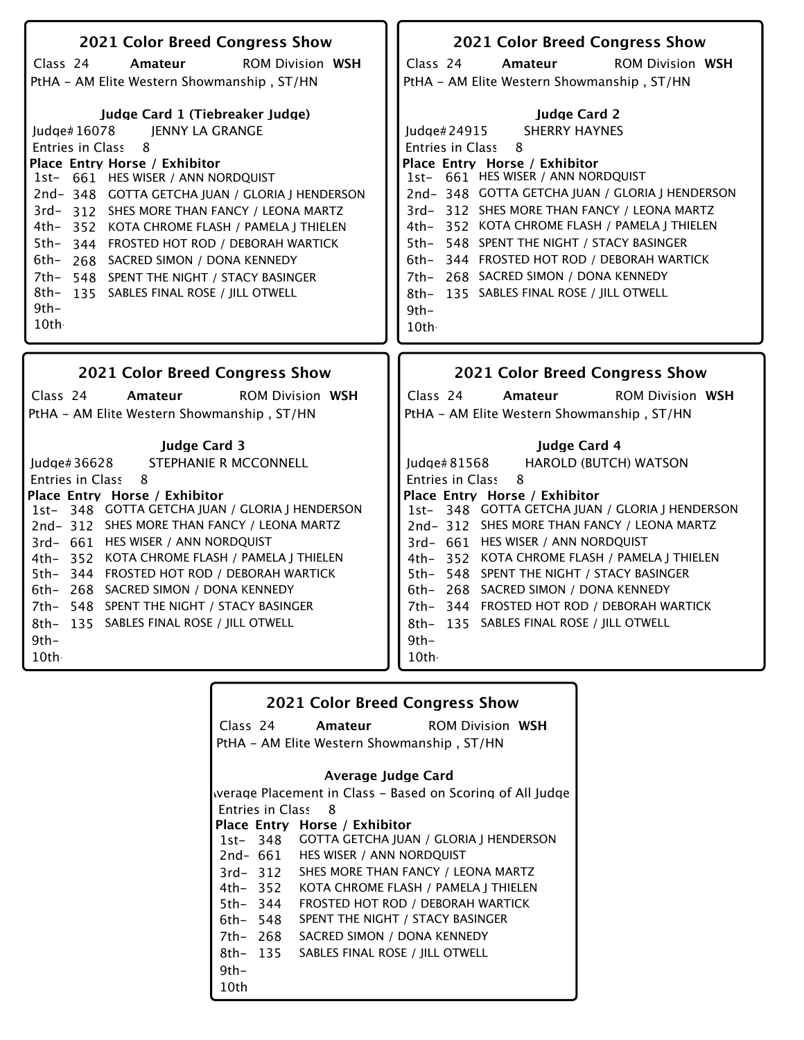## 2021 Color Breed Congress Show

Class 24 **Amateur** ROM Division **WSH**

PtHA - AM Elite Western Showmanship , ST/HN

### Judge Card 1 (Tiebreaker Judge)

Judge# 16078 JENNY LA GRANGE

Entries in Class 8

| Place | Entry | Horse / Exhibitor |
|---|---|---|
| 1st- | 661 | HES WISER / ANN NORDQUIST |
| 2nd- | 348 | GOTTA GETCHA JUAN / GLORIA J HENDERSON |
| 3rd- | 312 | SHES MORE THAN FANCY / LEONA MARTZ |
| 4th- | 352 | KOTA CHROME FLASH / PAMELA J THIELEN |
| 5th- | 344 | FROSTED HOT ROD / DEBORAH WARTICK |
| 6th- | 268 | SACRED SIMON / DONA KENNEDY |
| 7th- | 548 | SPENT THE NIGHT / STACY BASINGER |
| 8th- | 135 | SABLES FINAL ROSE / JILL OTWELL |
| 9th- | | |
| 10th- | | |

## 2021 Color Breed Congress Show

Class 24 **Amateur** ROM Division **WSH**

PtHA - AM Elite Western Showmanship , ST/HN

### Judge Card 2

Judge# 24915 SHERRY HAYNES

Entries in Class 8

| Place | Entry | Horse / Exhibitor |
|---|---|---|
| 1st- | 661 | HES WISER / ANN NORDQUIST |
| 2nd- | 348 | GOTTA GETCHA JUAN / GLORIA J HENDERSON |
| 3rd- | 312 | SHES MORE THAN FANCY / LEONA MARTZ |
| 4th- | 352 | KOTA CHROME FLASH / PAMELA J THIELEN |
| 5th- | 548 | SPENT THE NIGHT / STACY BASINGER |
| 6th- | 344 | FROSTED HOT ROD / DEBORAH WARTICK |
| 7th- | 268 | SACRED SIMON / DONA KENNEDY |
| 8th- | 135 | SABLES FINAL ROSE / JILL OTWELL |
| 9th- | | |
| 10th- | | |

## 2021 Color Breed Congress Show

Class 24 **Amateur** ROM Division **WSH**

PtHA - AM Elite Western Showmanship , ST/HN

### Judge Card 3

Judge# 36628 STEPHANIE R MCCONNELL

Entries in Class 8

| Place | Entry | Horse / Exhibitor |
|---|---|---|
| 1st- | 348 | GOTTA GETCHA JUAN / GLORIA J HENDERSON |
| 2nd- | 312 | SHES MORE THAN FANCY / LEONA MARTZ |
| 3rd- | 661 | HES WISER / ANN NORDQUIST |
| 4th- | 352 | KOTA CHROME FLASH / PAMELA J THIELEN |
| 5th- | 344 | FROSTED HOT ROD / DEBORAH WARTICK |
| 6th- | 268 | SACRED SIMON / DONA KENNEDY |
| 7th- | 548 | SPENT THE NIGHT / STACY BASINGER |
| 8th- | 135 | SABLES FINAL ROSE / JILL OTWELL |
| 9th- | | |
| 10th- | | |

## 2021 Color Breed Congress Show

Class 24 **Amateur** ROM Division **WSH**

PtHA - AM Elite Western Showmanship , ST/HN

### Judge Card 4

Judge# 81568 HAROLD (BUTCH) WATSON

Entries in Class 8

| Place | Entry | Horse / Exhibitor |
|---|---|---|
| 1st- | 348 | GOTTA GETCHA JUAN / GLORIA J HENDERSON |
| 2nd- | 312 | SHES MORE THAN FANCY / LEONA MARTZ |
| 3rd- | 661 | HES WISER / ANN NORDQUIST |
| 4th- | 352 | KOTA CHROME FLASH / PAMELA J THIELEN |
| 5th- | 548 | SPENT THE NIGHT / STACY BASINGER |
| 6th- | 268 | SACRED SIMON / DONA KENNEDY |
| 7th- | 344 | FROSTED HOT ROD / DEBORAH WARTICK |
| 8th- | 135 | SABLES FINAL ROSE / JILL OTWELL |
| 9th- | | |
| 10th- | | |

## 2021 Color Breed Congress Show

Class 24 **Amateur** ROM Division **WSH**

PtHA - AM Elite Western Showmanship , ST/HN

### Average Judge Card

Average Placement in Class - Based on Scoring of All Judges

Entries in Class 8

| Place | Entry | Horse / Exhibitor |
|---|---|---|
| 1st- | 348 | GOTTA GETCHA JUAN / GLORIA J HENDERSON |
| 2nd- | 661 | HES WISER / ANN NORDQUIST |
| 3rd- | 312 | SHES MORE THAN FANCY / LEONA MARTZ |
| 4th- | 352 | KOTA CHROME FLASH / PAMELA J THIELEN |
| 5th- | 344 | FROSTED HOT ROD / DEBORAH WARTICK |
| 6th- | 548 | SPENT THE NIGHT / STACY BASINGER |
| 7th- | 268 | SACRED SIMON / DONA KENNEDY |
| 8th- | 135 | SABLES FINAL ROSE / JILL OTWELL |
| 9th- | | |
| 10th | | |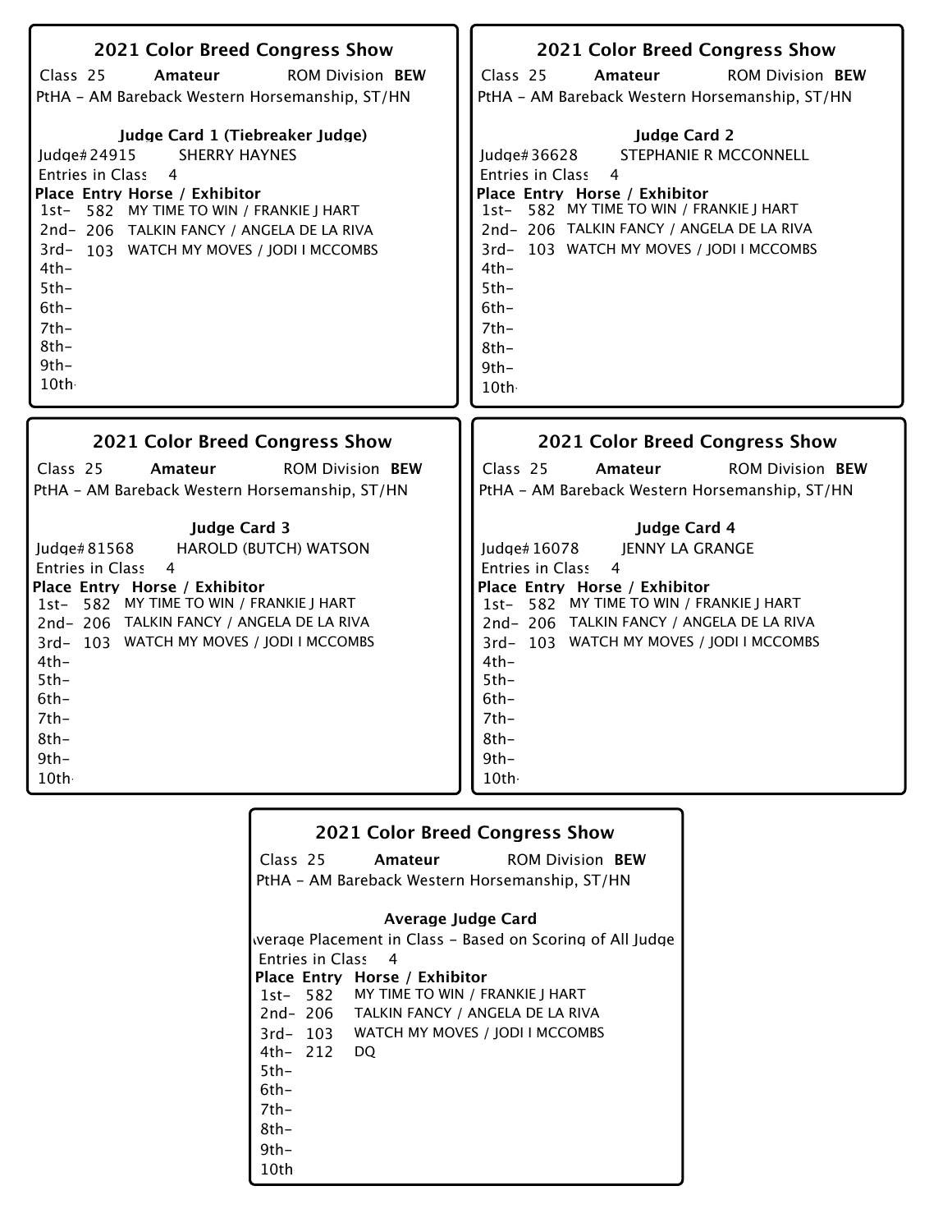## 2021 Color Breed Congress Show

Class 25 **Amateur** ROM Division **BEW**

PtHA - AM Bareback Western Horsemanship, ST/HN

### Judge Card 1 (Tiebreaker Judge)

Judge# 24915 SHERRY HAYNES

Entries in Class 4

| Place | Entry | Horse / Exhibitor |
|---|---|---|
| 1st- | 582 | MY TIME TO WIN / FRANKIE J HART |
| 2nd- | 206 | TALKIN FANCY / ANGELA DE LA RIVA |
| 3rd- | 103 | WATCH MY MOVES / JODI I MCCOMBS |
| 4th- | | |
| 5th- | | |
| 6th- | | |
| 7th- | | |
| 8th- | | |
| 9th- | | |
| 10th- | | |

## 2021 Color Breed Congress Show

Class 25 **Amateur** ROM Division **BEW**

PtHA - AM Bareback Western Horsemanship, ST/HN

### Judge Card 2

Judge# 36628 STEPHANIE R MCCONNELL

Entries in Class 4

| Place | Entry | Horse / Exhibitor |
|---|---|---|
| 1st- | 582 | MY TIME TO WIN / FRANKIE J HART |
| 2nd- | 206 | TALKIN FANCY / ANGELA DE LA RIVA |
| 3rd- | 103 | WATCH MY MOVES / JODI I MCCOMBS |
| 4th- | | |
| 5th- | | |
| 6th- | | |
| 7th- | | |
| 8th- | | |
| 9th- | | |
| 10th- | | |

## 2021 Color Breed Congress Show

Class 25 **Amateur** ROM Division **BEW**

PtHA - AM Bareback Western Horsemanship, ST/HN

### Judge Card 3

Judge# 81568 HAROLD (BUTCH) WATSON

Entries in Class 4

| Place | Entry | Horse / Exhibitor |
|---|---|---|
| 1st- | 582 | MY TIME TO WIN / FRANKIE J HART |
| 2nd- | 206 | TALKIN FANCY / ANGELA DE LA RIVA |
| 3rd- | 103 | WATCH MY MOVES / JODI I MCCOMBS |
| 4th- | | |
| 5th- | | |
| 6th- | | |
| 7th- | | |
| 8th- | | |
| 9th- | | |
| 10th- | | |

## 2021 Color Breed Congress Show

Class 25 **Amateur** ROM Division **BEW**

PtHA - AM Bareback Western Horsemanship, ST/HN

### Judge Card 4

Judge# 16078 JENNY LA GRANGE

Entries in Class 4

| Place | Entry | Horse / Exhibitor |
|---|---|---|
| 1st- | 582 | MY TIME TO WIN / FRANKIE J HART |
| 2nd- | 206 | TALKIN FANCY / ANGELA DE LA RIVA |
| 3rd- | 103 | WATCH MY MOVES / JODI I MCCOMBS |
| 4th- | | |
| 5th- | | |
| 6th- | | |
| 7th- | | |
| 8th- | | |
| 9th- | | |
| 10th- | | |

## 2021 Color Breed Congress Show

Class 25 **Amateur** ROM Division **BEW**

PtHA - AM Bareback Western Horsemanship, ST/HN

### Average Judge Card

Average Placement in Class - Based on Scoring of All Judges

Entries in Class 4

| Place | Entry | Horse / Exhibitor |
|---|---|---|
| 1st- | 582 | MY TIME TO WIN / FRANKIE J HART |
| 2nd- | 206 | TALKIN FANCY / ANGELA DE LA RIVA |
| 3rd- | 103 | WATCH MY MOVES / JODI I MCCOMBS |
| 4th- | 212 | DQ |
| 5th- | | |
| 6th- | | |
| 7th- | | |
| 8th- | | |
| 9th- | | |
| 10th | | |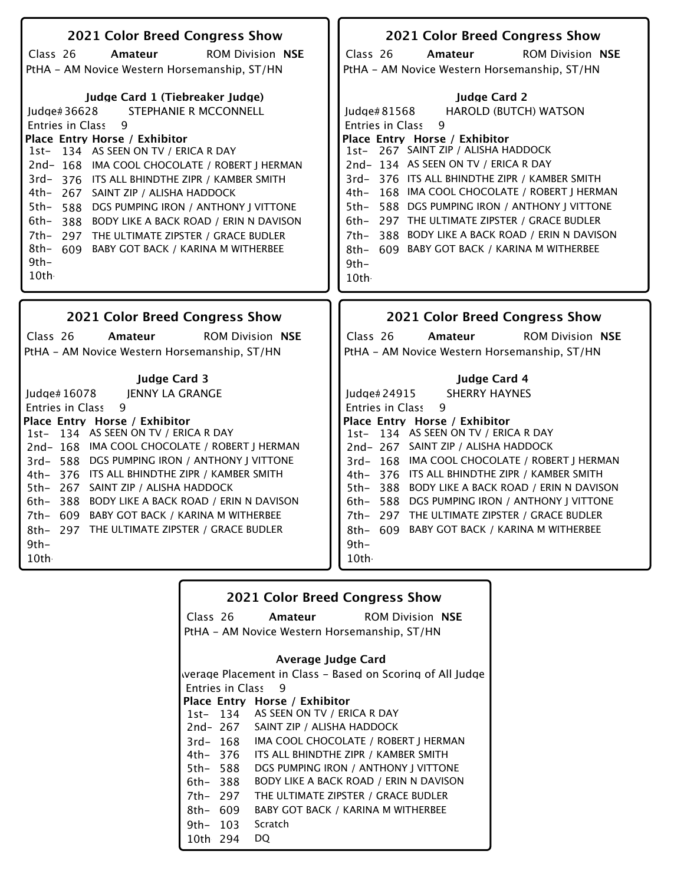## 2021 Color Breed Congress Show

Class 26 **Amateur** ROM Division **NSE**

PtHA - AM Novice Western Horsemanship, ST/HN

### Judge Card 1 (Tiebreaker Judge)

Judge# 36628 STEPHANIE R MCCONNELL

Entries in Class 9

| Place | Entry | Horse / Exhibitor |
|---|---|---|
| 1st- | 134 | AS SEEN ON TV / ERICA R DAY |
| 2nd- | 168 | IMA COOL CHOCOLATE / ROBERT J HERMAN |
| 3rd- | 376 | ITS ALL BHINDTHE ZIPR / KAMBER SMITH |
| 4th- | 267 | SAINT ZIP / ALISHA HADDOCK |
| 5th- | 588 | DGS PUMPING IRON / ANTHONY J VITTONE |
| 6th- | 388 | BODY LIKE A BACK ROAD / ERIN N DAVISON |
| 7th- | 297 | THE ULTIMATE ZIPSTER / GRACE BUDLER |
| 8th- | 609 | BABY GOT BACK / KARINA M WITHERBEE |
| 9th- | | |
| 10th- | | |

## 2021 Color Breed Congress Show

Class 26 **Amateur** ROM Division **NSE**

PtHA - AM Novice Western Horsemanship, ST/HN

### Judge Card 2

Judge# 81568 HAROLD (BUTCH) WATSON

Entries in Class 9

| Place | Entry | Horse / Exhibitor |
|---|---|---|
| 1st- | 267 | SAINT ZIP / ALISHA HADDOCK |
| 2nd- | 134 | AS SEEN ON TV / ERICA R DAY |
| 3rd- | 376 | ITS ALL BHINDTHE ZIPR / KAMBER SMITH |
| 4th- | 168 | IMA COOL CHOCOLATE / ROBERT J HERMAN |
| 5th- | 588 | DGS PUMPING IRON / ANTHONY J VITTONE |
| 6th- | 297 | THE ULTIMATE ZIPSTER / GRACE BUDLER |
| 7th- | 388 | BODY LIKE A BACK ROAD / ERIN N DAVISON |
| 8th- | 609 | BABY GOT BACK / KARINA M WITHERBEE |
| 9th- | | |
| 10th- | | |

## 2021 Color Breed Congress Show

Class 26 **Amateur** ROM Division **NSE**

PtHA - AM Novice Western Horsemanship, ST/HN

### Judge Card 3

Judge# 16078 JENNY LA GRANGE

Entries in Class 9

| Place | Entry | Horse / Exhibitor |
|---|---|---|
| 1st- | 134 | AS SEEN ON TV / ERICA R DAY |
| 2nd- | 168 | IMA COOL CHOCOLATE / ROBERT J HERMAN |
| 3rd- | 588 | DGS PUMPING IRON / ANTHONY J VITTONE |
| 4th- | 376 | ITS ALL BHINDTHE ZIPR / KAMBER SMITH |
| 5th- | 267 | SAINT ZIP / ALISHA HADDOCK |
| 6th- | 388 | BODY LIKE A BACK ROAD / ERIN N DAVISON |
| 7th- | 609 | BABY GOT BACK / KARINA M WITHERBEE |
| 8th- | 297 | THE ULTIMATE ZIPSTER / GRACE BUDLER |
| 9th- | | |
| 10th- | | |

## 2021 Color Breed Congress Show

Class 26 **Amateur** ROM Division **NSE**

PtHA - AM Novice Western Horsemanship, ST/HN

### Judge Card 4

Judge# 24915 SHERRY HAYNES

Entries in Class 9

| Place | Entry | Horse / Exhibitor |
|---|---|---|
| 1st- | 134 | AS SEEN ON TV / ERICA R DAY |
| 2nd- | 267 | SAINT ZIP / ALISHA HADDOCK |
| 3rd- | 168 | IMA COOL CHOCOLATE / ROBERT J HERMAN |
| 4th- | 376 | ITS ALL BHINDTHE ZIPR / KAMBER SMITH |
| 5th- | 388 | BODY LIKE A BACK ROAD / ERIN N DAVISON |
| 6th- | 588 | DGS PUMPING IRON / ANTHONY J VITTONE |
| 7th- | 297 | THE ULTIMATE ZIPSTER / GRACE BUDLER |
| 8th- | 609 | BABY GOT BACK / KARINA M WITHERBEE |
| 9th- | | |
| 10th- | | |

## 2021 Color Breed Congress Show

Class 26 **Amateur** ROM Division **NSE**

PtHA - AM Novice Western Horsemanship, ST/HN

### Average Judge Card

Average Placement in Class - Based on Scoring of All Judges

Entries in Class 9

| Place | Entry | Horse / Exhibitor |
|---|---|---|
| 1st- | 134 | AS SEEN ON TV / ERICA R DAY |
| 2nd- | 267 | SAINT ZIP / ALISHA HADDOCK |
| 3rd- | 168 | IMA COOL CHOCOLATE / ROBERT J HERMAN |
| 4th- | 376 | ITS ALL BHINDTHE ZIPR / KAMBER SMITH |
| 5th- | 588 | DGS PUMPING IRON / ANTHONY J VITTONE |
| 6th- | 388 | BODY LIKE A BACK ROAD / ERIN N DAVISON |
| 7th- | 297 | THE ULTIMATE ZIPSTER / GRACE BUDLER |
| 8th- | 609 | BABY GOT BACK / KARINA M WITHERBEE |
| 9th- | 103 | Scratch |
| 10th | 294 | DQ |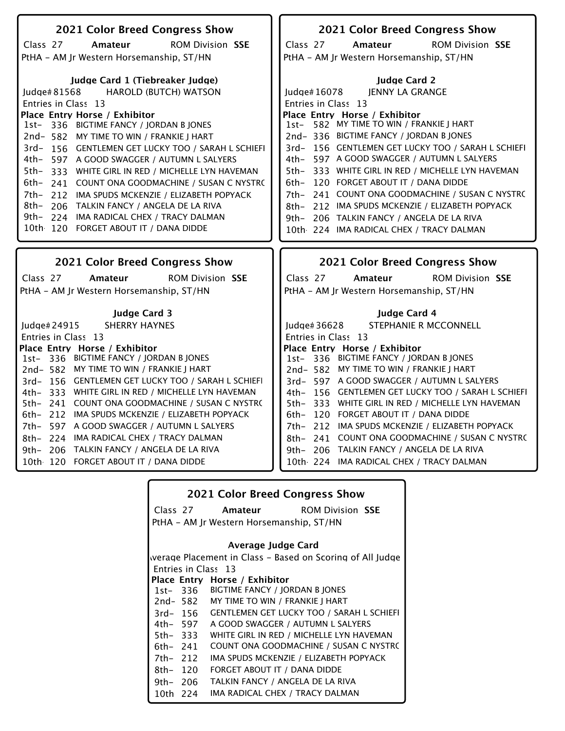## 2021 Color Breed Congress Show

Class 27 **Amateur** ROM Division **SSE**

PtHA - AM Jr Western Horsemanship, ST/HN

### Judge Card 1 (Tiebreaker Judge)

Judge# 81568 HAROLD (BUTCH) WATSON

Entries in Class 13

| Place | Entry | Horse / Exhibitor |
|---|---|---|
| 1st- | 336 | BIGTIME FANCY / JORDAN B JONES |
| 2nd- | 582 | MY TIME TO WIN / FRANKIE J HART |
| 3rd- | 156 | GENTLEMEN GET LUCKY TOO / SARAH L SCHIEFI |
| 4th- | 597 | A GOOD SWAGGER / AUTUMN L SALYERS |
| 5th- | 333 | WHITE GIRL IN RED / MICHELLE LYN HAVEMAN |
| 6th- | 241 | COUNT ONA GOODMACHINE / SUSAN C NYSTRC |
| 7th- | 212 | IMA SPUDS MCKENZIE / ELIZABETH POPYACK |
| 8th- | 206 | TALKIN FANCY / ANGELA DE LA RIVA |
| 9th- | 224 | IMA RADICAL CHEX / TRACY DALMAN |
| 10th | 120 | FORGET ABOUT IT / DANA DIDDE |

## 2021 Color Breed Congress Show

Class 27 **Amateur** ROM Division **SSE**

PtHA - AM Jr Western Horsemanship, ST/HN

### Judge Card 2

Judge# 16078 JENNY LA GRANGE

Entries in Class 13

| Place | Entry | Horse / Exhibitor |
|---|---|---|
| 1st- | 582 | MY TIME TO WIN / FRANKIE J HART |
| 2nd- | 336 | BIGTIME FANCY / JORDAN B JONES |
| 3rd- | 156 | GENTLEMEN GET LUCKY TOO / SARAH L SCHIEFI |
| 4th- | 597 | A GOOD SWAGGER / AUTUMN L SALYERS |
| 5th- | 333 | WHITE GIRL IN RED / MICHELLE LYN HAVEMAN |
| 6th- | 120 | FORGET ABOUT IT / DANA DIDDE |
| 7th- | 241 | COUNT ONA GOODMACHINE / SUSAN C NYSTRC |
| 8th- | 212 | IMA SPUDS MCKENZIE / ELIZABETH POPYACK |
| 9th- | 206 | TALKIN FANCY / ANGELA DE LA RIVA |
| 10th | 224 | IMA RADICAL CHEX / TRACY DALMAN |

## 2021 Color Breed Congress Show

Class 27 **Amateur** ROM Division **SSE**

PtHA - AM Jr Western Horsemanship, ST/HN

### Judge Card 3

Judge# 24915 SHERRY HAYNES

Entries in Class 13

| Place | Entry | Horse / Exhibitor |
|---|---|---|
| 1st- | 336 | BIGTIME FANCY / JORDAN B JONES |
| 2nd- | 582 | MY TIME TO WIN / FRANKIE J HART |
| 3rd- | 156 | GENTLEMEN GET LUCKY TOO / SARAH L SCHIEFI |
| 4th- | 333 | WHITE GIRL IN RED / MICHELLE LYN HAVEMAN |
| 5th- | 241 | COUNT ONA GOODMACHINE / SUSAN C NYSTRC |
| 6th- | 212 | IMA SPUDS MCKENZIE / ELIZABETH POPYACK |
| 7th- | 597 | A GOOD SWAGGER / AUTUMN L SALYERS |
| 8th- | 224 | IMA RADICAL CHEX / TRACY DALMAN |
| 9th- | 206 | TALKIN FANCY / ANGELA DE LA RIVA |
| 10th | 120 | FORGET ABOUT IT / DANA DIDDE |

## 2021 Color Breed Congress Show

Class 27 **Amateur** ROM Division **SSE**

PtHA - AM Jr Western Horsemanship, ST/HN

### Judge Card 4

Judge# 36628 STEPHANIE R MCCONNELL

Entries in Class 13

| Place | Entry | Horse / Exhibitor |
|---|---|---|
| 1st- | 336 | BIGTIME FANCY / JORDAN B JONES |
| 2nd- | 582 | MY TIME TO WIN / FRANKIE J HART |
| 3rd- | 597 | A GOOD SWAGGER / AUTUMN L SALYERS |
| 4th- | 156 | GENTLEMEN GET LUCKY TOO / SARAH L SCHIEFI |
| 5th- | 333 | WHITE GIRL IN RED / MICHELLE LYN HAVEMAN |
| 6th- | 120 | FORGET ABOUT IT / DANA DIDDE |
| 7th- | 212 | IMA SPUDS MCKENZIE / ELIZABETH POPYACK |
| 8th- | 241 | COUNT ONA GOODMACHINE / SUSAN C NYSTRC |
| 9th- | 206 | TALKIN FANCY / ANGELA DE LA RIVA |
| 10th | 224 | IMA RADICAL CHEX / TRACY DALMAN |

## 2021 Color Breed Congress Show

Class 27 **Amateur** ROM Division **SSE**

PtHA - AM Jr Western Horsemanship, ST/HN

### Average Judge Card

Average Placement in Class - Based on Scoring of All Judges

Entries in Class 13

| Place | Entry | Horse / Exhibitor |
|---|---|---|
| 1st- | 336 | BIGTIME FANCY / JORDAN B JONES |
| 2nd- | 582 | MY TIME TO WIN / FRANKIE J HART |
| 3rd- | 156 | GENTLEMEN GET LUCKY TOO / SARAH L SCHIEFI |
| 4th- | 597 | A GOOD SWAGGER / AUTUMN L SALYERS |
| 5th- | 333 | WHITE GIRL IN RED / MICHELLE LYN HAVEMAN |
| 6th- | 241 | COUNT ONA GOODMACHINE / SUSAN C NYSTRC |
| 7th- | 212 | IMA SPUDS MCKENZIE / ELIZABETH POPYACK |
| 8th- | 120 | FORGET ABOUT IT / DANA DIDDE |
| 9th- | 206 | TALKIN FANCY / ANGELA DE LA RIVA |
| 10th | 224 | IMA RADICAL CHEX / TRACY DALMAN |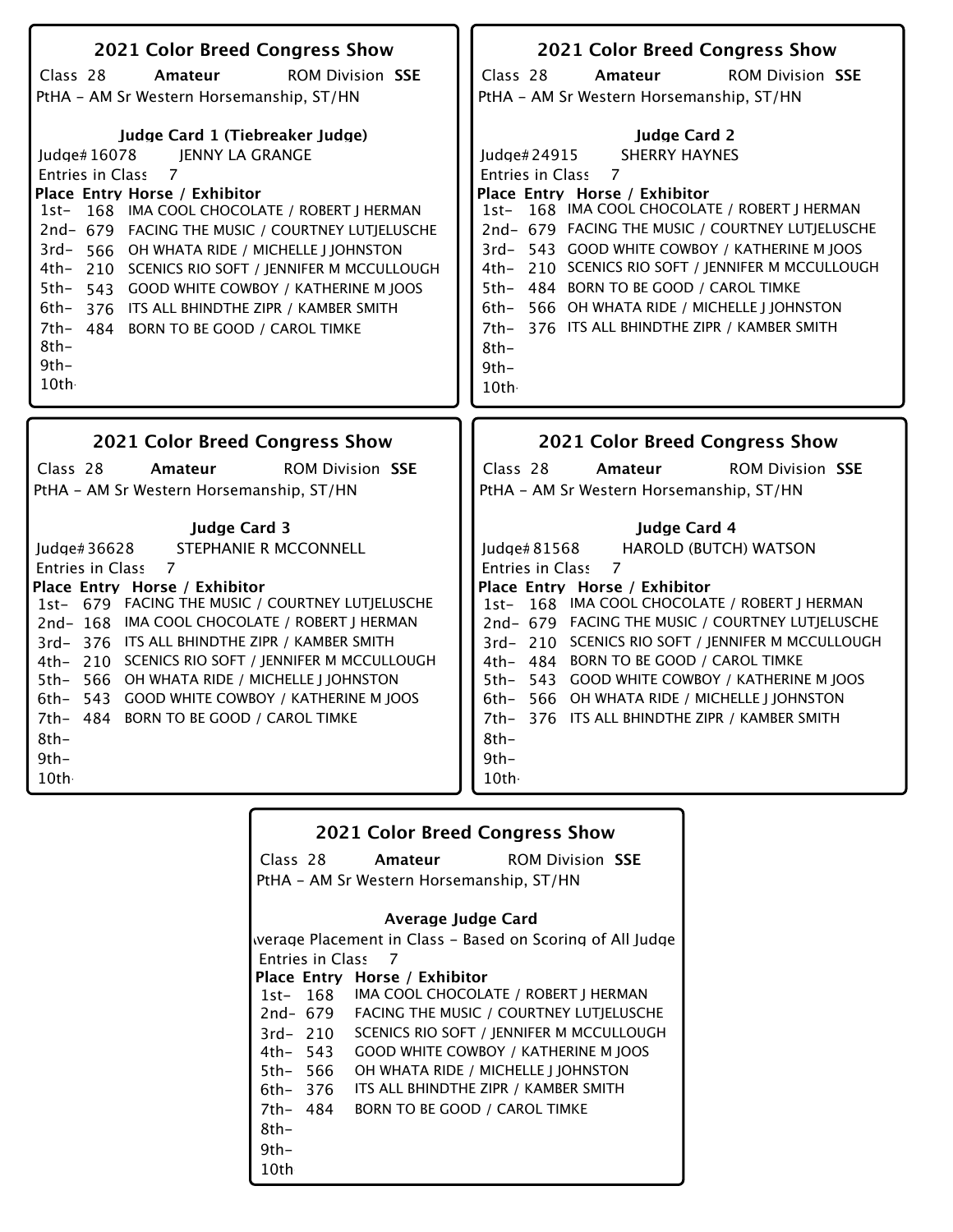## 2021 Color Breed Congress Show

Class 28 **Amateur** ROM Division **SSE**

PtHA - AM Sr Western Horsemanship, ST/HN

**Judge Card 1 (Tiebreaker Judge)**

Judge# 16078 JENNY LA GRANGE

Entries in Class 7

| Place | Entry | Horse / Exhibitor |
|---|---|---|
| 1st- | 168 | IMA COOL CHOCOLATE / ROBERT J HERMAN |
| 2nd- | 679 | FACING THE MUSIC / COURTNEY LUTJELUSCHE |
| 3rd- | 566 | OH WHATA RIDE / MICHELLE J JOHNSTON |
| 4th- | 210 | SCENICS RIO SOFT / JENNIFER M MCCULLOUGH |
| 5th- | 543 | GOOD WHITE COWBOY / KATHERINE M JOOS |
| 6th- | 376 | ITS ALL BHINDTHE ZIPR / KAMBER SMITH |
| 7th- | 484 | BORN TO BE GOOD / CAROL TIMKE |
| 8th- | | |
| 9th- | | |
| 10th | | |

## 2021 Color Breed Congress Show

Class 28 **Amateur** ROM Division **SSE**

PtHA - AM Sr Western Horsemanship, ST/HN

**Judge Card 2**

Judge# 24915 SHERRY HAYNES

Entries in Class 7

| Place | Entry | Horse / Exhibitor |
|---|---|---|
| 1st- | 168 | IMA COOL CHOCOLATE / ROBERT J HERMAN |
| 2nd- | 679 | FACING THE MUSIC / COURTNEY LUTJELUSCHE |
| 3rd- | 543 | GOOD WHITE COWBOY / KATHERINE M JOOS |
| 4th- | 210 | SCENICS RIO SOFT / JENNIFER M MCCULLOUGH |
| 5th- | 484 | BORN TO BE GOOD / CAROL TIMKE |
| 6th- | 566 | OH WHATA RIDE / MICHELLE J JOHNSTON |
| 7th- | 376 | ITS ALL BHINDTHE ZIPR / KAMBER SMITH |
| 8th- | | |
| 9th- | | |
| 10th | | |

## 2021 Color Breed Congress Show

Class 28 **Amateur** ROM Division **SSE**

PtHA - AM Sr Western Horsemanship, ST/HN

**Judge Card 3**

Judge# 36628 STEPHANIE R MCCONNELL

Entries in Class 7

| Place | Entry | Horse / Exhibitor |
|---|---|---|
| 1st- | 679 | FACING THE MUSIC / COURTNEY LUTJELUSCHE |
| 2nd- | 168 | IMA COOL CHOCOLATE / ROBERT J HERMAN |
| 3rd- | 376 | ITS ALL BHINDTHE ZIPR / KAMBER SMITH |
| 4th- | 210 | SCENICS RIO SOFT / JENNIFER M MCCULLOUGH |
| 5th- | 566 | OH WHATA RIDE / MICHELLE J JOHNSTON |
| 6th- | 543 | GOOD WHITE COWBOY / KATHERINE M JOOS |
| 7th- | 484 | BORN TO BE GOOD / CAROL TIMKE |
| 8th- | | |
| 9th- | | |
| 10th | | |

## 2021 Color Breed Congress Show

Class 28 **Amateur** ROM Division **SSE**

PtHA - AM Sr Western Horsemanship, ST/HN

**Judge Card 4**

Judge# 81568 HAROLD (BUTCH) WATSON

Entries in Class 7

| Place | Entry | Horse / Exhibitor |
|---|---|---|
| 1st- | 168 | IMA COOL CHOCOLATE / ROBERT J HERMAN |
| 2nd- | 679 | FACING THE MUSIC / COURTNEY LUTJELUSCHE |
| 3rd- | 210 | SCENICS RIO SOFT / JENNIFER M MCCULLOUGH |
| 4th- | 484 | BORN TO BE GOOD / CAROL TIMKE |
| 5th- | 543 | GOOD WHITE COWBOY / KATHERINE M JOOS |
| 6th- | 566 | OH WHATA RIDE / MICHELLE J JOHNSTON |
| 7th- | 376 | ITS ALL BHINDTHE ZIPR / KAMBER SMITH |
| 8th- | | |
| 9th- | | |
| 10th | | |

## 2021 Color Breed Congress Show

Class 28 **Amateur** ROM Division **SSE**

PtHA - AM Sr Western Horsemanship, ST/HN

**Average Judge Card**

Average Placement in Class - Based on Scoring of All Judges

Entries in Class 7

| Place | Entry | Horse / Exhibitor |
|---|---|---|
| 1st- | 168 | IMA COOL CHOCOLATE / ROBERT J HERMAN |
| 2nd- | 679 | FACING THE MUSIC / COURTNEY LUTJELUSCHE |
| 3rd- | 210 | SCENICS RIO SOFT / JENNIFER M MCCULLOUGH |
| 4th- | 543 | GOOD WHITE COWBOY / KATHERINE M JOOS |
| 5th- | 566 | OH WHATA RIDE / MICHELLE J JOHNSTON |
| 6th- | 376 | ITS ALL BHINDTHE ZIPR / KAMBER SMITH |
| 7th- | 484 | BORN TO BE GOOD / CAROL TIMKE |
| 8th- | | |
| 9th- | | |
| 10th | | |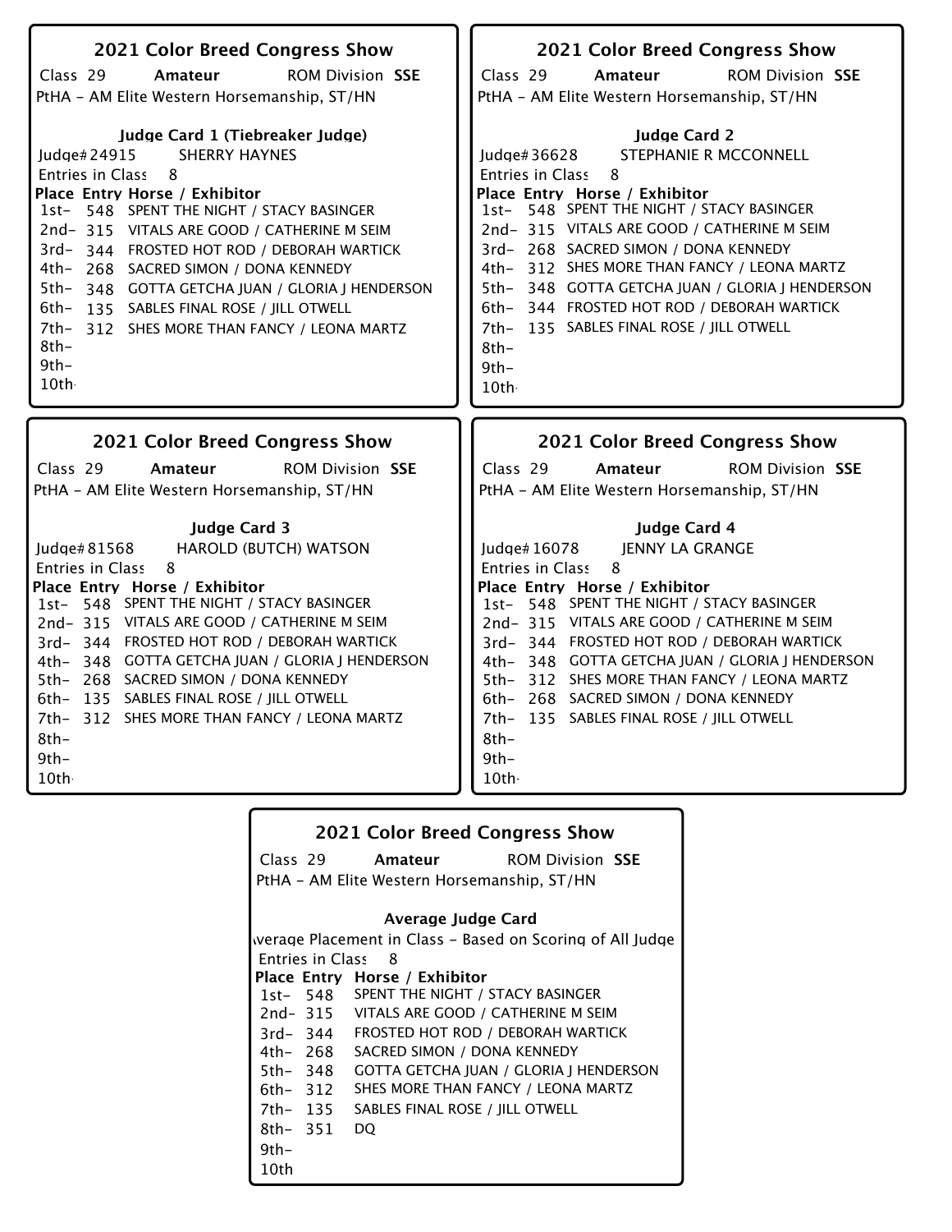## 2021 Color Breed Congress Show

Class 29 **Amateur** ROM Division **SSE**

PtHA - AM Elite Western Horsemanship, ST/HN

**Judge Card 1 (Tiebreaker Judge)**

Judge# 24915 SHERRY HAYNES

Entries in Class 8

| Place | Entry | Horse / Exhibitor |
|---|---|---|
| 1st- | 548 | SPENT THE NIGHT / STACY BASINGER |
| 2nd- | 315 | VITALS ARE GOOD / CATHERINE M SEIM |
| 3rd- | 344 | FROSTED HOT ROD / DEBORAH WARTICK |
| 4th- | 268 | SACRED SIMON / DONA KENNEDY |
| 5th- | 348 | GOTTA GETCHA JUAN / GLORIA J HENDERSON |
| 6th- | 135 | SABLES FINAL ROSE / JILL OTWELL |
| 7th- | 312 | SHES MORE THAN FANCY / LEONA MARTZ |
| 8th- | | |
| 9th- | | |
| 10th | | |

## 2021 Color Breed Congress Show

Class 29 **Amateur** ROM Division **SSE**

PtHA - AM Elite Western Horsemanship, ST/HN

**Judge Card 2**

Judge# 36628 STEPHANIE R MCCONNELL

Entries in Class 8

| Place | Entry | Horse / Exhibitor |
|---|---|---|
| 1st- | 548 | SPENT THE NIGHT / STACY BASINGER |
| 2nd- | 315 | VITALS ARE GOOD / CATHERINE M SEIM |
| 3rd- | 268 | SACRED SIMON / DONA KENNEDY |
| 4th- | 312 | SHES MORE THAN FANCY / LEONA MARTZ |
| 5th- | 348 | GOTTA GETCHA JUAN / GLORIA J HENDERSON |
| 6th- | 344 | FROSTED HOT ROD / DEBORAH WARTICK |
| 7th- | 135 | SABLES FINAL ROSE / JILL OTWELL |
| 8th- | | |
| 9th- | | |
| 10th | | |

## 2021 Color Breed Congress Show

Class 29 **Amateur** ROM Division **SSE**

PtHA - AM Elite Western Horsemanship, ST/HN

**Judge Card 3**

Judge# 81568 HAROLD (BUTCH) WATSON

Entries in Class 8

| Place | Entry | Horse / Exhibitor |
|---|---|---|
| 1st- | 548 | SPENT THE NIGHT / STACY BASINGER |
| 2nd- | 315 | VITALS ARE GOOD / CATHERINE M SEIM |
| 3rd- | 344 | FROSTED HOT ROD / DEBORAH WARTICK |
| 4th- | 348 | GOTTA GETCHA JUAN / GLORIA J HENDERSON |
| 5th- | 268 | SACRED SIMON / DONA KENNEDY |
| 6th- | 135 | SABLES FINAL ROSE / JILL OTWELL |
| 7th- | 312 | SHES MORE THAN FANCY / LEONA MARTZ |
| 8th- | | |
| 9th- | | |
| 10th | | |

## 2021 Color Breed Congress Show

Class 29 **Amateur** ROM Division **SSE**

PtHA - AM Elite Western Horsemanship, ST/HN

**Judge Card 4**

Judge# 16078 JENNY LA GRANGE

Entries in Class 8

| Place | Entry | Horse / Exhibitor |
|---|---|---|
| 1st- | 548 | SPENT THE NIGHT / STACY BASINGER |
| 2nd- | 315 | VITALS ARE GOOD / CATHERINE M SEIM |
| 3rd- | 344 | FROSTED HOT ROD / DEBORAH WARTICK |
| 4th- | 348 | GOTTA GETCHA JUAN / GLORIA J HENDERSON |
| 5th- | 312 | SHES MORE THAN FANCY / LEONA MARTZ |
| 6th- | 268 | SACRED SIMON / DONA KENNEDY |
| 7th- | 135 | SABLES FINAL ROSE / JILL OTWELL |
| 8th- | | |
| 9th- | | |
| 10th | | |

## 2021 Color Breed Congress Show

Class 29 **Amateur** ROM Division **SSE**

PtHA - AM Elite Western Horsemanship, ST/HN

**Average Judge Card**

Average Placement in Class - Based on Scoring of All Judges

Entries in Class 8

| Place | Entry | Horse / Exhibitor |
|---|---|---|
| 1st- | 548 | SPENT THE NIGHT / STACY BASINGER |
| 2nd- | 315 | VITALS ARE GOOD / CATHERINE M SEIM |
| 3rd- | 344 | FROSTED HOT ROD / DEBORAH WARTICK |
| 4th- | 268 | SACRED SIMON / DONA KENNEDY |
| 5th- | 348 | GOTTA GETCHA JUAN / GLORIA J HENDERSON |
| 6th- | 312 | SHES MORE THAN FANCY / LEONA MARTZ |
| 7th- | 135 | SABLES FINAL ROSE / JILL OTWELL |
| 8th- | 351 | DQ |
| 9th- | | |
| 10th | | |